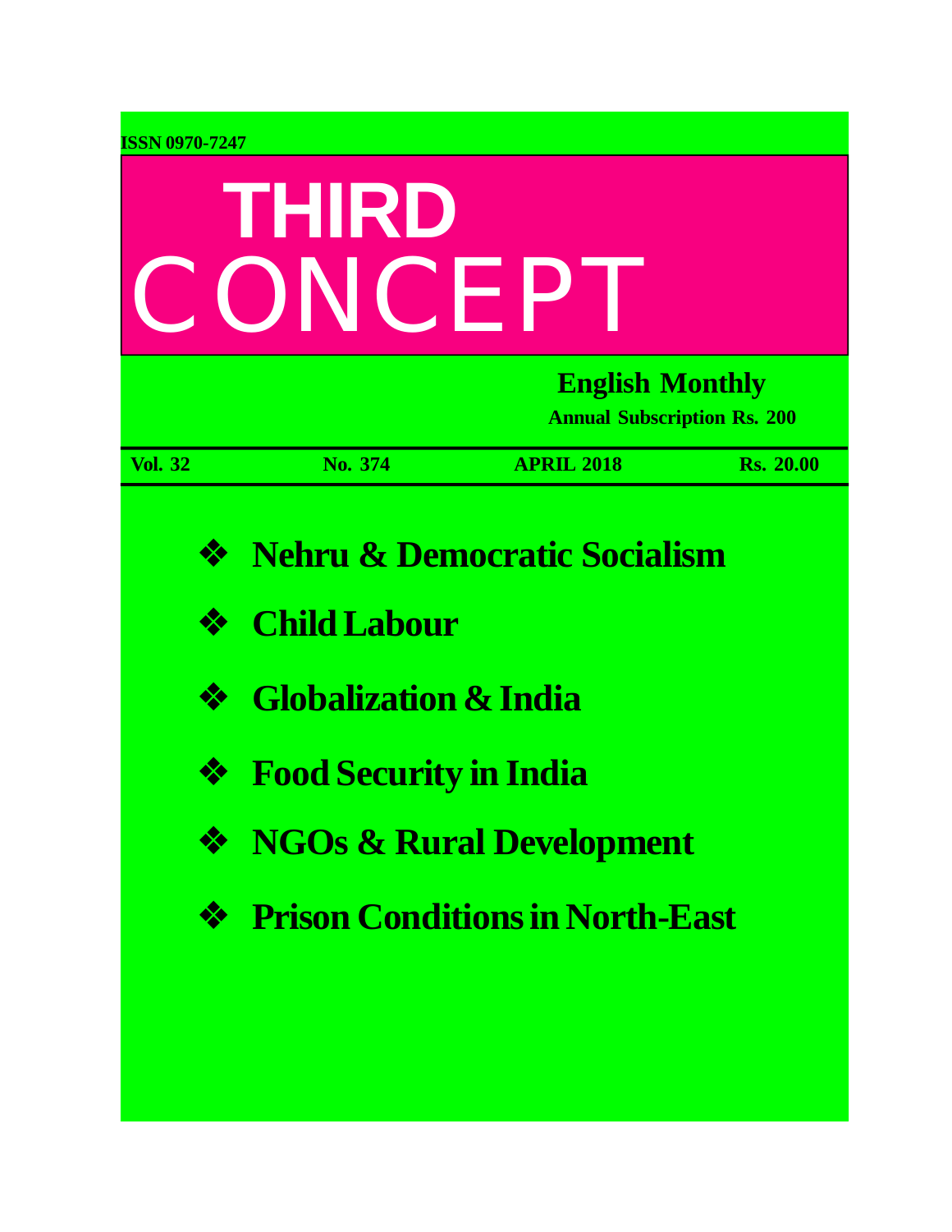ISSN 0970-7247

# THIRD CONCEPT

**English Monthly**

**Annual Subscription Rs. 200**

**Vol. 32** **No. 374** **APRIL 2018** **Rs. 20.00**

- **Nehru & Democratic Socialism**
- **Child Labour**
- **Globalization & India**
- **Food Security in India**
- **NGOs & Rural Development**
- **Prison Conditions in North-East**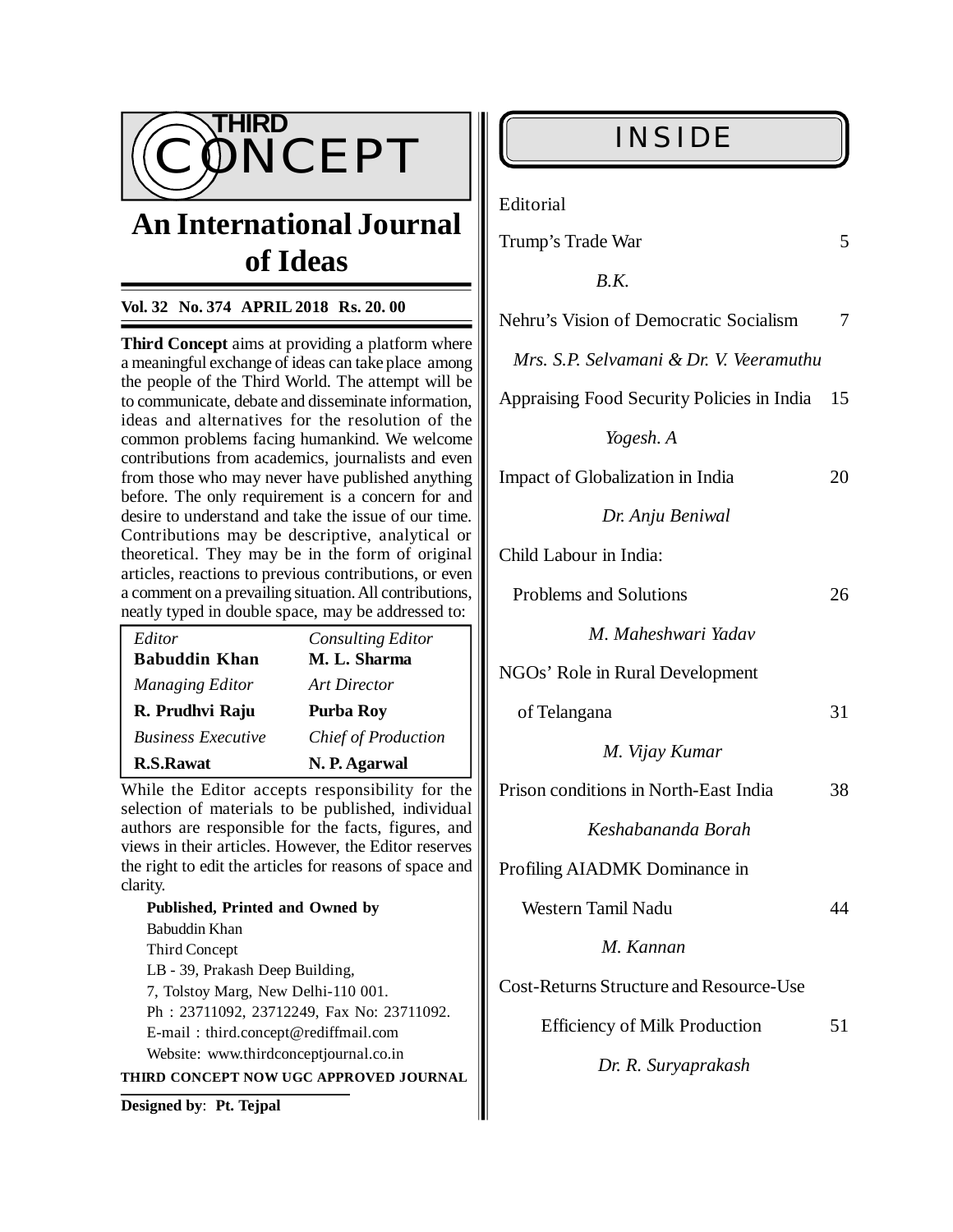# THIRD CONCEPT

## An International Journal of Ideas

**Vol. 32 No. 374 APRIL 2018 Rs. 20. 00**

**Third Concept** aims at providing a platform where a meaningful exchange of ideas can take place among the people of the Third World. The attempt will be to communicate, debate and disseminate information, ideas and alternatives for the resolution of the common problems facing humankind. We welcome contributions from academics, journalists and even from those who may never have published anything before. The only requirement is a concern for and desire to understand and take the issue of our time. Contributions may be descriptive, analytical or theoretical. They may be in the form of original articles, reactions to previous contributions, or even a comment on a prevailing situation. All contributions, neatly typed in double space, may be addressed to:

| *Editor* | *Consulting Editor* |
|---|---|
| **Babuddin Khan** | **M. L. Sharma** |
| *Managing Editor* | *Art Director* |
| **R. Prudhvi Raju** | **Purba Roy** |
| *Business Executive* | *Chief of Production* |
| **R.S.Rawat** | **N. P. Agarwal** |

While the Editor accepts responsibility for the selection of materials to be published, individual authors are responsible for the facts, figures, and views in their articles. However, the Editor reserves the right to edit the articles for reasons of space and clarity.

**Published, Printed and Owned by**
Babuddin Khan
Third Concept
LB - 39, Prakash Deep Building,
7, Tolstoy Marg, New Delhi-110 001.
Ph : 23711092, 23712249, Fax No: 23711092.
E-mail : third.concept@rediffmail.com
Website: www.thirdconceptjournal.co.in

**THIRD CONCEPT NOW UGC APPROVED JOURNAL**

**Designed by**: **Pt. Tejpal**

## INSIDE

Editorial

Trump's Trade War — 5
*B.K.*

Nehru's Vision of Democratic Socialism — 7
*Mrs. S.P. Selvamani & Dr. V. Veeramuthu*

Appraising Food Security Policies in India — 15
*Yogesh. A*

Impact of Globalization in India — 20
*Dr. Anju Beniwal*

Child Labour in India: Problems and Solutions — 26
*M. Maheshwari Yadav*

NGOs' Role in Rural Development of Telangana — 31
*M. Vijay Kumar*

Prison conditions in North-East India — 38
*Keshabananda Borah*

Profiling AIADMK Dominance in Western Tamil Nadu — 44
*M. Kannan*

Cost-Returns Structure and Resource-Use Efficiency of Milk Production — 51
*Dr. R. Suryaprakash*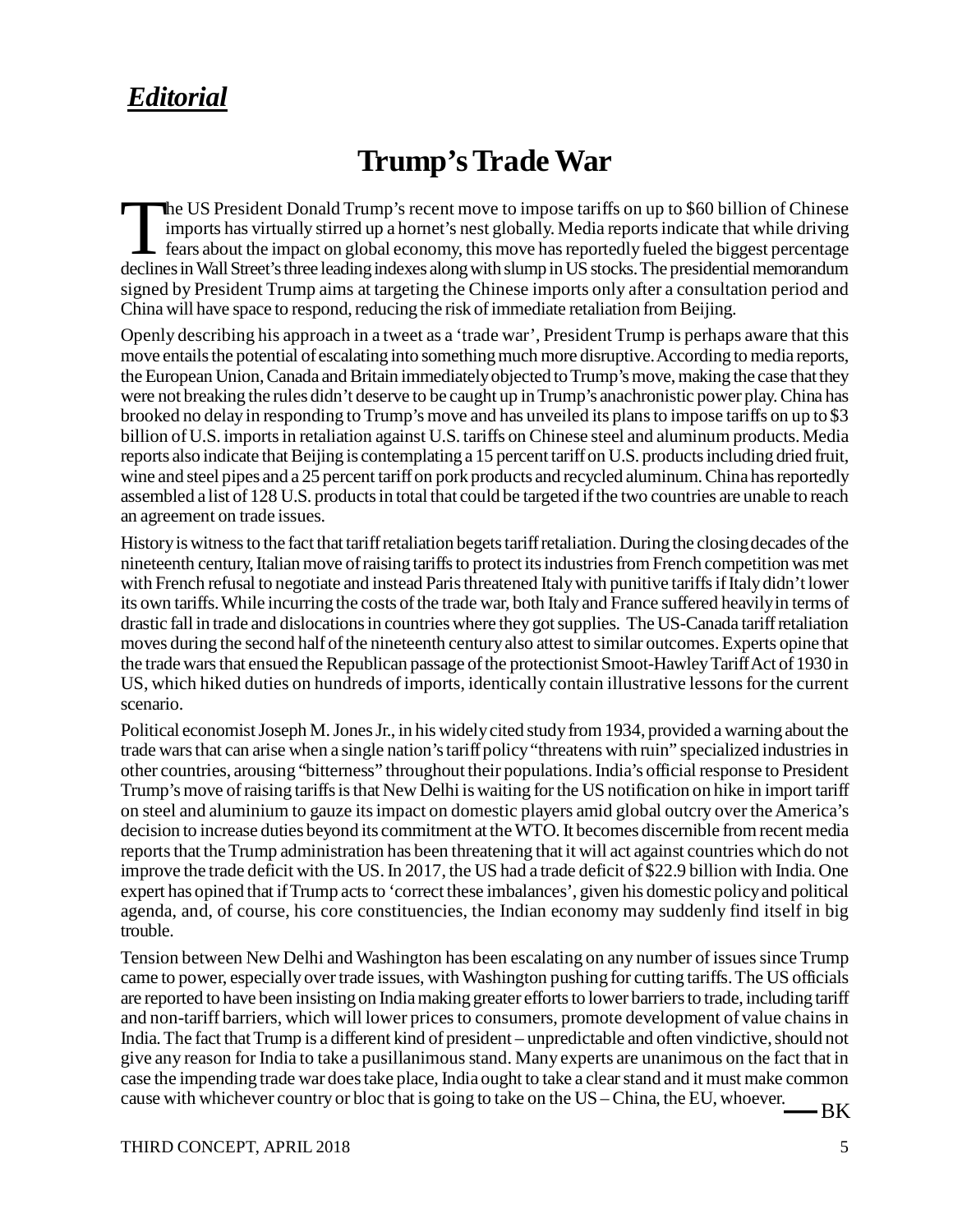## *Editorial*

# Trump's Trade War

The US President Donald Trump's recent move to impose tariffs on up to $60 billion of Chinese imports has virtually stirred up a hornet's nest globally. Media reports indicate that while driving fears about the impact on global economy, this move has reportedly fueled the biggest percentage declines in Wall Street's three leading indexes along with slump in US stocks. The presidential memorandum signed by President Trump aims at targeting the Chinese imports only after a consultation period and China will have space to respond, reducing the risk of immediate retaliation from Beijing.

Openly describing his approach in a tweet as a 'trade war', President Trump is perhaps aware that this move entails the potential of escalating into something much more disruptive. According to media reports, the European Union, Canada and Britain immediately objected to Trump's move, making the case that they were not breaking the rules didn't deserve to be caught up in Trump's anachronistic power play. China has brooked no delay in responding to Trump's move and has unveiled its plans to impose tariffs on up to $3 billion of U.S. imports in retaliation against U.S. tariffs on Chinese steel and aluminum products. Media reports also indicate that Beijing is contemplating a 15 percent tariff on U.S. products including dried fruit, wine and steel pipes and a 25 percent tariff on pork products and recycled aluminum. China has reportedly assembled a list of 128 U.S. products in total that could be targeted if the two countries are unable to reach an agreement on trade issues.

History is witness to the fact that tariff retaliation begets tariff retaliation. During the closing decades of the nineteenth century, Italian move of raising tariffs to protect its industries from French competition was met with French refusal to negotiate and instead Paris threatened Italy with punitive tariffs if Italy didn't lower its own tariffs. While incurring the costs of the trade war, both Italy and France suffered heavily in terms of drastic fall in trade and dislocations in countries where they got supplies. The US-Canada tariff retaliation moves during the second half of the nineteenth century also attest to similar outcomes. Experts opine that the trade wars that ensued the Republican passage of the protectionist Smoot-Hawley Tariff Act of 1930 in US, which hiked duties on hundreds of imports, identically contain illustrative lessons for the current scenario.

Political economist Joseph M. Jones Jr., in his widely cited study from 1934, provided a warning about the trade wars that can arise when a single nation's tariff policy "threatens with ruin" specialized industries in other countries, arousing "bitterness" throughout their populations. India's official response to President Trump's move of raising tariffs is that New Delhi is waiting for the US notification on hike in import tariff on steel and aluminium to gauze its impact on domestic players amid global outcry over the America's decision to increase duties beyond its commitment at the WTO. It becomes discernible from recent media reports that the Trump administration has been threatening that it will act against countries which do not improve the trade deficit with the US. In 2017, the US had a trade deficit of $22.9 billion with India. One expert has opined that if Trump acts to 'correct these imbalances', given his domestic policy and political agenda, and, of course, his core constituencies, the Indian economy may suddenly find itself in big trouble.

Tension between New Delhi and Washington has been escalating on any number of issues since Trump came to power, especially over trade issues, with Washington pushing for cutting tariffs. The US officials are reported to have been insisting on India making greater efforts to lower barriers to trade, including tariff and non-tariff barriers, which will lower prices to consumers, promote development of value chains in India. The fact that Trump is a different kind of president – unpredictable and often vindictive, should not give any reason for India to take a pusillanimous stand. Many experts are unanimous on the fact that in case the impending trade war does take place, India ought to take a clear stand and it must make common cause with whichever country or bloc that is going to take on the US – China, the EU, whoever.

— BK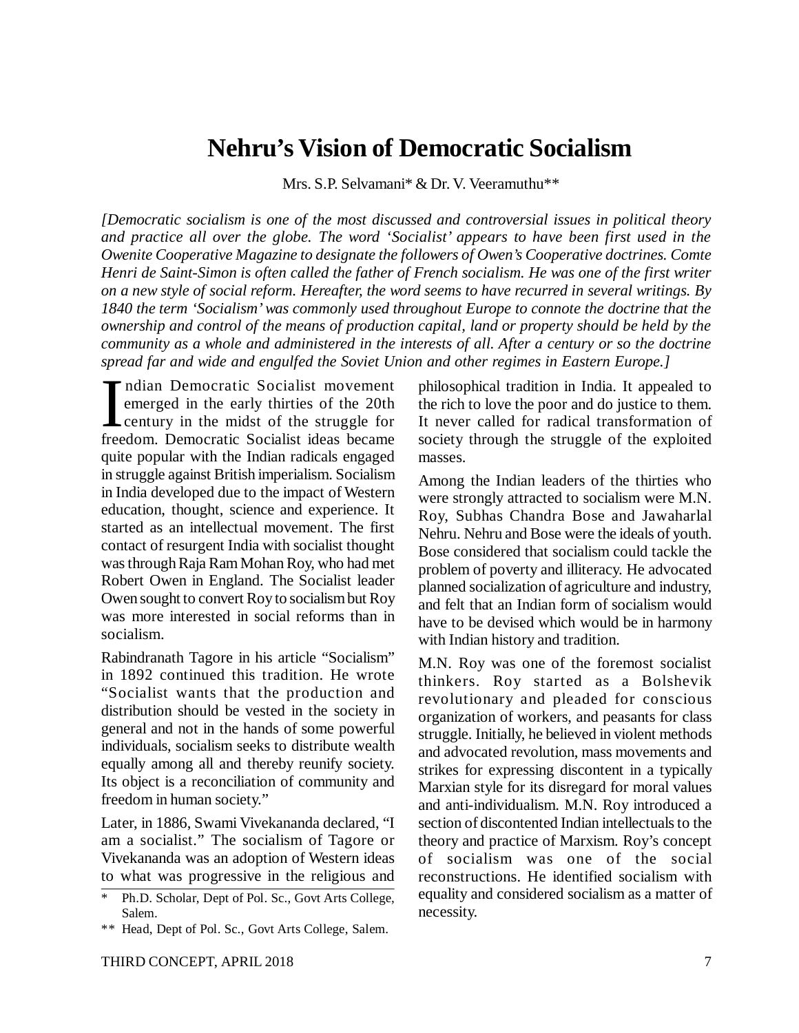# Nehru's Vision of Democratic Socialism

Mrs. S.P. Selvamani* & Dr. V. Veeramuthu**

*[Democratic socialism is one of the most discussed and controversial issues in political theory and practice all over the globe. The word 'Socialist' appears to have been first used in the Owenite Cooperative Magazine to designate the followers of Owen's Cooperative doctrines. Comte Henri de Saint-Simon is often called the father of French socialism. He was one of the first writer on a new style of social reform. Hereafter, the word seems to have recurred in several writings. By 1840 the term 'Socialism' was commonly used throughout Europe to connote the doctrine that the ownership and control of the means of production capital, land or property should be held by the community as a whole and administered in the interests of all. After a century or so the doctrine spread far and wide and engulfed the Soviet Union and other regimes in Eastern Europe.]*

Indian Democratic Socialist movement emerged in the early thirties of the 20th century in the midst of the struggle for freedom. Democratic Socialist ideas became quite popular with the Indian radicals engaged in struggle against British imperialism. Socialism in India developed due to the impact of Western education, thought, science and experience. It started as an intellectual movement. The first contact of resurgent India with socialist thought was through Raja Ram Mohan Roy, who had met Robert Owen in England. The Socialist leader Owen sought to convert Roy to socialism but Roy was more interested in social reforms than in socialism.

Rabindranath Tagore in his article "Socialism" in 1892 continued this tradition. He wrote "Socialist wants that the production and distribution should be vested in the society in general and not in the hands of some powerful individuals, socialism seeks to distribute wealth equally among all and thereby reunify society. Its object is a reconciliation of community and freedom in human society."

Later, in 1886, Swami Vivekananda declared, "I am a socialist." The socialism of Tagore or Vivekananda was an adoption of Western ideas to what was progressive in the religious and philosophical tradition in India. It appealed to the rich to love the poor and do justice to them. It never called for radical transformation of society through the struggle of the exploited masses.

Among the Indian leaders of the thirties who were strongly attracted to socialism were M.N. Roy, Subhas Chandra Bose and Jawaharlal Nehru. Nehru and Bose were the ideals of youth. Bose considered that socialism could tackle the problem of poverty and illiteracy. He advocated planned socialization of agriculture and industry, and felt that an Indian form of socialism would have to be devised which would be in harmony with Indian history and tradition.

M.N. Roy was one of the foremost socialist thinkers. Roy started as a Bolshevik revolutionary and pleaded for conscious organization of workers, and peasants for class struggle. Initially, he believed in violent methods and advocated revolution, mass movements and strikes for expressing discontent in a typically Marxian style for its disregard for moral values and anti-individualism. M.N. Roy introduced a section of discontented Indian intellectuals to the theory and practice of Marxism. Roy's concept of socialism was one of the social reconstructions. He identified socialism with equality and considered socialism as a matter of necessity.

---

\* Ph.D. Scholar, Dept of Pol. Sc., Govt Arts College, Salem.

\*\* Head, Dept of Pol. Sc., Govt Arts College, Salem.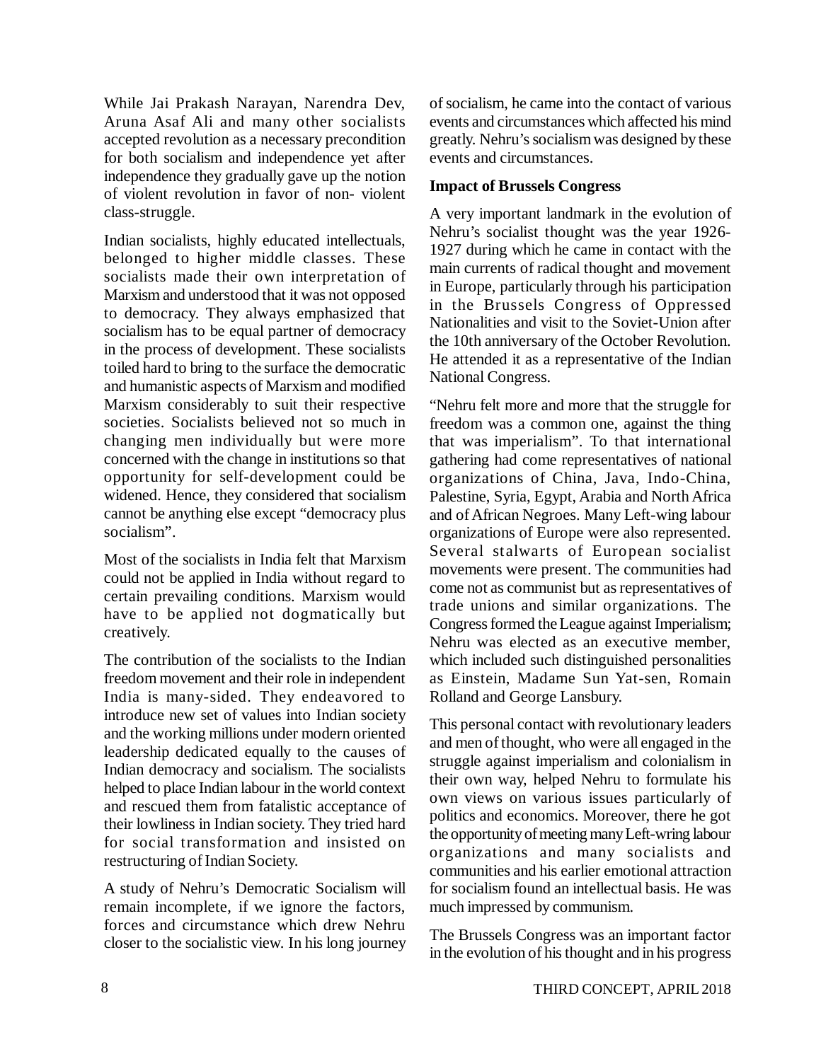While Jai Prakash Narayan, Narendra Dev, Aruna Asaf Ali and many other socialists accepted revolution as a necessary precondition for both socialism and independence yet after independence they gradually gave up the notion of violent revolution in favor of non- violent class-struggle.

Indian socialists, highly educated intellectuals, belonged to higher middle classes. These socialists made their own interpretation of Marxism and understood that it was not opposed to democracy. They always emphasized that socialism has to be equal partner of democracy in the process of development. These socialists toiled hard to bring to the surface the democratic and humanistic aspects of Marxism and modified Marxism considerably to suit their respective societies. Socialists believed not so much in changing men individually but were more concerned with the change in institutions so that opportunity for self-development could be widened. Hence, they considered that socialism cannot be anything else except "democracy plus socialism".

Most of the socialists in India felt that Marxism could not be applied in India without regard to certain prevailing conditions. Marxism would have to be applied not dogmatically but creatively.

The contribution of the socialists to the Indian freedom movement and their role in independent India is many-sided. They endeavored to introduce new set of values into Indian society and the working millions under modern oriented leadership dedicated equally to the causes of Indian democracy and socialism. The socialists helped to place Indian labour in the world context and rescued them from fatalistic acceptance of their lowliness in Indian society. They tried hard for social transformation and insisted on restructuring of Indian Society.

A study of Nehru's Democratic Socialism will remain incomplete, if we ignore the factors, forces and circumstance which drew Nehru closer to the socialistic view. In his long journey of socialism, he came into the contact of various events and circumstances which affected his mind greatly. Nehru's socialism was designed by these events and circumstances.

**Impact of Brussels Congress**

A very important landmark in the evolution of Nehru's socialist thought was the year 1926-1927 during which he came in contact with the main currents of radical thought and movement in Europe, particularly through his participation in the Brussels Congress of Oppressed Nationalities and visit to the Soviet-Union after the 10th anniversary of the October Revolution. He attended it as a representative of the Indian National Congress.

"Nehru felt more and more that the struggle for freedom was a common one, against the thing that was imperialism". To that international gathering had come representatives of national organizations of China, Java, Indo-China, Palestine, Syria, Egypt, Arabia and North Africa and of African Negroes. Many Left-wing labour organizations of Europe were also represented. Several stalwarts of European socialist movements were present. The communities had come not as communist but as representatives of trade unions and similar organizations. The Congress formed the League against Imperialism; Nehru was elected as an executive member, which included such distinguished personalities as Einstein, Madame Sun Yat-sen, Romain Rolland and George Lansbury.

This personal contact with revolutionary leaders and men of thought, who were all engaged in the struggle against imperialism and colonialism in their own way, helped Nehru to formulate his own views on various issues particularly of politics and economics. Moreover, there he got the opportunity of meeting many Left-wring labour organizations and many socialists and communities and his earlier emotional attraction for socialism found an intellectual basis. He was much impressed by communism.

The Brussels Congress was an important factor in the evolution of his thought and in his progress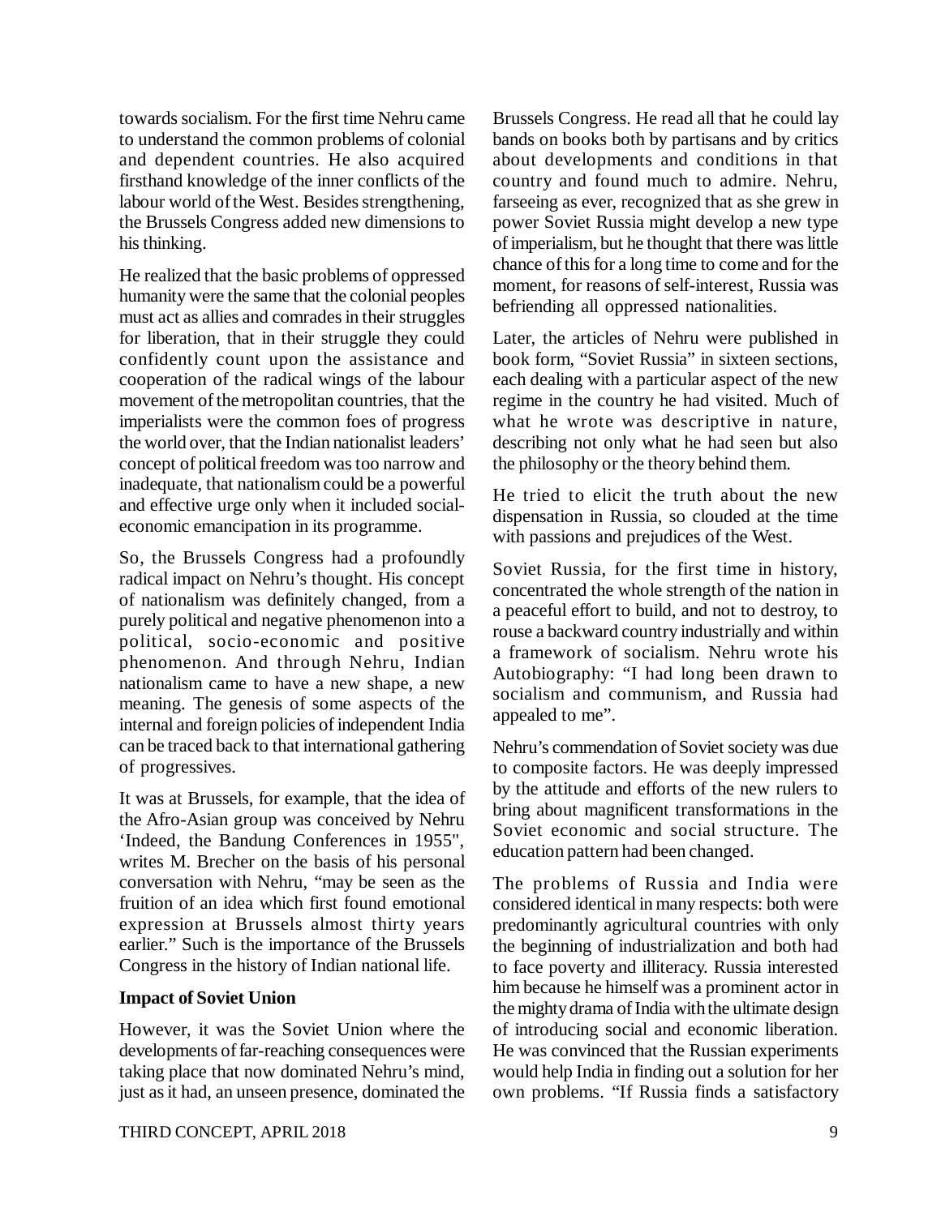towards socialism. For the first time Nehru came to understand the common problems of colonial and dependent countries. He also acquired firsthand knowledge of the inner conflicts of the labour world of the West. Besides strengthening, the Brussels Congress added new dimensions to his thinking.

He realized that the basic problems of oppressed humanity were the same that the colonial peoples must act as allies and comrades in their struggles for liberation, that in their struggle they could confidently count upon the assistance and cooperation of the radical wings of the labour movement of the metropolitan countries, that the imperialists were the common foes of progress the world over, that the Indian nationalist leaders' concept of political freedom was too narrow and inadequate, that nationalism could be a powerful and effective urge only when it included social-economic emancipation in its programme.

So, the Brussels Congress had a profoundly radical impact on Nehru's thought. His concept of nationalism was definitely changed, from a purely political and negative phenomenon into a political, socio-economic and positive phenomenon. And through Nehru, Indian nationalism came to have a new shape, a new meaning. The genesis of some aspects of the internal and foreign policies of independent India can be traced back to that international gathering of progressives.

It was at Brussels, for example, that the idea of the Afro-Asian group was conceived by Nehru 'Indeed, the Bandung Conferences in 1955", writes M. Brecher on the basis of his personal conversation with Nehru, "may be seen as the fruition of an idea which first found emotional expression at Brussels almost thirty years earlier." Such is the importance of the Brussels Congress in the history of Indian national life.

**Impact of Soviet Union**

However, it was the Soviet Union where the developments of far-reaching consequences were taking place that now dominated Nehru's mind, just as it had, an unseen presence, dominated the Brussels Congress. He read all that he could lay bands on books both by partisans and by critics about developments and conditions in that country and found much to admire. Nehru, farseeing as ever, recognized that as she grew in power Soviet Russia might develop a new type of imperialism, but he thought that there was little chance of this for a long time to come and for the moment, for reasons of self-interest, Russia was befriending all oppressed nationalities.

Later, the articles of Nehru were published in book form, "Soviet Russia" in sixteen sections, each dealing with a particular aspect of the new regime in the country he had visited. Much of what he wrote was descriptive in nature, describing not only what he had seen but also the philosophy or the theory behind them.

He tried to elicit the truth about the new dispensation in Russia, so clouded at the time with passions and prejudices of the West.

Soviet Russia, for the first time in history, concentrated the whole strength of the nation in a peaceful effort to build, and not to destroy, to rouse a backward country industrially and within a framework of socialism. Nehru wrote his Autobiography: "I had long been drawn to socialism and communism, and Russia had appealed to me".

Nehru's commendation of Soviet society was due to composite factors. He was deeply impressed by the attitude and efforts of the new rulers to bring about magnificent transformations in the Soviet economic and social structure. The education pattern had been changed.

The problems of Russia and India were considered identical in many respects: both were predominantly agricultural countries with only the beginning of industrialization and both had to face poverty and illiteracy. Russia interested him because he himself was a prominent actor in the mighty drama of India with the ultimate design of introducing social and economic liberation. He was convinced that the Russian experiments would help India in finding out a solution for her own problems. "If Russia finds a satisfactory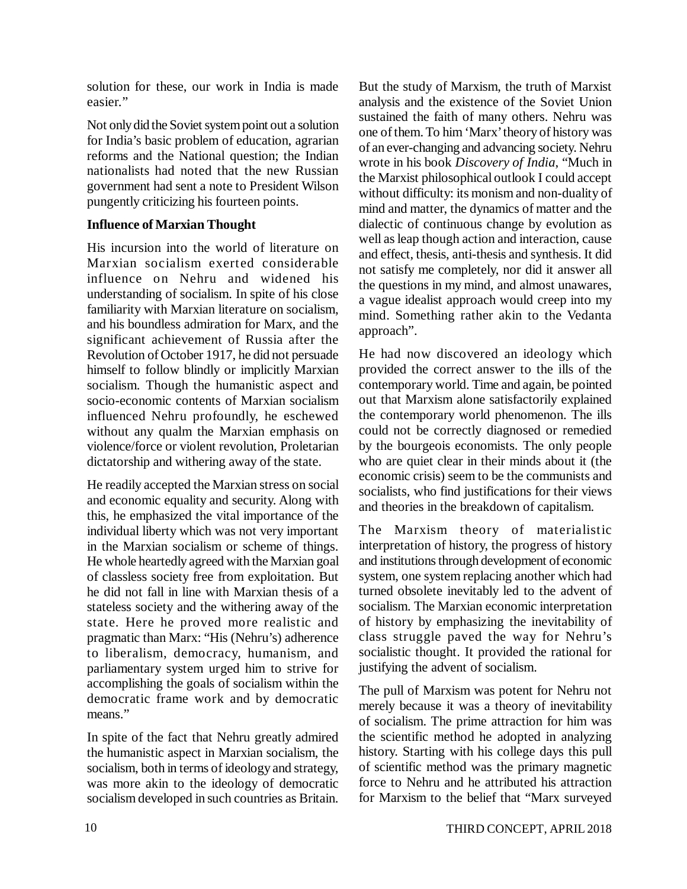solution for these, our work in India is made easier."

Not only did the Soviet system point out a solution for India's basic problem of education, agrarian reforms and the National question; the Indian nationalists had noted that the new Russian government had sent a note to President Wilson pungently criticizing his fourteen points.

**Influence of Marxian Thought**

His incursion into the world of literature on Marxian socialism exerted considerable influence on Nehru and widened his understanding of socialism. In spite of his close familiarity with Marxian literature on socialism, and his boundless admiration for Marx, and the significant achievement of Russia after the Revolution of October 1917, he did not persuade himself to follow blindly or implicitly Marxian socialism. Though the humanistic aspect and socio-economic contents of Marxian socialism influenced Nehru profoundly, he eschewed without any qualm the Marxian emphasis on violence/force or violent revolution, Proletarian dictatorship and withering away of the state.

He readily accepted the Marxian stress on social and economic equality and security. Along with this, he emphasized the vital importance of the individual liberty which was not very important in the Marxian socialism or scheme of things. He whole heartedly agreed with the Marxian goal of classless society free from exploitation. But he did not fall in line with Marxian thesis of a stateless society and the withering away of the state. Here he proved more realistic and pragmatic than Marx: "His (Nehru's) adherence to liberalism, democracy, humanism, and parliamentary system urged him to strive for accomplishing the goals of socialism within the democratic frame work and by democratic means."

In spite of the fact that Nehru greatly admired the humanistic aspect in Marxian socialism, the socialism, both in terms of ideology and strategy, was more akin to the ideology of democratic socialism developed in such countries as Britain. But the study of Marxism, the truth of Marxist analysis and the existence of the Soviet Union sustained the faith of many others. Nehru was one of them. To him 'Marx' theory of history was of an ever-changing and advancing society. Nehru wrote in his book *Discovery of India*, "Much in the Marxist philosophical outlook I could accept without difficulty: its monism and non-duality of mind and matter, the dynamics of matter and the dialectic of continuous change by evolution as well as leap though action and interaction, cause and effect, thesis, anti-thesis and synthesis. It did not satisfy me completely, nor did it answer all the questions in my mind, and almost unawares, a vague idealist approach would creep into my mind. Something rather akin to the Vedanta approach".

He had now discovered an ideology which provided the correct answer to the ills of the contemporary world. Time and again, be pointed out that Marxism alone satisfactorily explained the contemporary world phenomenon. The ills could not be correctly diagnosed or remedied by the bourgeois economists. The only people who are quiet clear in their minds about it (the economic crisis) seem to be the communists and socialists, who find justifications for their views and theories in the breakdown of capitalism.

The Marxism theory of materialistic interpretation of history, the progress of history and institutions through development of economic system, one system replacing another which had turned obsolete inevitably led to the advent of socialism. The Marxian economic interpretation of history by emphasizing the inevitability of class struggle paved the way for Nehru's socialistic thought. It provided the rational for justifying the advent of socialism.

The pull of Marxism was potent for Nehru not merely because it was a theory of inevitability of socialism. The prime attraction for him was the scientific method he adopted in analyzing history. Starting with his college days this pull of scientific method was the primary magnetic force to Nehru and he attributed his attraction for Marxism to the belief that "Marx surveyed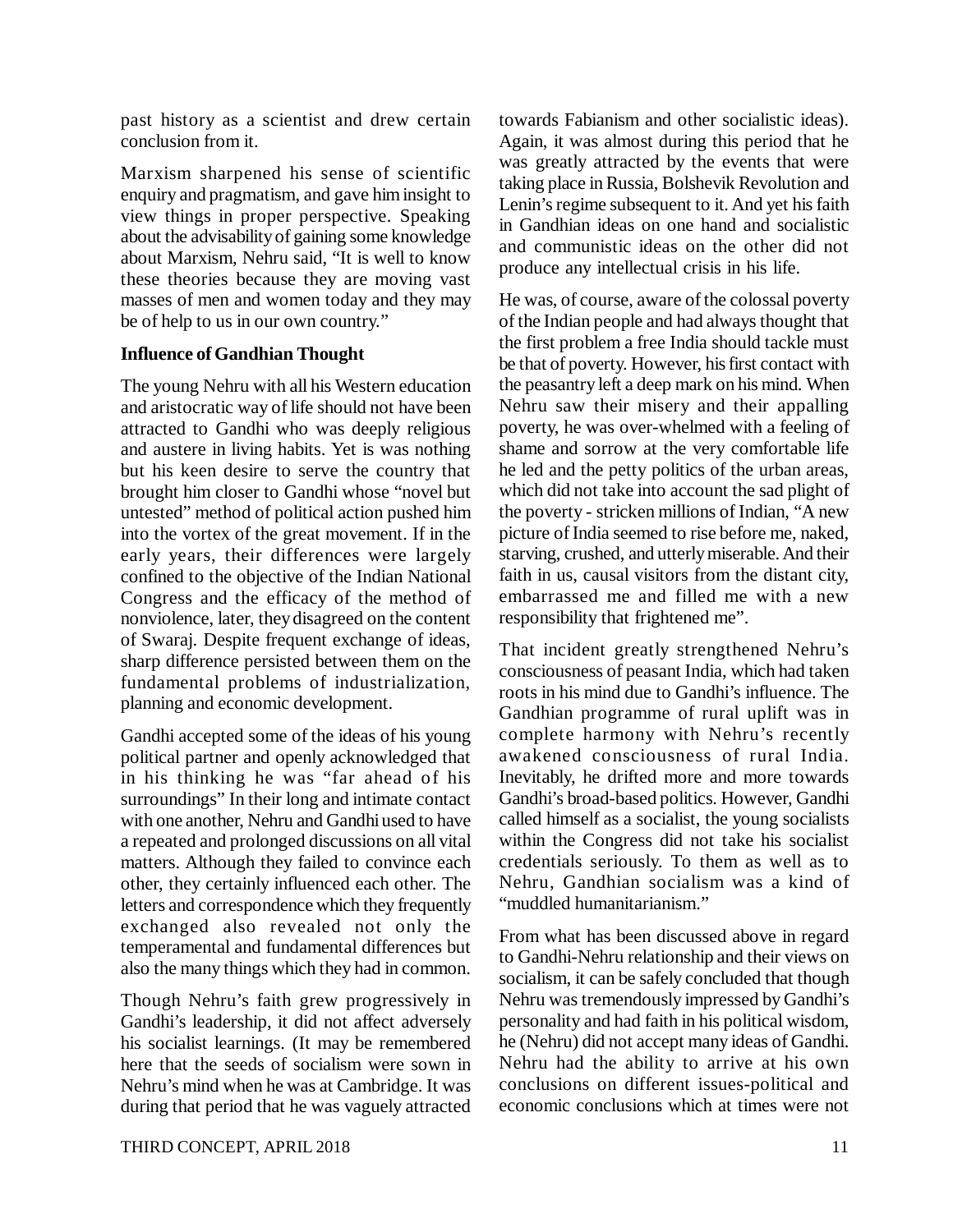past history as a scientist and drew certain conclusion from it.

Marxism sharpened his sense of scientific enquiry and pragmatism, and gave him insight to view things in proper perspective. Speaking about the advisability of gaining some knowledge about Marxism, Nehru said, "It is well to know these theories because they are moving vast masses of men and women today and they may be of help to us in our own country."

**Influence of Gandhian Thought**

The young Nehru with all his Western education and aristocratic way of life should not have been attracted to Gandhi who was deeply religious and austere in living habits. Yet is was nothing but his keen desire to serve the country that brought him closer to Gandhi whose "novel but untested" method of political action pushed him into the vortex of the great movement. If in the early years, their differences were largely confined to the objective of the Indian National Congress and the efficacy of the method of nonviolence, later, they disagreed on the content of Swaraj. Despite frequent exchange of ideas, sharp difference persisted between them on the fundamental problems of industrialization, planning and economic development.

Gandhi accepted some of the ideas of his young political partner and openly acknowledged that in his thinking he was "far ahead of his surroundings" In their long and intimate contact with one another, Nehru and Gandhi used to have a repeated and prolonged discussions on all vital matters. Although they failed to convince each other, they certainly influenced each other. The letters and correspondence which they frequently exchanged also revealed not only the temperamental and fundamental differences but also the many things which they had in common.

Though Nehru's faith grew progressively in Gandhi's leadership, it did not affect adversely his socialist learnings. (It may be remembered here that the seeds of socialism were sown in Nehru's mind when he was at Cambridge. It was during that period that he was vaguely attracted towards Fabianism and other socialistic ideas). Again, it was almost during this period that he was greatly attracted by the events that were taking place in Russia, Bolshevik Revolution and Lenin's regime subsequent to it. And yet his faith in Gandhian ideas on one hand and socialistic and communistic ideas on the other did not produce any intellectual crisis in his life.

He was, of course, aware of the colossal poverty of the Indian people and had always thought that the first problem a free India should tackle must be that of poverty. However, his first contact with the peasantry left a deep mark on his mind. When Nehru saw their misery and their appalling poverty, he was over-whelmed with a feeling of shame and sorrow at the very comfortable life he led and the petty politics of the urban areas, which did not take into account the sad plight of the poverty - stricken millions of Indian, "A new picture of India seemed to rise before me, naked, starving, crushed, and utterly miserable. And their faith in us, causal visitors from the distant city, embarrassed me and filled me with a new responsibility that frightened me".

That incident greatly strengthened Nehru's consciousness of peasant India, which had taken roots in his mind due to Gandhi's influence. The Gandhian programme of rural uplift was in complete harmony with Nehru's recently awakened consciousness of rural India. Inevitably, he drifted more and more towards Gandhi's broad-based politics. However, Gandhi called himself as a socialist, the young socialists within the Congress did not take his socialist credentials seriously. To them as well as to Nehru, Gandhian socialism was a kind of "muddled humanitarianism."

From what has been discussed above in regard to Gandhi-Nehru relationship and their views on socialism, it can be safely concluded that though Nehru was tremendously impressed by Gandhi's personality and had faith in his political wisdom, he (Nehru) did not accept many ideas of Gandhi. Nehru had the ability to arrive at his own conclusions on different issues-political and economic conclusions which at times were not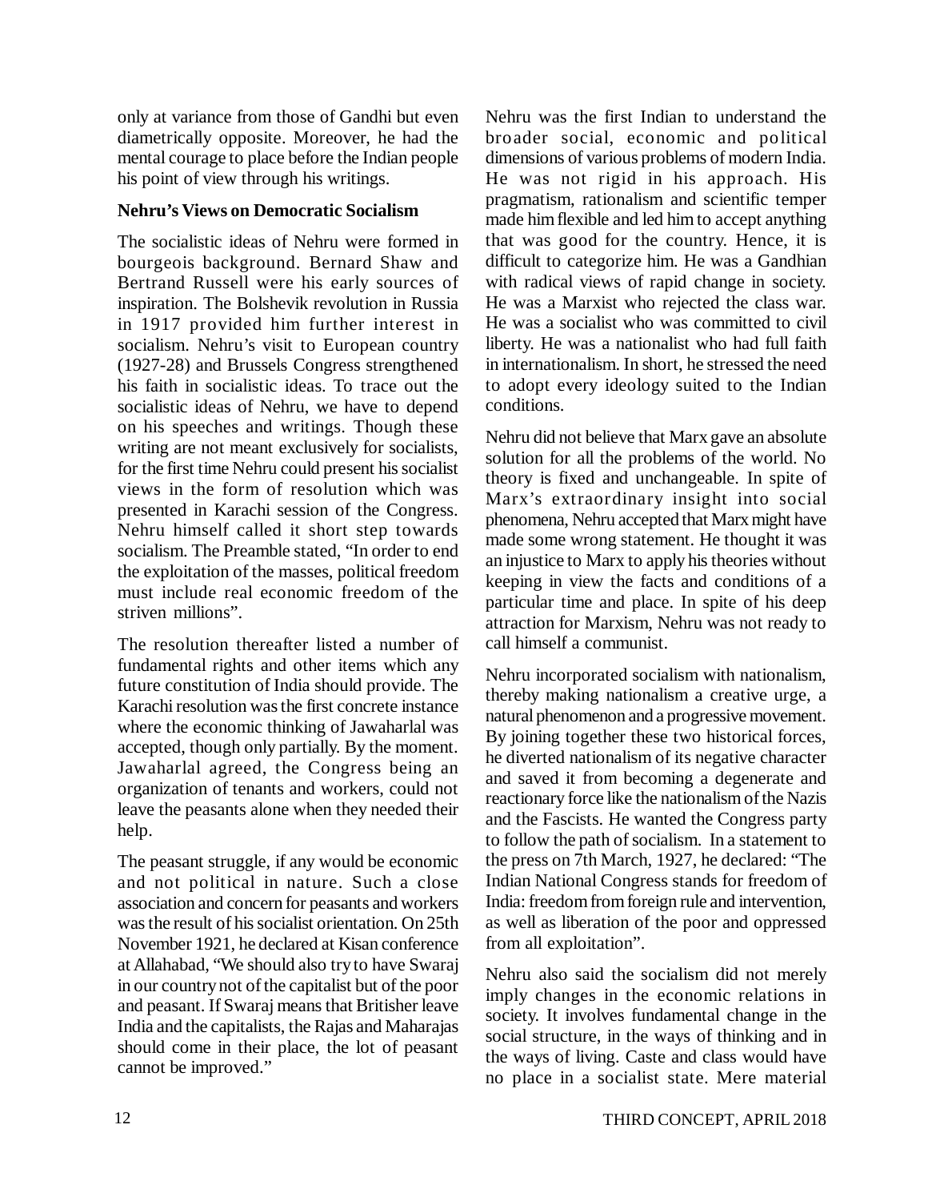only at variance from those of Gandhi but even diametrically opposite. Moreover, he had the mental courage to place before the Indian people his point of view through his writings.

**Nehru's Views on Democratic Socialism**

The socialistic ideas of Nehru were formed in bourgeois background. Bernard Shaw and Bertrand Russell were his early sources of inspiration. The Bolshevik revolution in Russia in 1917 provided him further interest in socialism. Nehru's visit to European country (1927-28) and Brussels Congress strengthened his faith in socialistic ideas. To trace out the socialistic ideas of Nehru, we have to depend on his speeches and writings. Though these writing are not meant exclusively for socialists, for the first time Nehru could present his socialist views in the form of resolution which was presented in Karachi session of the Congress. Nehru himself called it short step towards socialism. The Preamble stated, "In order to end the exploitation of the masses, political freedom must include real economic freedom of the striven millions".

The resolution thereafter listed a number of fundamental rights and other items which any future constitution of India should provide. The Karachi resolution was the first concrete instance where the economic thinking of Jawaharlal was accepted, though only partially. By the moment. Jawaharlal agreed, the Congress being an organization of tenants and workers, could not leave the peasants alone when they needed their help.

The peasant struggle, if any would be economic and not political in nature. Such a close association and concern for peasants and workers was the result of his socialist orientation. On 25th November 1921, he declared at Kisan conference at Allahabad, "We should also try to have Swaraj in our country not of the capitalist but of the poor and peasant. If Swaraj means that Britisher leave India and the capitalists, the Rajas and Maharajas should come in their place, the lot of peasant cannot be improved."

Nehru was the first Indian to understand the broader social, economic and political dimensions of various problems of modern India. He was not rigid in his approach. His pragmatism, rationalism and scientific temper made him flexible and led him to accept anything that was good for the country. Hence, it is difficult to categorize him. He was a Gandhian with radical views of rapid change in society. He was a Marxist who rejected the class war. He was a socialist who was committed to civil liberty. He was a nationalist who had full faith in internationalism. In short, he stressed the need to adopt every ideology suited to the Indian conditions.

Nehru did not believe that Marx gave an absolute solution for all the problems of the world. No theory is fixed and unchangeable. In spite of Marx's extraordinary insight into social phenomena, Nehru accepted that Marx might have made some wrong statement. He thought it was an injustice to Marx to apply his theories without keeping in view the facts and conditions of a particular time and place. In spite of his deep attraction for Marxism, Nehru was not ready to call himself a communist.

Nehru incorporated socialism with nationalism, thereby making nationalism a creative urge, a natural phenomenon and a progressive movement. By joining together these two historical forces, he diverted nationalism of its negative character and saved it from becoming a degenerate and reactionary force like the nationalism of the Nazis and the Fascists. He wanted the Congress party to follow the path of socialism. In a statement to the press on 7th March, 1927, he declared: "The Indian National Congress stands for freedom of India: freedom from foreign rule and intervention, as well as liberation of the poor and oppressed from all exploitation".

Nehru also said the socialism did not merely imply changes in the economic relations in society. It involves fundamental change in the social structure, in the ways of thinking and in the ways of living. Caste and class would have no place in a socialist state. Mere material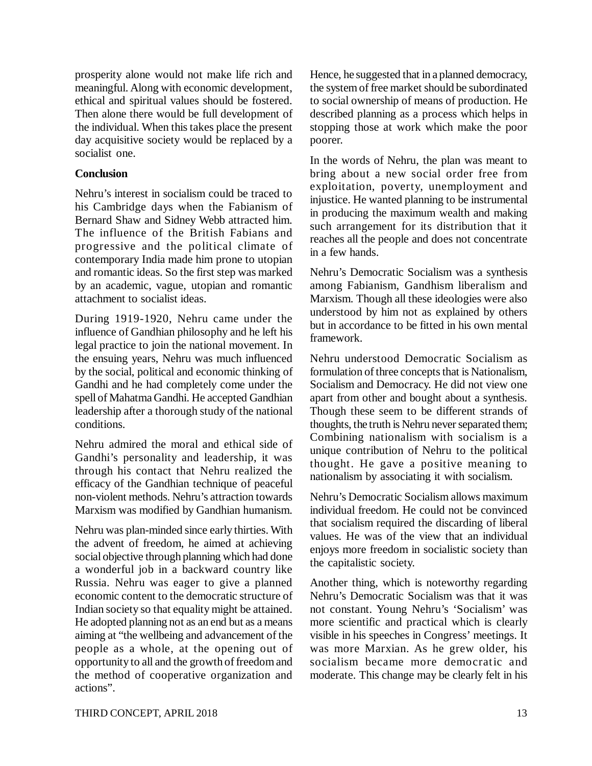prosperity alone would not make life rich and meaningful. Along with economic development, ethical and spiritual values should be fostered. Then alone there would be full development of the individual. When this takes place the present day acquisitive society would be replaced by a socialist one.

**Conclusion**

Nehru's interest in socialism could be traced to his Cambridge days when the Fabianism of Bernard Shaw and Sidney Webb attracted him. The influence of the British Fabians and progressive and the political climate of contemporary India made him prone to utopian and romantic ideas. So the first step was marked by an academic, vague, utopian and romantic attachment to socialist ideas.

During 1919-1920, Nehru came under the influence of Gandhian philosophy and he left his legal practice to join the national movement. In the ensuing years, Nehru was much influenced by the social, political and economic thinking of Gandhi and he had completely come under the spell of Mahatma Gandhi. He accepted Gandhian leadership after a thorough study of the national conditions.

Nehru admired the moral and ethical side of Gandhi's personality and leadership, it was through his contact that Nehru realized the efficacy of the Gandhian technique of peaceful non-violent methods. Nehru's attraction towards Marxism was modified by Gandhian humanism.

Nehru was plan-minded since early thirties. With the advent of freedom, he aimed at achieving social objective through planning which had done a wonderful job in a backward country like Russia. Nehru was eager to give a planned economic content to the democratic structure of Indian society so that equality might be attained. He adopted planning not as an end but as a means aiming at "the wellbeing and advancement of the people as a whole, at the opening out of opportunity to all and the growth of freedom and the method of cooperative organization and actions".

Hence, he suggested that in a planned democracy, the system of free market should be subordinated to social ownership of means of production. He described planning as a process which helps in stopping those at work which make the poor poorer.

In the words of Nehru, the plan was meant to bring about a new social order free from exploitation, poverty, unemployment and injustice. He wanted planning to be instrumental in producing the maximum wealth and making such arrangement for its distribution that it reaches all the people and does not concentrate in a few hands.

Nehru's Democratic Socialism was a synthesis among Fabianism, Gandhism liberalism and Marxism. Though all these ideologies were also understood by him not as explained by others but in accordance to be fitted in his own mental framework.

Nehru understood Democratic Socialism as formulation of three concepts that is Nationalism, Socialism and Democracy. He did not view one apart from other and bought about a synthesis. Though these seem to be different strands of thoughts, the truth is Nehru never separated them; Combining nationalism with socialism is a unique contribution of Nehru to the political thought. He gave a positive meaning to nationalism by associating it with socialism.

Nehru's Democratic Socialism allows maximum individual freedom. He could not be convinced that socialism required the discarding of liberal values. He was of the view that an individual enjoys more freedom in socialistic society than the capitalistic society.

Another thing, which is noteworthy regarding Nehru's Democratic Socialism was that it was not constant. Young Nehru's 'Socialism' was more scientific and practical which is clearly visible in his speeches in Congress' meetings. It was more Marxian. As he grew older, his socialism became more democratic and moderate. This change may be clearly felt in his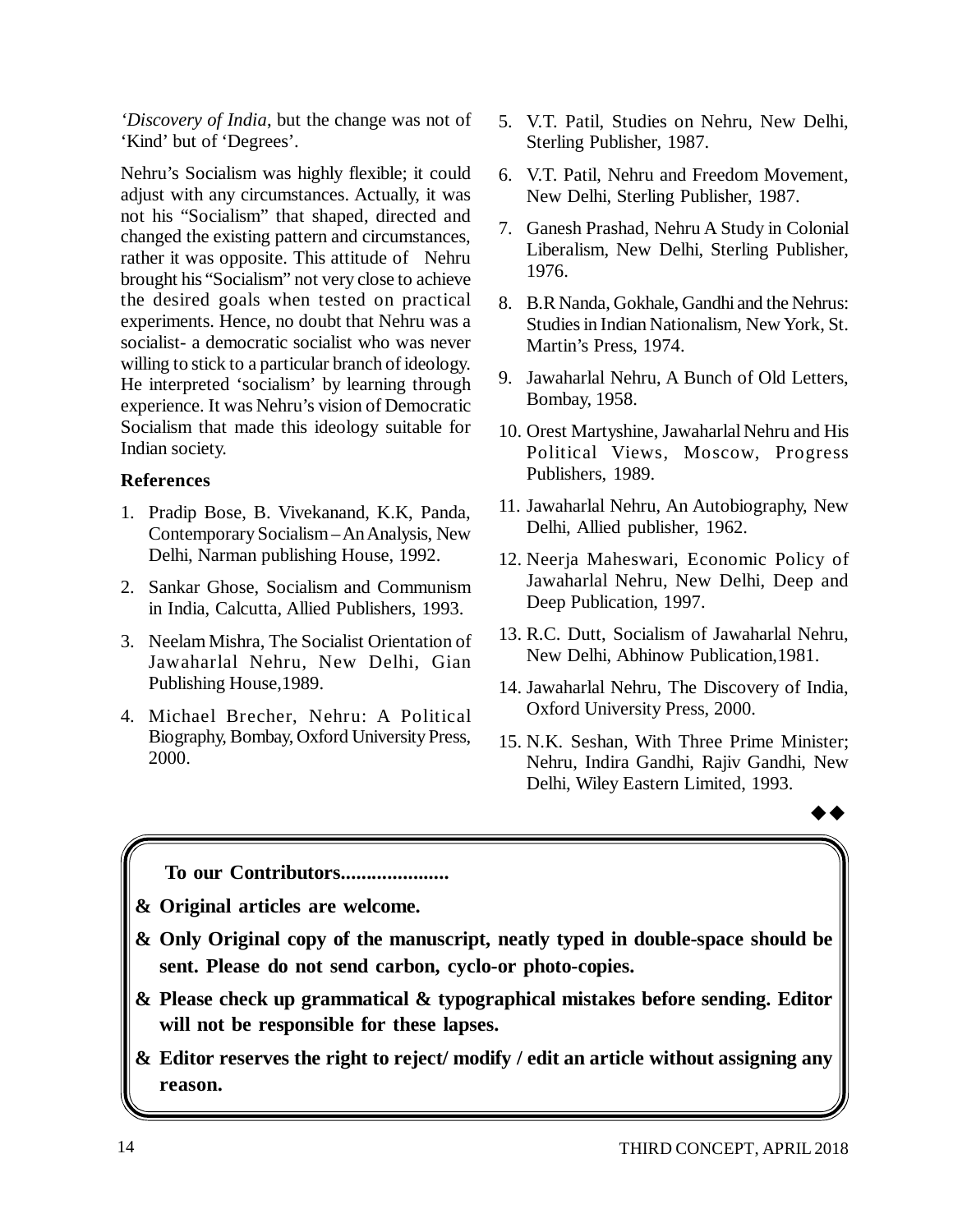'*Discovery of India*, but the change was not of 'Kind' but of 'Degrees'.

Nehru's Socialism was highly flexible; it could adjust with any circumstances. Actually, it was not his "Socialism" that shaped, directed and changed the existing pattern and circumstances, rather it was opposite. This attitude of Nehru brought his "Socialism" not very close to achieve the desired goals when tested on practical experiments. Hence, no doubt that Nehru was a socialist- a democratic socialist who was never willing to stick to a particular branch of ideology. He interpreted 'socialism' by learning through experience. It was Nehru's vision of Democratic Socialism that made this ideology suitable for Indian society.

### References

1. Pradip Bose, B. Vivekanand, K.K, Panda, Contemporary Socialism – An Analysis, New Delhi, Narman publishing House, 1992.
2. Sankar Ghose, Socialism and Communism in India, Calcutta, Allied Publishers, 1993.
3. Neelam Mishra, The Socialist Orientation of Jawaharlal Nehru, New Delhi, Gian Publishing House,1989.
4. Michael Brecher, Nehru: A Political Biography, Bombay, Oxford University Press, 2000.
5. V.T. Patil, Studies on Nehru, New Delhi, Sterling Publisher, 1987.
6. V.T. Patil, Nehru and Freedom Movement, New Delhi, Sterling Publisher, 1987.
7. Ganesh Prashad, Nehru A Study in Colonial Liberalism, New Delhi, Sterling Publisher, 1976.
8. B.R Nanda, Gokhale, Gandhi and the Nehrus: Studies in Indian Nationalism, New York, St. Martin's Press, 1974.
9. Jawaharlal Nehru, A Bunch of Old Letters, Bombay, 1958.
10. Orest Martyshine, Jawaharlal Nehru and His Political Views, Moscow, Progress Publishers, 1989.
11. Jawaharlal Nehru, An Autobiography, New Delhi, Allied publisher, 1962.
12. Neerja Maheswari, Economic Policy of Jawaharlal Nehru, New Delhi, Deep and Deep Publication, 1997.
13. R.C. Dutt, Socialism of Jawaharlal Nehru, New Delhi, Abhinow Publication,1981.
14. Jawaharlal Nehru, The Discovery of India, Oxford University Press, 2000.
15. N.K. Seshan, With Three Prime Minister; Nehru, Indira Gandhi, Rajiv Gandhi, New Delhi, Wiley Eastern Limited, 1993.

◆◆

**To our Contributors....................**

- **Original articles are welcome.**
- **Only Original copy of the manuscript, neatly typed in double-space should be sent. Please do not send carbon, cyclo-or photo-copies.**
- **Please check up grammatical & typographical mistakes before sending. Editor will not be responsible for these lapses.**
- **Editor reserves the right to reject/ modify / edit an article without assigning any reason.**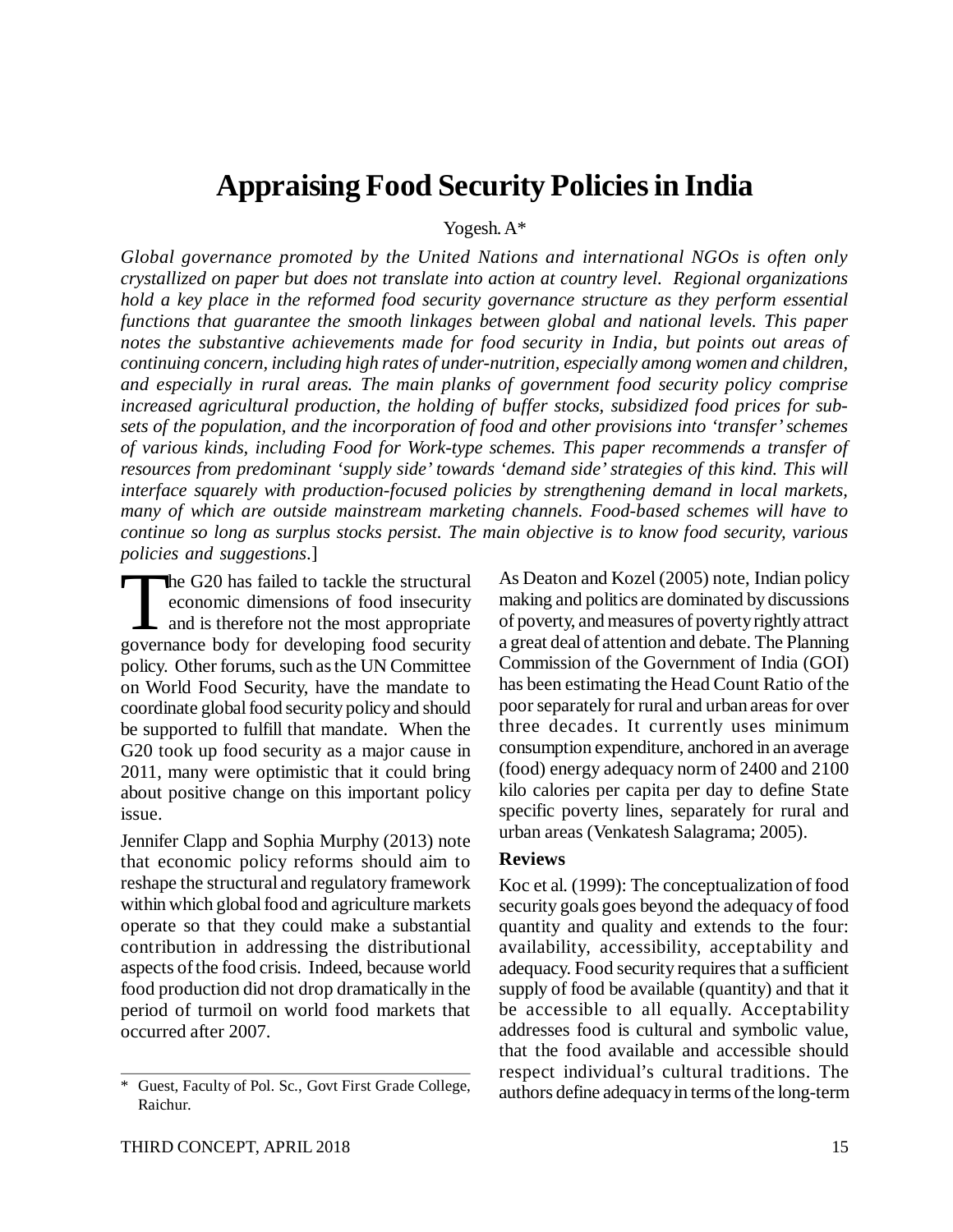# Appraising Food Security Policies in India

Yogesh. A*

*Global governance promoted by the United Nations and international NGOs is often only crystallized on paper but does not translate into action at country level. Regional organizations hold a key place in the reformed food security governance structure as they perform essential functions that guarantee the smooth linkages between global and national levels. This paper notes the substantive achievements made for food security in India, but points out areas of continuing concern, including high rates of under-nutrition, especially among women and children, and especially in rural areas. The main planks of government food security policy comprise increased agricultural production, the holding of buffer stocks, subsidized food prices for sub-sets of the population, and the incorporation of food and other provisions into 'transfer' schemes of various kinds, including Food for Work-type schemes. This paper recommends a transfer of resources from predominant 'supply side' towards 'demand side' strategies of this kind. This will interface squarely with production-focused policies by strengthening demand in local markets, many of which are outside mainstream marketing channels. Food-based schemes will have to continue so long as surplus stocks persist. The main objective is to know food security, various policies and suggestions*.]

The G20 has failed to tackle the structural economic dimensions of food insecurity and is therefore not the most appropriate governance body for developing food security policy. Other forums, such as the UN Committee on World Food Security, have the mandate to coordinate global food security policy and should be supported to fulfill that mandate. When the G20 took up food security as a major cause in 2011, many were optimistic that it could bring about positive change on this important policy issue.

Jennifer Clapp and Sophia Murphy (2013) note that economic policy reforms should aim to reshape the structural and regulatory framework within which global food and agriculture markets operate so that they could make a substantial contribution in addressing the distributional aspects of the food crisis. Indeed, because world food production did not drop dramatically in the period of turmoil on world food markets that occurred after 2007.

As Deaton and Kozel (2005) note, Indian policy making and politics are dominated by discussions of poverty, and measures of poverty rightly attract a great deal of attention and debate. The Planning Commission of the Government of India (GOI) has been estimating the Head Count Ratio of the poor separately for rural and urban areas for over three decades. It currently uses minimum consumption expenditure, anchored in an average (food) energy adequacy norm of 2400 and 2100 kilo calories per capita per day to define State specific poverty lines, separately for rural and urban areas (Venkatesh Salagrama; 2005).

### Reviews

Koc et al. (1999): The conceptualization of food security goals goes beyond the adequacy of food quantity and quality and extends to the four: availability, accessibility, acceptability and adequacy. Food security requires that a sufficient supply of food be available (quantity) and that it be accessible to all equally. Acceptability addresses food is cultural and symbolic value, that the food available and accessible should respect individual's cultural traditions. The authors define adequacy in terms of the long-term

\* Guest, Faculty of Pol. Sc., Govt First Grade College, Raichur.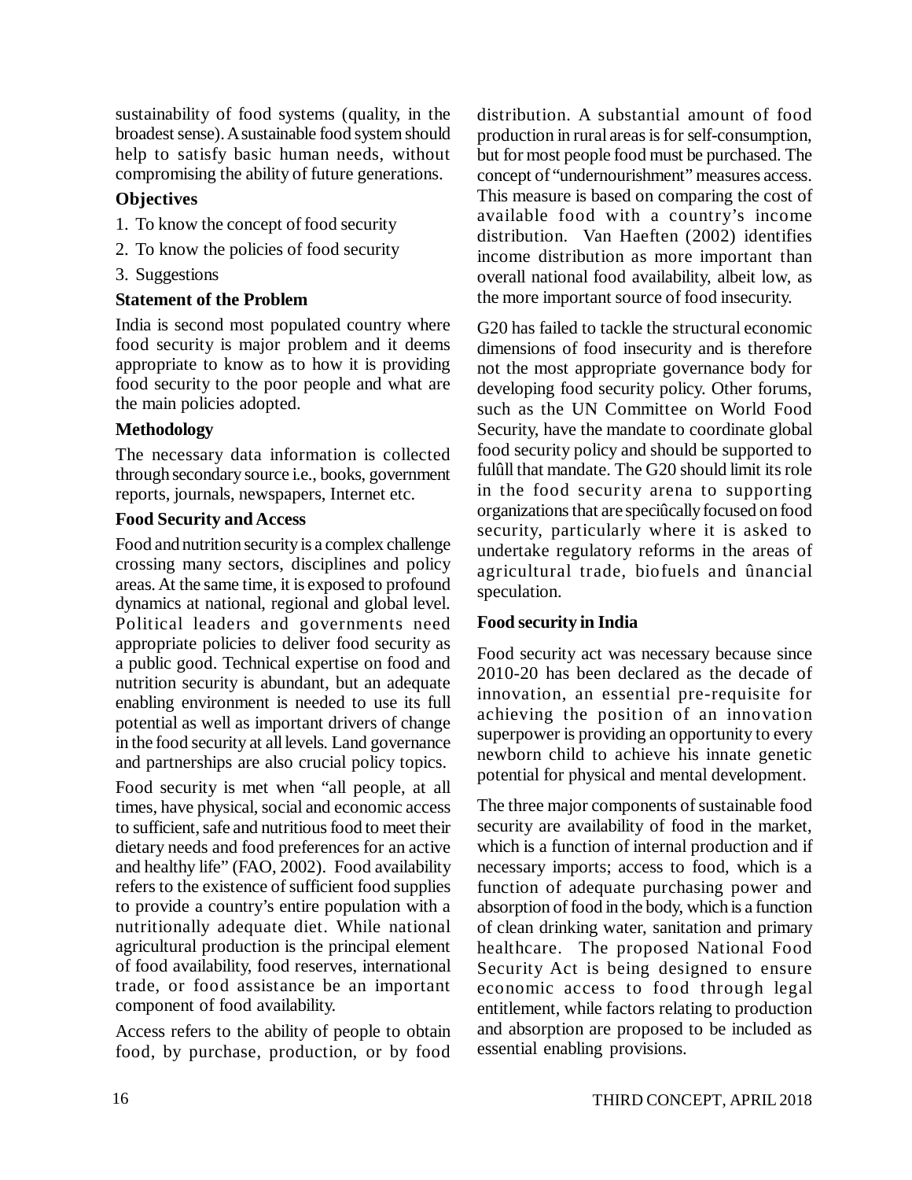sustainability of food systems (quality, in the broadest sense). A sustainable food system should help to satisfy basic human needs, without compromising the ability of future generations.

### Objectives

1. To know the concept of food security
2. To know the policies of food security
3. Suggestions

### Statement of the Problem

India is second most populated country where food security is major problem and it deems appropriate to know as to how it is providing food security to the poor people and what are the main policies adopted.

### Methodology

The necessary data information is collected through secondary source i.e., books, government reports, journals, newspapers, Internet etc.

### Food Security and Access

Food and nutrition security is a complex challenge crossing many sectors, disciplines and policy areas. At the same time, it is exposed to profound dynamics at national, regional and global level. Political leaders and governments need appropriate policies to deliver food security as a public good. Technical expertise on food and nutrition security is abundant, but an adequate enabling environment is needed to use its full potential as well as important drivers of change in the food security at all levels. Land governance and partnerships are also crucial policy topics.

Food security is met when "all people, at all times, have physical, social and economic access to sufficient, safe and nutritious food to meet their dietary needs and food preferences for an active and healthy life" (FAO, 2002). Food availability refers to the existence of sufficient food supplies to provide a country's entire population with a nutritionally adequate diet. While national agricultural production is the principal element of food availability, food reserves, international trade, or food assistance be an important component of food availability.

Access refers to the ability of people to obtain food, by purchase, production, or by food distribution. A substantial amount of food production in rural areas is for self-consumption, but for most people food must be purchased. The concept of "undernourishment" measures access. This measure is based on comparing the cost of available food with a country's income distribution. Van Haeften (2002) identifies income distribution as more important than overall national food availability, albeit low, as the more important source of food insecurity.

G20 has failed to tackle the structural economic dimensions of food insecurity and is therefore not the most appropriate governance body for developing food security policy. Other forums, such as the UN Committee on World Food Security, have the mandate to coordinate global food security policy and should be supported to fulûll that mandate. The G20 should limit its role in the food security arena to supporting organizations that are speciûcally focused on food security, particularly where it is asked to undertake regulatory reforms in the areas of agricultural trade, biofuels and ûnancial speculation.

### Food security in India

Food security act was necessary because since 2010-20 has been declared as the decade of innovation, an essential pre-requisite for achieving the position of an innovation superpower is providing an opportunity to every newborn child to achieve his innate genetic potential for physical and mental development.

The three major components of sustainable food security are availability of food in the market, which is a function of internal production and if necessary imports; access to food, which is a function of adequate purchasing power and absorption of food in the body, which is a function of clean drinking water, sanitation and primary healthcare. The proposed National Food Security Act is being designed to ensure economic access to food through legal entitlement, while factors relating to production and absorption are proposed to be included as essential enabling provisions.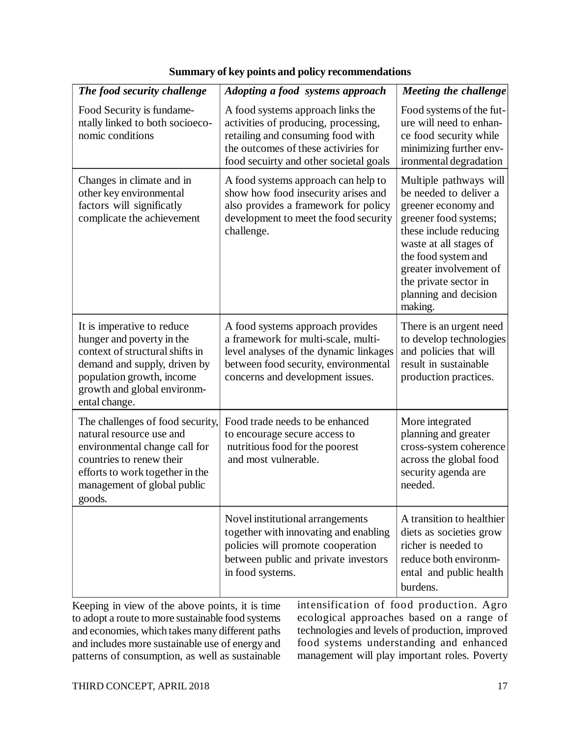**Summary of key points and policy recommendations**

| *The food security challenge* | *Adopting a food systems approach* | *Meeting the challenge* |
|---|---|---|
| Food Security is fundamentally linked to both socioeconomic conditions | A food systems approach links the activities of producing, processing, retailing and consuming food with the outcomes of these activiries for food secuirty and other societal goals | Food systems of the future will need to enhance food security while minimizing further environmental degradation |
| Changes in climate and in other key environmental factors will significatly complicate the achievement | A food systems approach can help to show how food insecurity arises and also provides a framework for policy development to meet the food security challenge. | Multiple pathways will be needed to deliver a greener economy and greener food systems; these include reducing waste at all stages of the food system and greater involvement of the private sector in planning and decision making. |
| It is imperative to reduce hunger and poverty in the context of structural shifts in demand and supply, driven by population growth, income growth and global environmental change. | A food systems approach provides a framework for multi-scale, multi-level analyses of the dynamic linkages between food security, environmental concerns and development issues. | There is an urgent need to develop technologies and policies that will result in sustainable production practices. |
| The challenges of food security, natural resource use and environmental change call for countries to renew their efforts to work together in the management of global public goods. | Food trade needs to be enhanced to encourage secure access to nutritious food for the poorest and most vulnerable. | More integrated planning and greater cross-system coherence across the global food security agenda are needed. |
| | Novel institutional arrangements together with innovating and enabling policies will promote cooperation between public and private investors in food systems. | A transition to healthier diets as societies grow richer is needed to reduce both environmental and public health burdens. |

Keeping in view of the above points, it is time to adopt a route to more sustainable food systems and economies, which takes many different paths and includes more sustainable use of energy and patterns of consumption, as well as sustainable intensification of food production. Agro ecological approaches based on a range of technologies and levels of production, improved food systems understanding and enhanced management will play important roles. Poverty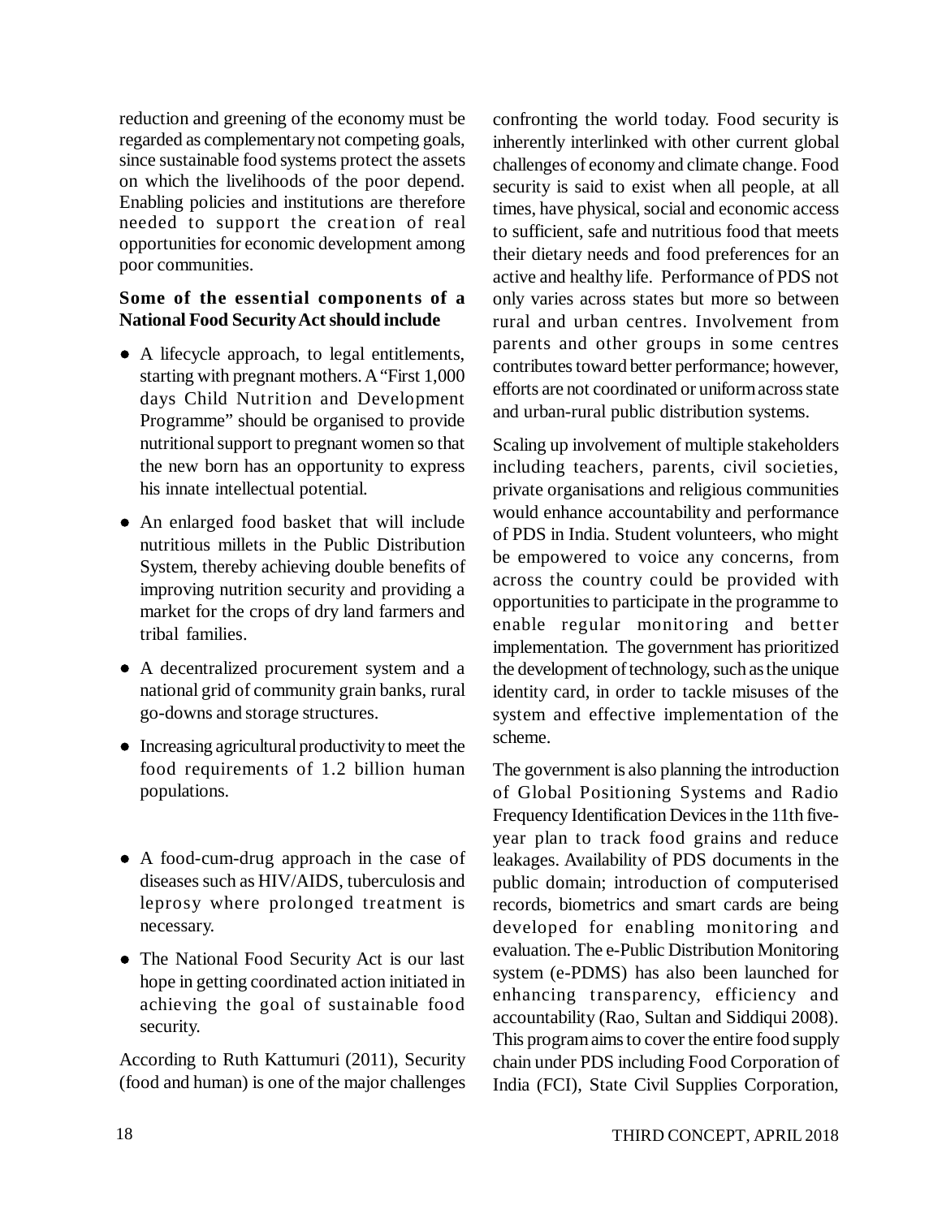reduction and greening of the economy must be regarded as complementary not competing goals, since sustainable food systems protect the assets on which the livelihoods of the poor depend. Enabling policies and institutions are therefore needed to support the creation of real opportunities for economic development among poor communities.

**Some of the essential components of a National Food Security Act should include**

- A lifecycle approach, to legal entitlements, starting with pregnant mothers. A "First 1,000 days Child Nutrition and Development Programme" should be organised to provide nutritional support to pregnant women so that the new born has an opportunity to express his innate intellectual potential.
- An enlarged food basket that will include nutritious millets in the Public Distribution System, thereby achieving double benefits of improving nutrition security and providing a market for the crops of dry land farmers and tribal families.
- A decentralized procurement system and a national grid of community grain banks, rural go-downs and storage structures.
- Increasing agricultural productivity to meet the food requirements of 1.2 billion human populations.
- A food-cum-drug approach in the case of diseases such as HIV/AIDS, tuberculosis and leprosy where prolonged treatment is necessary.
- The National Food Security Act is our last hope in getting coordinated action initiated in achieving the goal of sustainable food security.

According to Ruth Kattumuri (2011), Security (food and human) is one of the major challenges confronting the world today. Food security is inherently interlinked with other current global challenges of economy and climate change. Food security is said to exist when all people, at all times, have physical, social and economic access to sufficient, safe and nutritious food that meets their dietary needs and food preferences for an active and healthy life. Performance of PDS not only varies across states but more so between rural and urban centres. Involvement from parents and other groups in some centres contributes toward better performance; however, efforts are not coordinated or uniform across state and urban-rural public distribution systems.

Scaling up involvement of multiple stakeholders including teachers, parents, civil societies, private organisations and religious communities would enhance accountability and performance of PDS in India. Student volunteers, who might be empowered to voice any concerns, from across the country could be provided with opportunities to participate in the programme to enable regular monitoring and better implementation. The government has prioritized the development of technology, such as the unique identity card, in order to tackle misuses of the system and effective implementation of the scheme.

The government is also planning the introduction of Global Positioning Systems and Radio Frequency Identification Devices in the 11th five-year plan to track food grains and reduce leakages. Availability of PDS documents in the public domain; introduction of computerised records, biometrics and smart cards are being developed for enabling monitoring and evaluation. The e-Public Distribution Monitoring system (e-PDMS) has also been launched for enhancing transparency, efficiency and accountability (Rao, Sultan and Siddiqui 2008). This program aims to cover the entire food supply chain under PDS including Food Corporation of India (FCI), State Civil Supplies Corporation,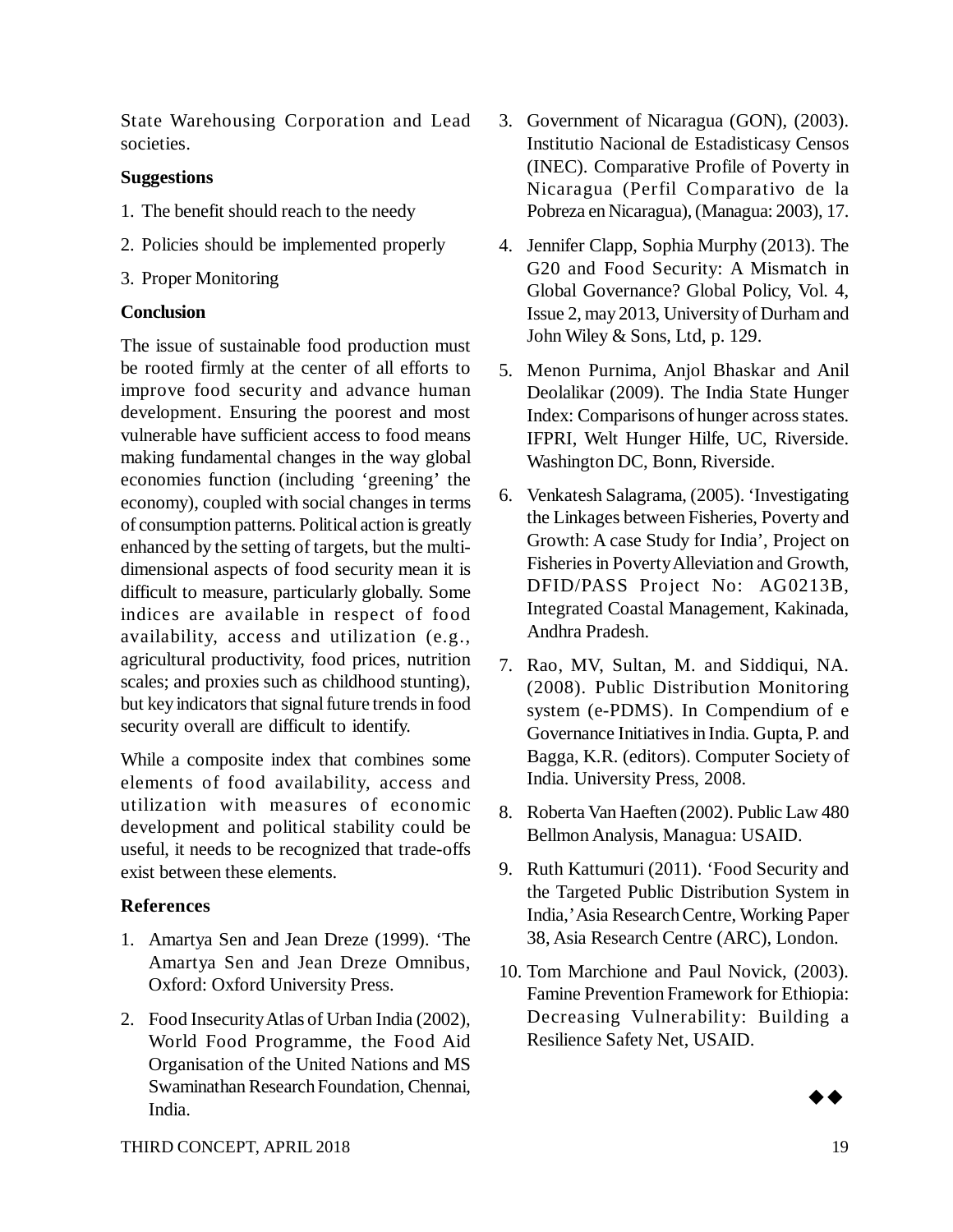State Warehousing Corporation and Lead societies.

**Suggestions**

1. The benefit should reach to the needy
2. Policies should be implemented properly
3. Proper Monitoring

**Conclusion**

The issue of sustainable food production must be rooted firmly at the center of all efforts to improve food security and advance human development. Ensuring the poorest and most vulnerable have sufficient access to food means making fundamental changes in the way global economies function (including 'greening' the economy), coupled with social changes in terms of consumption patterns. Political action is greatly enhanced by the setting of targets, but the multi-dimensional aspects of food security mean it is difficult to measure, particularly globally. Some indices are available in respect of food availability, access and utilization (e.g., agricultural productivity, food prices, nutrition scales; and proxies such as childhood stunting), but key indicators that signal future trends in food security overall are difficult to identify.

While a composite index that combines some elements of food availability, access and utilization with measures of economic development and political stability could be useful, it needs to be recognized that trade-offs exist between these elements.

**References**

1. Amartya Sen and Jean Dreze (1999). 'The Amartya Sen and Jean Dreze Omnibus, Oxford: Oxford University Press.
2. Food Insecurity Atlas of Urban India (2002), World Food Programme, the Food Aid Organisation of the United Nations and MS Swaminathan Research Foundation, Chennai, India.
3. Government of Nicaragua (GON), (2003). Institutio Nacional de Estadisticasy Censos (INEC). Comparative Profile of Poverty in Nicaragua (Perfil Comparativo de la Pobreza en Nicaragua), (Managua: 2003), 17.
4. Jennifer Clapp, Sophia Murphy (2013). The G20 and Food Security: A Mismatch in Global Governance? Global Policy, Vol. 4, Issue 2, may 2013, University of Durham and John Wiley & Sons, Ltd, p. 129.
5. Menon Purnima, Anjol Bhaskar and Anil Deolalikar (2009). The India State Hunger Index: Comparisons of hunger across states. IFPRI, Welt Hunger Hilfe, UC, Riverside. Washington DC, Bonn, Riverside.
6. Venkatesh Salagrama, (2005). 'Investigating the Linkages between Fisheries, Poverty and Growth: A case Study for India', Project on Fisheries in Poverty Alleviation and Growth, DFID/PASS Project No: AG0213B, Integrated Coastal Management, Kakinada, Andhra Pradesh.
7. Rao, MV, Sultan, M. and Siddiqui, NA. (2008). Public Distribution Monitoring system (e-PDMS). In Compendium of e Governance Initiatives in India. Gupta, P. and Bagga, K.R. (editors). Computer Society of India. University Press, 2008.
8. Roberta Van Haeften (2002). Public Law 480 Bellmon Analysis, Managua: USAID.
9. Ruth Kattumuri (2011). 'Food Security and the Targeted Public Distribution System in India,' Asia Research Centre, Working Paper 38, Asia Research Centre (ARC), London.
10. Tom Marchione and Paul Novick, (2003). Famine Prevention Framework for Ethiopia: Decreasing Vulnerability: Building a Resilience Safety Net, USAID.

◆◆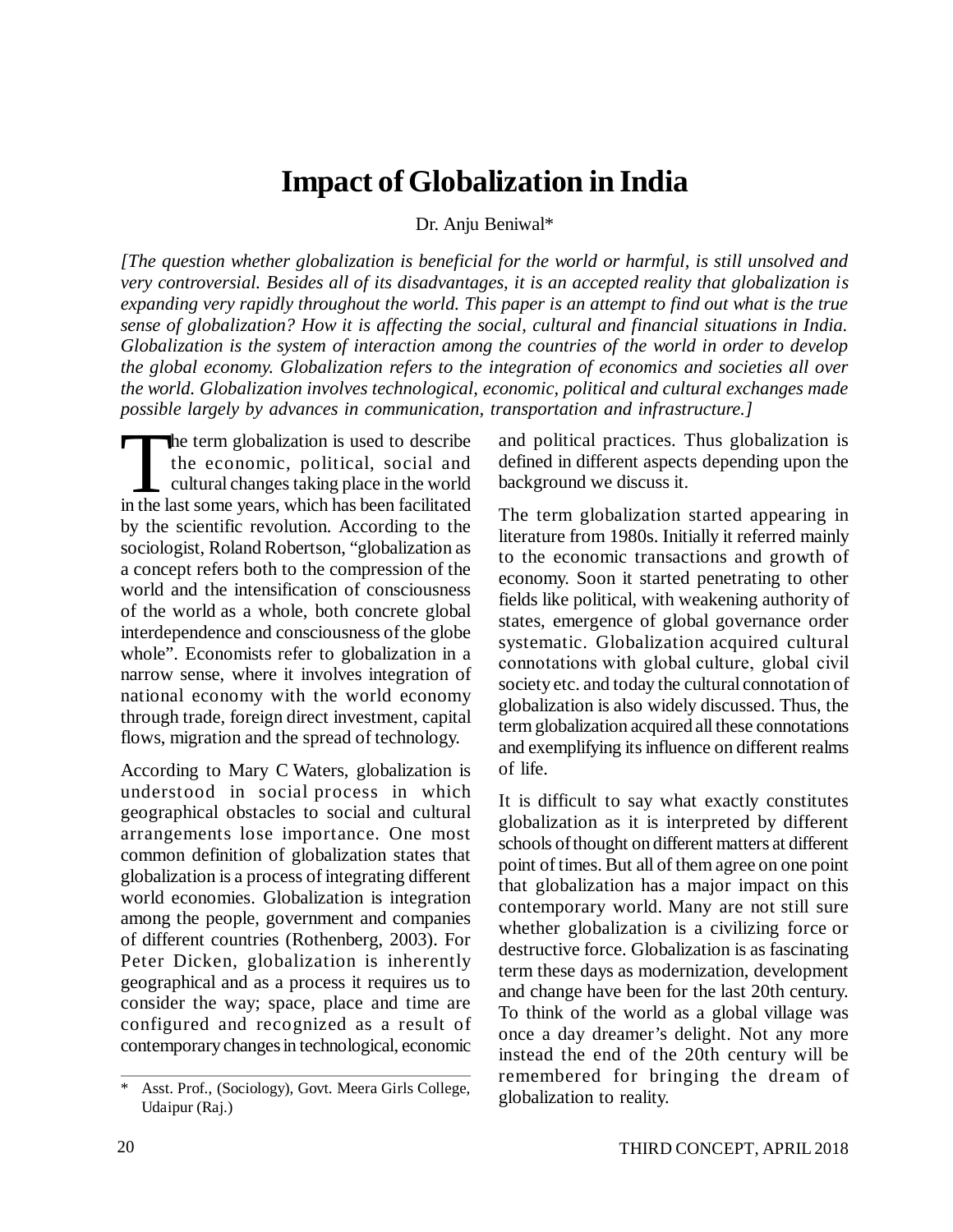# Impact of Globalization in India

Dr. Anju Beniwal*

*[The question whether globalization is beneficial for the world or harmful, is still unsolved and very controversial. Besides all of its disadvantages, it is an accepted reality that globalization is expanding very rapidly throughout the world. This paper is an attempt to find out what is the true sense of globalization? How it is affecting the social, cultural and financial situations in India. Globalization is the system of interaction among the countries of the world in order to develop the global economy. Globalization refers to the integration of economics and societies all over the world. Globalization involves technological, economic, political and cultural exchanges made possible largely by advances in communication, transportation and infrastructure.]*

The term globalization is used to describe the economic, political, social and cultural changes taking place in the world in the last some years, which has been facilitated by the scientific revolution. According to the sociologist, Roland Robertson, "globalization as a concept refers both to the compression of the world and the intensification of consciousness of the world as a whole, both concrete global interdependence and consciousness of the globe whole". Economists refer to globalization in a narrow sense, where it involves integration of national economy with the world economy through trade, foreign direct investment, capital flows, migration and the spread of technology.

According to Mary C Waters, globalization is understood in social process in which geographical obstacles to social and cultural arrangements lose importance. One most common definition of globalization states that globalization is a process of integrating different world economies. Globalization is integration among the people, government and companies of different countries (Rothenberg, 2003). For Peter Dicken, globalization is inherently geographical and as a process it requires us to consider the way; space, place and time are configured and recognized as a result of contemporary changes in technological, economic and political practices. Thus globalization is defined in different aspects depending upon the background we discuss it.

The term globalization started appearing in literature from 1980s. Initially it referred mainly to the economic transactions and growth of economy. Soon it started penetrating to other fields like political, with weakening authority of states, emergence of global governance order systematic. Globalization acquired cultural connotations with global culture, global civil society etc. and today the cultural connotation of globalization is also widely discussed. Thus, the term globalization acquired all these connotations and exemplifying its influence on different realms of life.

It is difficult to say what exactly constitutes globalization as it is interpreted by different schools of thought on different matters at different point of times. But all of them agree on one point that globalization has a major impact on this contemporary world. Many are not still sure whether globalization is a civilizing force or destructive force. Globalization is as fascinating term these days as modernization, development and change have been for the last 20th century. To think of the world as a global village was once a day dreamer's delight. Not any more instead the end of the 20th century will be remembered for bringing the dream of globalization to reality.

---

\* Asst. Prof., (Sociology), Govt. Meera Girls College, Udaipur (Raj.)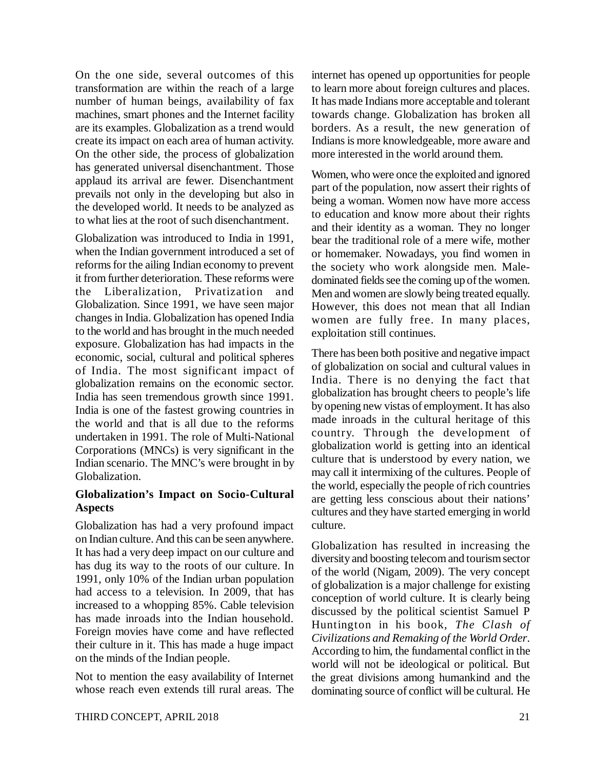On the one side, several outcomes of this transformation are within the reach of a large number of human beings, availability of fax machines, smart phones and the Internet facility are its examples. Globalization as a trend would create its impact on each area of human activity. On the other side, the process of globalization has generated universal disenchantment. Those applaud its arrival are fewer. Disenchantment prevails not only in the developing but also in the developed world. It needs to be analyzed as to what lies at the root of such disenchantment.

Globalization was introduced to India in 1991, when the Indian government introduced a set of reforms for the ailing Indian economy to prevent it from further deterioration. These reforms were the Liberalization, Privatization and Globalization. Since 1991, we have seen major changes in India. Globalization has opened India to the world and has brought in the much needed exposure. Globalization has had impacts in the economic, social, cultural and political spheres of India. The most significant impact of globalization remains on the economic sector. India has seen tremendous growth since 1991. India is one of the fastest growing countries in the world and that is all due to the reforms undertaken in 1991. The role of Multi-National Corporations (MNCs) is very significant in the Indian scenario. The MNC's were brought in by Globalization.

### Globalization's Impact on Socio-Cultural Aspects

Globalization has had a very profound impact on Indian culture. And this can be seen anywhere. It has had a very deep impact on our culture and has dug its way to the roots of our culture. In 1991, only 10% of the Indian urban population had access to a television. In 2009, that has increased to a whopping 85%. Cable television has made inroads into the Indian household. Foreign movies have come and have reflected their culture in it. This has made a huge impact on the minds of the Indian people.

Not to mention the easy availability of Internet whose reach even extends till rural areas. The internet has opened up opportunities for people to learn more about foreign cultures and places. It has made Indians more acceptable and tolerant towards change. Globalization has broken all borders. As a result, the new generation of Indians is more knowledgeable, more aware and more interested in the world around them.

Women, who were once the exploited and ignored part of the population, now assert their rights of being a woman. Women now have more access to education and know more about their rights and their identity as a woman. They no longer bear the traditional role of a mere wife, mother or homemaker. Nowadays, you find women in the society who work alongside men. Male-dominated fields see the coming up of the women. Men and women are slowly being treated equally. However, this does not mean that all Indian women are fully free. In many places, exploitation still continues.

There has been both positive and negative impact of globalization on social and cultural values in India. There is no denying the fact that globalization has brought cheers to people's life by opening new vistas of employment. It has also made inroads in the cultural heritage of this country. Through the development of globalization world is getting into an identical culture that is understood by every nation, we may call it intermixing of the cultures. People of the world, especially the people of rich countries are getting less conscious about their nations' cultures and they have started emerging in world culture.

Globalization has resulted in increasing the diversity and boosting telecom and tourism sector of the world (Nigam, 2009). The very concept of globalization is a major challenge for existing conception of world culture. It is clearly being discussed by the political scientist Samuel P Huntington in his book, *The Clash of Civilizations and Remaking of the World Order*. According to him, the fundamental conflict in the world will not be ideological or political. But the great divisions among humankind and the dominating source of conflict will be cultural. He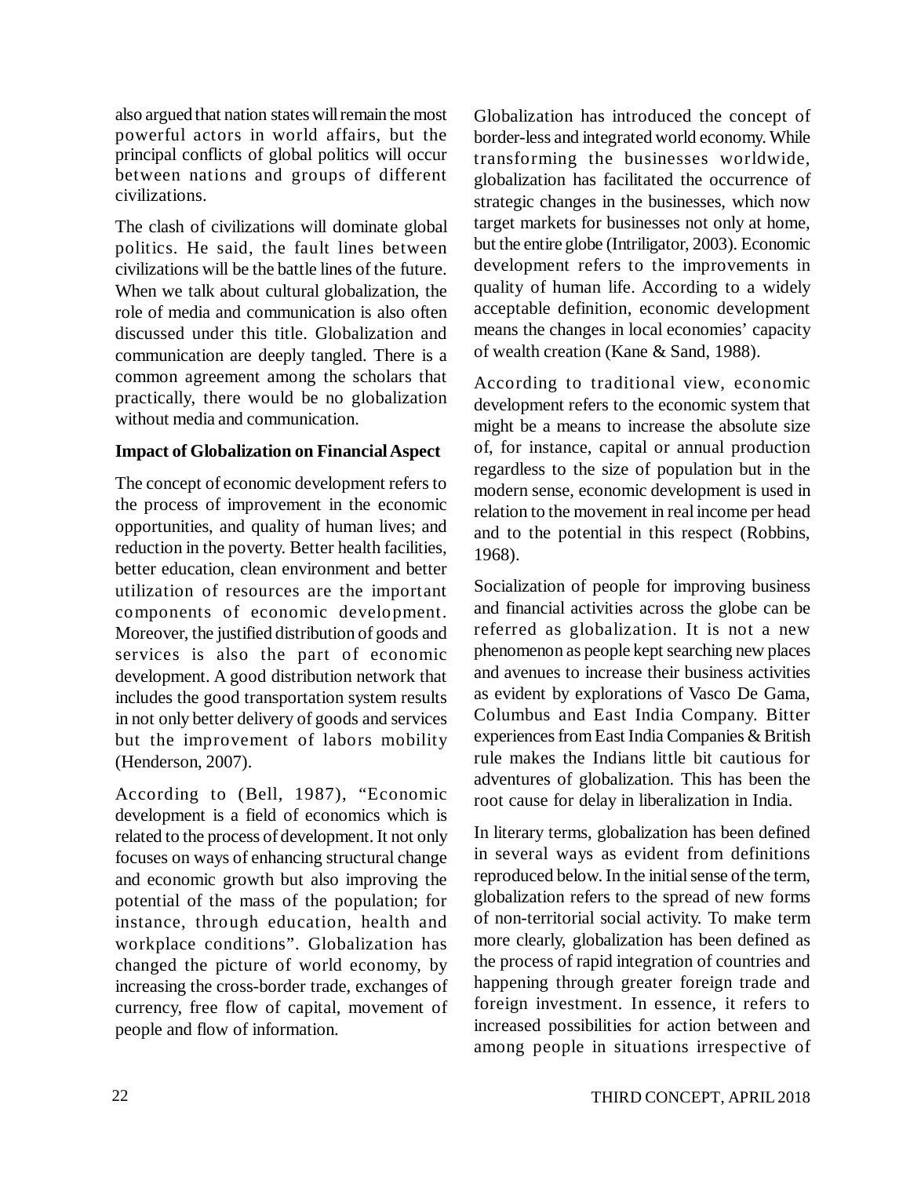also argued that nation states will remain the most powerful actors in world affairs, but the principal conflicts of global politics will occur between nations and groups of different civilizations.

The clash of civilizations will dominate global politics. He said, the fault lines between civilizations will be the battle lines of the future. When we talk about cultural globalization, the role of media and communication is also often discussed under this title. Globalization and communication are deeply tangled. There is a common agreement among the scholars that practically, there would be no globalization without media and communication.

**Impact of Globalization on Financial Aspect**

The concept of economic development refers to the process of improvement in the economic opportunities, and quality of human lives; and reduction in the poverty. Better health facilities, better education, clean environment and better utilization of resources are the important components of economic development. Moreover, the justified distribution of goods and services is also the part of economic development. A good distribution network that includes the good transportation system results in not only better delivery of goods and services but the improvement of labors mobility (Henderson, 2007).

According to (Bell, 1987), "Economic development is a field of economics which is related to the process of development. It not only focuses on ways of enhancing structural change and economic growth but also improving the potential of the mass of the population; for instance, through education, health and workplace conditions". Globalization has changed the picture of world economy, by increasing the cross-border trade, exchanges of currency, free flow of capital, movement of people and flow of information.

Globalization has introduced the concept of border-less and integrated world economy. While transforming the businesses worldwide, globalization has facilitated the occurrence of strategic changes in the businesses, which now target markets for businesses not only at home, but the entire globe (Intriligator, 2003). Economic development refers to the improvements in quality of human life. According to a widely acceptable definition, economic development means the changes in local economies' capacity of wealth creation (Kane & Sand, 1988).

According to traditional view, economic development refers to the economic system that might be a means to increase the absolute size of, for instance, capital or annual production regardless to the size of population but in the modern sense, economic development is used in relation to the movement in real income per head and to the potential in this respect (Robbins, 1968).

Socialization of people for improving business and financial activities across the globe can be referred as globalization. It is not a new phenomenon as people kept searching new places and avenues to increase their business activities as evident by explorations of Vasco De Gama, Columbus and East India Company. Bitter experiences from East India Companies & British rule makes the Indians little bit cautious for adventures of globalization. This has been the root cause for delay in liberalization in India.

In literary terms, globalization has been defined in several ways as evident from definitions reproduced below. In the initial sense of the term, globalization refers to the spread of new forms of non-territorial social activity. To make term more clearly, globalization has been defined as the process of rapid integration of countries and happening through greater foreign trade and foreign investment. In essence, it refers to increased possibilities for action between and among people in situations irrespective of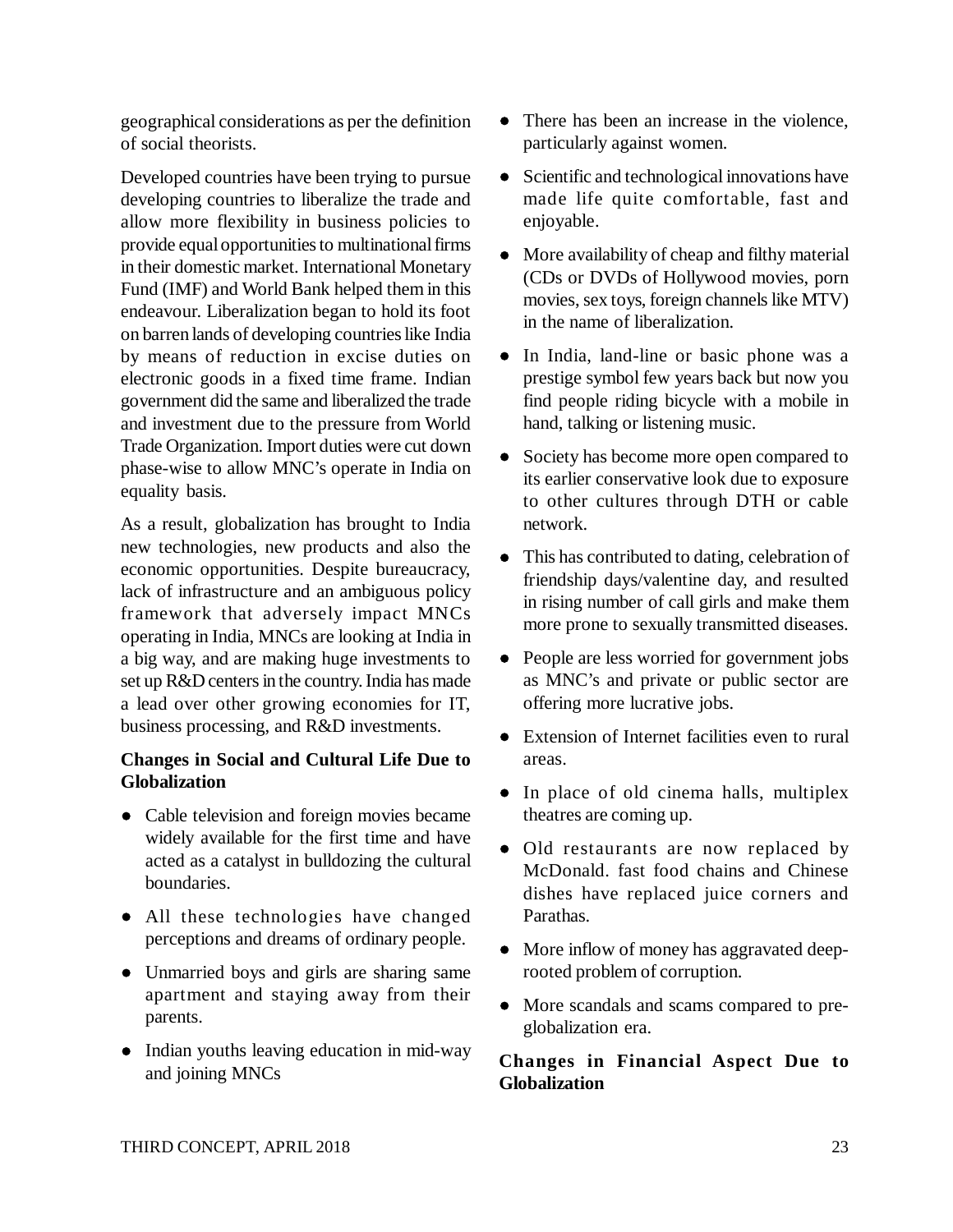geographical considerations as per the definition of social theorists.

Developed countries have been trying to pursue developing countries to liberalize the trade and allow more flexibility in business policies to provide equal opportunities to multinational firms in their domestic market. International Monetary Fund (IMF) and World Bank helped them in this endeavour. Liberalization began to hold its foot on barren lands of developing countries like India by means of reduction in excise duties on electronic goods in a fixed time frame. Indian government did the same and liberalized the trade and investment due to the pressure from World Trade Organization. Import duties were cut down phase-wise to allow MNC's operate in India on equality basis.

As a result, globalization has brought to India new technologies, new products and also the economic opportunities. Despite bureaucracy, lack of infrastructure and an ambiguous policy framework that adversely impact MNCs operating in India, MNCs are looking at India in a big way, and are making huge investments to set up R&D centers in the country. India has made a lead over other growing economies for IT, business processing, and R&D investments.

**Changes in Social and Cultural Life Due to Globalization**

- Cable television and foreign movies became widely available for the first time and have acted as a catalyst in bulldozing the cultural boundaries.
- All these technologies have changed perceptions and dreams of ordinary people.
- Unmarried boys and girls are sharing same apartment and staying away from their parents.
- Indian youths leaving education in mid-way and joining MNCs
- There has been an increase in the violence, particularly against women.
- Scientific and technological innovations have made life quite comfortable, fast and enjoyable.
- More availability of cheap and filthy material (CDs or DVDs of Hollywood movies, porn movies, sex toys, foreign channels like MTV) in the name of liberalization.
- In India, land-line or basic phone was a prestige symbol few years back but now you find people riding bicycle with a mobile in hand, talking or listening music.
- Society has become more open compared to its earlier conservative look due to exposure to other cultures through DTH or cable network.
- This has contributed to dating, celebration of friendship days/valentine day, and resulted in rising number of call girls and make them more prone to sexually transmitted diseases.
- People are less worried for government jobs as MNC's and private or public sector are offering more lucrative jobs.
- Extension of Internet facilities even to rural areas.
- In place of old cinema halls, multiplex theatres are coming up.
- Old restaurants are now replaced by McDonald. fast food chains and Chinese dishes have replaced juice corners and Parathas.
- More inflow of money has aggravated deep-rooted problem of corruption.
- More scandals and scams compared to pre-globalization era.

**Changes in Financial Aspect Due to Globalization**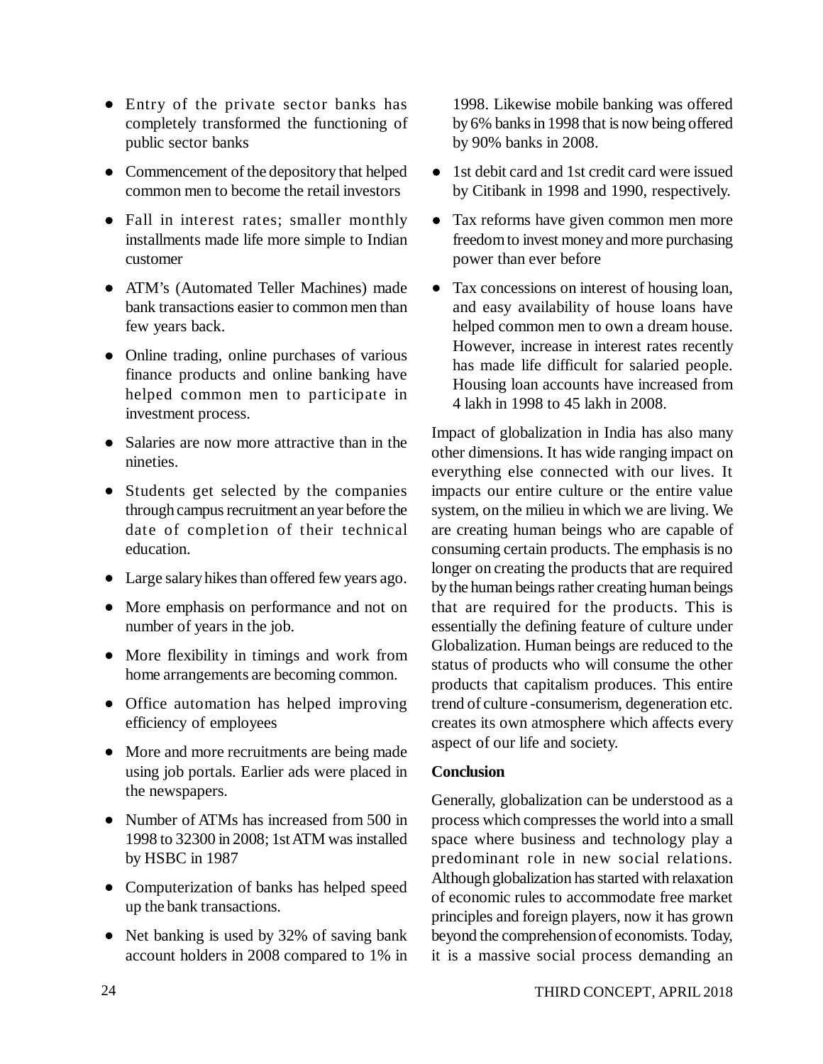- Entry of the private sector banks has completely transformed the functioning of public sector banks
- Commencement of the depository that helped common men to become the retail investors
- Fall in interest rates; smaller monthly installments made life more simple to Indian customer
- ATM's (Automated Teller Machines) made bank transactions easier to common men than few years back.
- Online trading, online purchases of various finance products and online banking have helped common men to participate in investment process.
- Salaries are now more attractive than in the nineties.
- Students get selected by the companies through campus recruitment an year before the date of completion of their technical education.
- Large salary hikes than offered few years ago.
- More emphasis on performance and not on number of years in the job.
- More flexibility in timings and work from home arrangements are becoming common.
- Office automation has helped improving efficiency of employees
- More and more recruitments are being made using job portals. Earlier ads were placed in the newspapers.
- Number of ATMs has increased from 500 in 1998 to 32300 in 2008; 1st ATM was installed by HSBC in 1987
- Computerization of banks has helped speed up the bank transactions.
- Net banking is used by 32% of saving bank account holders in 2008 compared to 1% in 1998. Likewise mobile banking was offered by 6% banks in 1998 that is now being offered by 90% banks in 2008.
- 1st debit card and 1st credit card were issued by Citibank in 1998 and 1990, respectively.
- Tax reforms have given common men more freedom to invest money and more purchasing power than ever before
- Tax concessions on interest of housing loan, and easy availability of house loans have helped common men to own a dream house. However, increase in interest rates recently has made life difficult for salaried people. Housing loan accounts have increased from 4 lakh in 1998 to 45 lakh in 2008.

Impact of globalization in India has also many other dimensions. It has wide ranging impact on everything else connected with our lives. It impacts our entire culture or the entire value system, on the milieu in which we are living. We are creating human beings who are capable of consuming certain products. The emphasis is no longer on creating the products that are required by the human beings rather creating human beings that are required for the products. This is essentially the defining feature of culture under Globalization. Human beings are reduced to the status of products who will consume the other products that capitalism produces. This entire trend of culture -consumerism, degeneration etc. creates its own atmosphere which affects every aspect of our life and society.

**Conclusion**

Generally, globalization can be understood as a process which compresses the world into a small space where business and technology play a predominant role in new social relations. Although globalization has started with relaxation of economic rules to accommodate free market principles and foreign players, now it has grown beyond the comprehension of economists. Today, it is a massive social process demanding an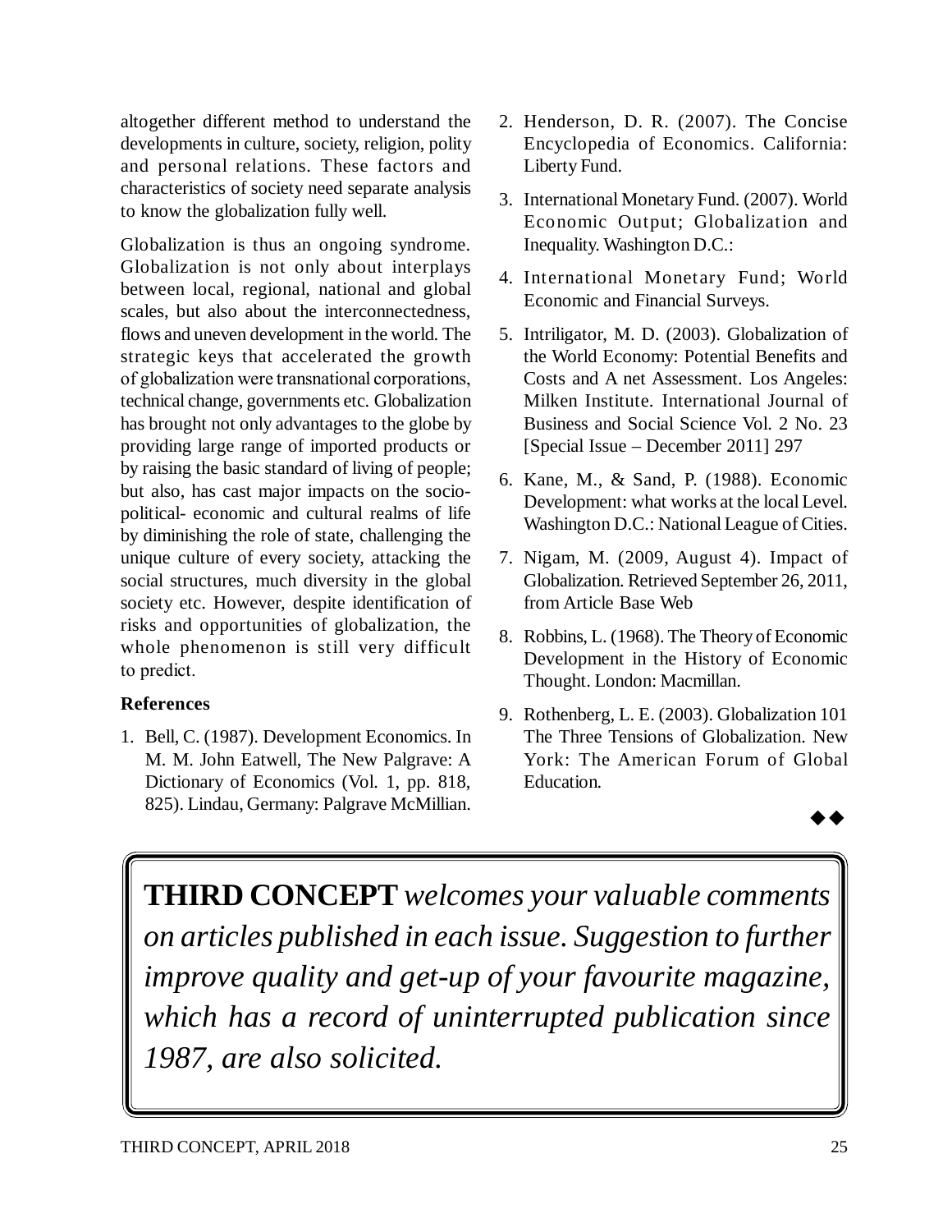altogether different method to understand the developments in culture, society, religion, polity and personal relations. These factors and characteristics of society need separate analysis to know the globalization fully well.

Globalization is thus an ongoing syndrome. Globalization is not only about interplays between local, regional, national and global scales, but also about the interconnectedness, flows and uneven development in the world. The strategic keys that accelerated the growth of globalization were transnational corporations, technical change, governments etc. Globalization has brought not only advantages to the globe by providing large range of imported products or by raising the basic standard of living of people; but also, has cast major impacts on the socio-political- economic and cultural realms of life by diminishing the role of state, challenging the unique culture of every society, attacking the social structures, much diversity in the global society etc. However, despite identification of risks and opportunities of globalization, the whole phenomenon is still very difficult to predict.

**References**

1. Bell, C. (1987). Development Economics. In M. M. John Eatwell, The New Palgrave: A Dictionary of Economics (Vol. 1, pp. 818, 825). Lindau, Germany: Palgrave McMillian.
2. Henderson, D. R. (2007). The Concise Encyclopedia of Economics. California: Liberty Fund.
3. International Monetary Fund. (2007). World Economic Output; Globalization and Inequality. Washington D.C.:
4. International Monetary Fund; World Economic and Financial Surveys.
5. Intriligator, M. D. (2003). Globalization of the World Economy: Potential Benefits and Costs and A net Assessment. Los Angeles: Milken Institute. International Journal of Business and Social Science Vol. 2 No. 23 [Special Issue – December 2011] 297
6. Kane, M., & Sand, P. (1988). Economic Development: what works at the local Level. Washington D.C.: National League of Cities.
7. Nigam, M. (2009, August 4). Impact of Globalization. Retrieved September 26, 2011, from Article Base Web
8. Robbins, L. (1968). The Theory of Economic Development in the History of Economic Thought. London: Macmillan.
9. Rothenberg, L. E. (2003). Globalization 101 The Three Tensions of Globalization. New York: The American Forum of Global Education.

◆◆

**THIRD CONCEPT** *welcomes your valuable comments on articles published in each issue. Suggestion to further improve quality and get-up of your favourite magazine, which has a record of uninterrupted publication since 1987, are also solicited.*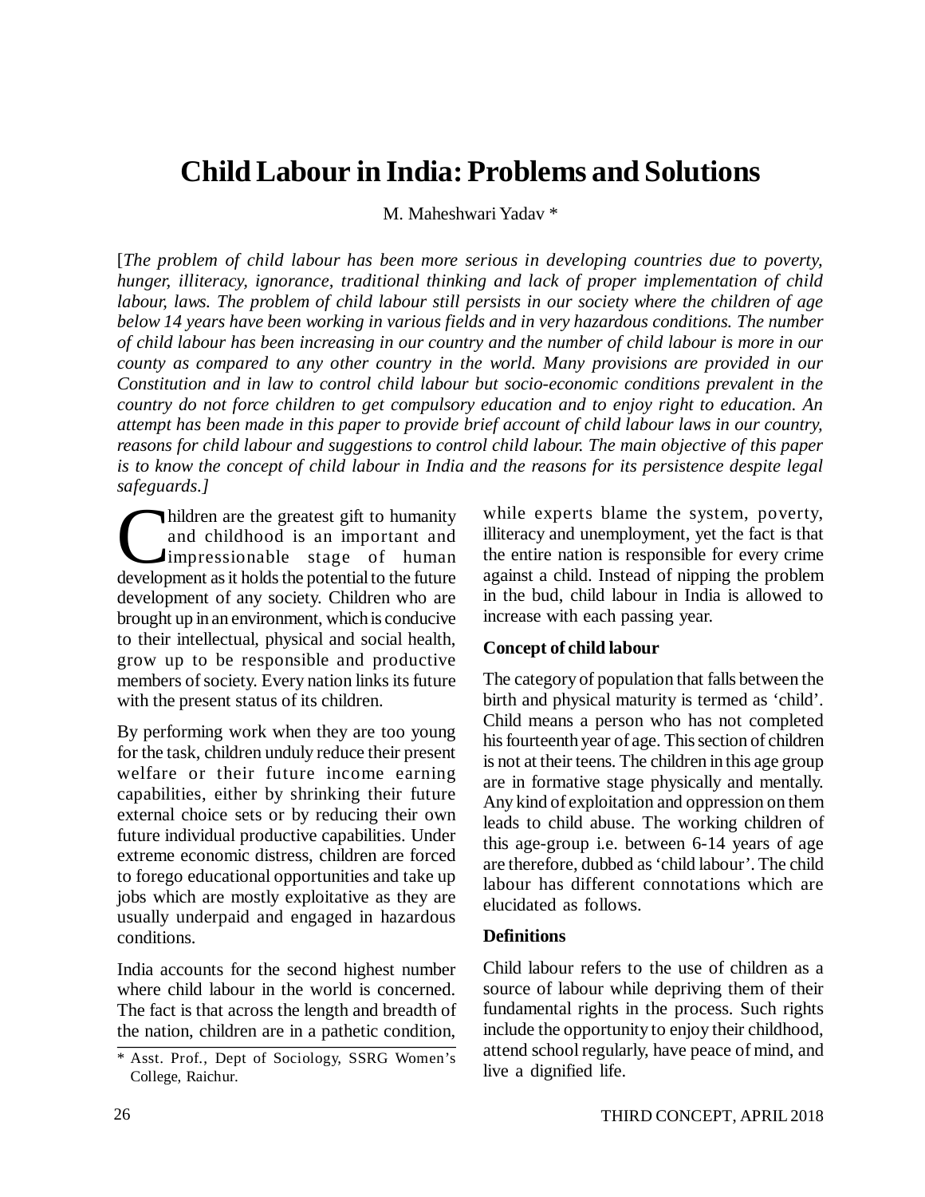# Child Labour in India: Problems and Solutions

M. Maheshwari Yadav *

[*The problem of child labour has been more serious in developing countries due to poverty, hunger, illiteracy, ignorance, traditional thinking and lack of proper implementation of child labour, laws. The problem of child labour still persists in our society where the children of age below 14 years have been working in various fields and in very hazardous conditions. The number of child labour has been increasing in our country and the number of child labour is more in our county as compared to any other country in the world. Many provisions are provided in our Constitution and in law to control child labour but socio-economic conditions prevalent in the country do not force children to get compulsory education and to enjoy right to education. An attempt has been made in this paper to provide brief account of child labour laws in our country, reasons for child labour and suggestions to control child labour. The main objective of this paper is to know the concept of child labour in India and the reasons for its persistence despite legal safeguards.*]

Children are the greatest gift to humanity and childhood is an important and impressionable stage of human development as it holds the potential to the future development of any society. Children who are brought up in an environment, which is conducive to their intellectual, physical and social health, grow up to be responsible and productive members of society. Every nation links its future with the present status of its children.

By performing work when they are too young for the task, children unduly reduce their present welfare or their future income earning capabilities, either by shrinking their future external choice sets or by reducing their own future individual productive capabilities. Under extreme economic distress, children are forced to forego educational opportunities and take up jobs which are mostly exploitative as they are usually underpaid and engaged in hazardous conditions.

India accounts for the second highest number where child labour in the world is concerned. The fact is that across the length and breadth of the nation, children are in a pathetic condition, while experts blame the system, poverty, illiteracy and unemployment, yet the fact is that the entire nation is responsible for every crime against a child. Instead of nipping the problem in the bud, child labour in India is allowed to increase with each passing year.

### Concept of child labour

The category of population that falls between the birth and physical maturity is termed as 'child'. Child means a person who has not completed his fourteenth year of age. This section of children is not at their teens. The children in this age group are in formative stage physically and mentally. Any kind of exploitation and oppression on them leads to child abuse. The working children of this age-group i.e. between 6-14 years of age are therefore, dubbed as 'child labour'. The child labour has different connotations which are elucidated as follows.

### Definitions

Child labour refers to the use of children as a source of labour while depriving them of their fundamental rights in the process. Such rights include the opportunity to enjoy their childhood, attend school regularly, have peace of mind, and live a dignified life.

\* Asst. Prof., Dept of Sociology, SSRG Women's College, Raichur.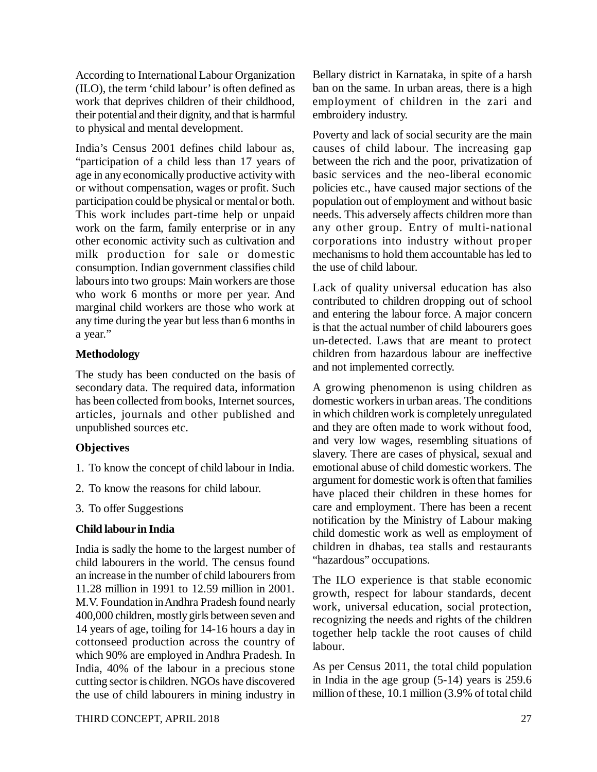According to International Labour Organization (ILO), the term 'child labour' is often defined as work that deprives children of their childhood, their potential and their dignity, and that is harmful to physical and mental development.

India's Census 2001 defines child labour as, "participation of a child less than 17 years of age in any economically productive activity with or without compensation, wages or profit. Such participation could be physical or mental or both. This work includes part-time help or unpaid work on the farm, family enterprise or in any other economic activity such as cultivation and milk production for sale or domestic consumption. Indian government classifies child labours into two groups: Main workers are those who work 6 months or more per year. And marginal child workers are those who work at any time during the year but less than 6 months in a year."

### Methodology

The study has been conducted on the basis of secondary data. The required data, information has been collected from books, Internet sources, articles, journals and other published and unpublished sources etc.

### Objectives

1. To know the concept of child labour in India.
2. To know the reasons for child labour.
3. To offer Suggestions

### Child labour in India

India is sadly the home to the largest number of child labourers in the world. The census found an increase in the number of child labourers from 11.28 million in 1991 to 12.59 million in 2001. M.V. Foundation in Andhra Pradesh found nearly 400,000 children, mostly girls between seven and 14 years of age, toiling for 14-16 hours a day in cottonseed production across the country of which 90% are employed in Andhra Pradesh. In India, 40% of the labour in a precious stone cutting sector is children. NGOs have discovered the use of child labourers in mining industry in Bellary district in Karnataka, in spite of a harsh ban on the same. In urban areas, there is a high employment of children in the zari and embroidery industry.

Poverty and lack of social security are the main causes of child labour. The increasing gap between the rich and the poor, privatization of basic services and the neo-liberal economic policies etc., have caused major sections of the population out of employment and without basic needs. This adversely affects children more than any other group. Entry of multi-national corporations into industry without proper mechanisms to hold them accountable has led to the use of child labour.

Lack of quality universal education has also contributed to children dropping out of school and entering the labour force. A major concern is that the actual number of child labourers goes un-detected. Laws that are meant to protect children from hazardous labour are ineffective and not implemented correctly.

A growing phenomenon is using children as domestic workers in urban areas. The conditions in which children work is completely unregulated and they are often made to work without food, and very low wages, resembling situations of slavery. There are cases of physical, sexual and emotional abuse of child domestic workers. The argument for domestic work is often that families have placed their children in these homes for care and employment. There has been a recent notification by the Ministry of Labour making child domestic work as well as employment of children in dhabas, tea stalls and restaurants "hazardous" occupations.

The ILO experience is that stable economic growth, respect for labour standards, decent work, universal education, social protection, recognizing the needs and rights of the children together help tackle the root causes of child labour.

As per Census 2011, the total child population in India in the age group (5-14) years is 259.6 million of these, 10.1 million (3.9% of total child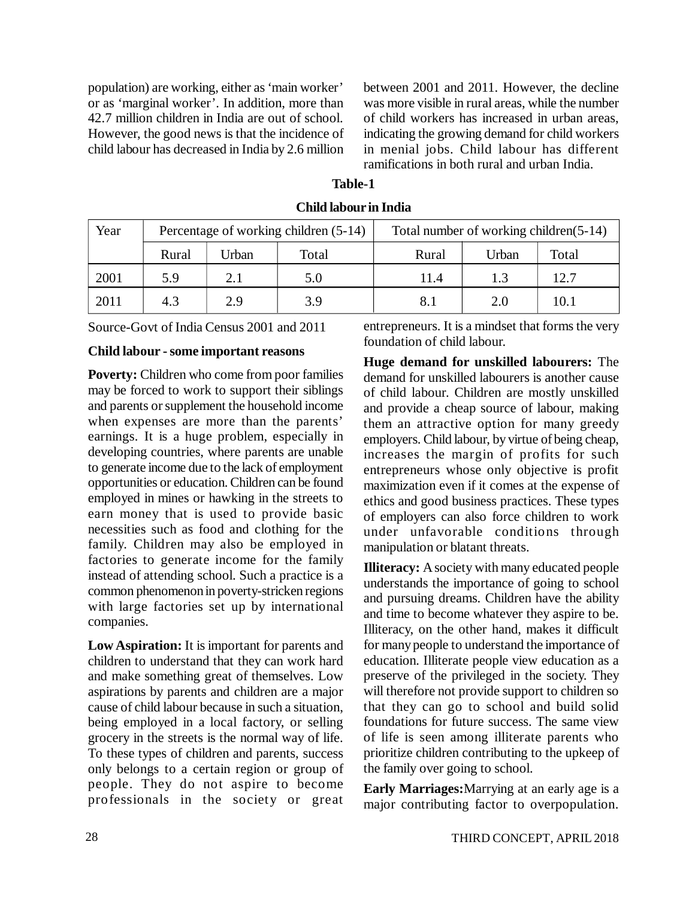population) are working, either as 'main worker' or as 'marginal worker'. In addition, more than 42.7 million children in India are out of school. However, the good news is that the incidence of child labour has decreased in India by 2.6 million between 2001 and 2011. However, the decline was more visible in rural areas, while the number of child workers has increased in urban areas, indicating the growing demand for child workers in menial jobs. Child labour has different ramifications in both rural and urban India.

**Table-1**

**Child labour in India**

| Year | Percentage of working children (5-14) | | | Total number of working children(5-14) | | |
|---|---|---|---|---|---|---|
| | Rural | Urban | Total | Rural | Urban | Total |
| 2001 | 5.9 | 2.1 | 5.0 | 11.4 | 1.3 | 12.7 |
| 2011 | 4.3 | 2.9 | 3.9 | 8.1 | 2.0 | 10.1 |

Source-Govt of India Census 2001 and 2011

**Child labour - some important reasons**

**Poverty:** Children who come from poor families may be forced to work to support their siblings and parents or supplement the household income when expenses are more than the parents' earnings. It is a huge problem, especially in developing countries, where parents are unable to generate income due to the lack of employment opportunities or education. Children can be found employed in mines or hawking in the streets to earn money that is used to provide basic necessities such as food and clothing for the family. Children may also be employed in factories to generate income for the family instead of attending school. Such a practice is a common phenomenon in poverty-stricken regions with large factories set up by international companies.

**Low Aspiration:** It is important for parents and children to understand that they can work hard and make something great of themselves. Low aspirations by parents and children are a major cause of child labour because in such a situation, being employed in a local factory, or selling grocery in the streets is the normal way of life. To these types of children and parents, success only belongs to a certain region or group of people. They do not aspire to become professionals in the society or great entrepreneurs. It is a mindset that forms the very foundation of child labour.

**Huge demand for unskilled labourers:** The demand for unskilled labourers is another cause of child labour. Children are mostly unskilled and provide a cheap source of labour, making them an attractive option for many greedy employers. Child labour, by virtue of being cheap, increases the margin of profits for such entrepreneurs whose only objective is profit maximization even if it comes at the expense of ethics and good business practices. These types of employers can also force children to work under unfavorable conditions through manipulation or blatant threats.

**Illiteracy:** A society with many educated people understands the importance of going to school and pursuing dreams. Children have the ability and time to become whatever they aspire to be. Illiteracy, on the other hand, makes it difficult for many people to understand the importance of education. Illiterate people view education as a preserve of the privileged in the society. They will therefore not provide support to children so that they can go to school and build solid foundations for future success. The same view of life is seen among illiterate parents who prioritize children contributing to the upkeep of the family over going to school.

**Early Marriages:**Marrying at an early age is a major contributing factor to overpopulation.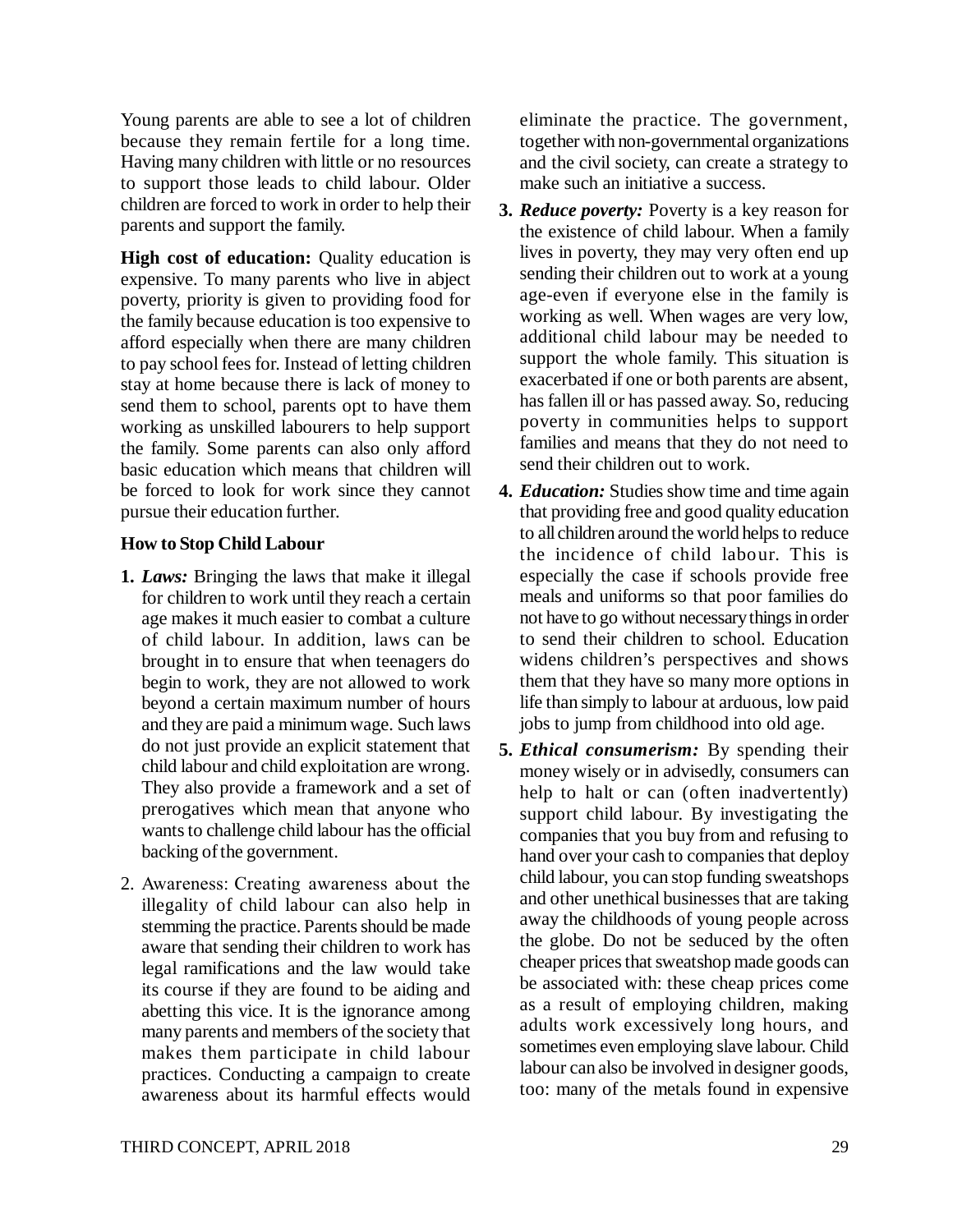Young parents are able to see a lot of children because they remain fertile for a long time. Having many children with little or no resources to support those leads to child labour. Older children are forced to work in order to help their parents and support the family.

**High cost of education:** Quality education is expensive. To many parents who live in abject poverty, priority is given to providing food for the family because education is too expensive to afford especially when there are many children to pay school fees for. Instead of letting children stay at home because there is lack of money to send them to school, parents opt to have them working as unskilled labourers to help support the family. Some parents can also only afford basic education which means that children will be forced to look for work since they cannot pursue their education further.

**How to Stop Child Labour**

1. ***Laws:*** Bringing the laws that make it illegal for children to work until they reach a certain age makes it much easier to combat a culture of child labour. In addition, laws can be brought in to ensure that when teenagers do begin to work, they are not allowed to work beyond a certain maximum number of hours and they are paid a minimum wage. Such laws do not just provide an explicit statement that child labour and child exploitation are wrong. They also provide a framework and a set of prerogatives which mean that anyone who wants to challenge child labour has the official backing of the government.

2. Awareness: Creating awareness about the illegality of child labour can also help in stemming the practice. Parents should be made aware that sending their children to work has legal ramifications and the law would take its course if they are found to be aiding and abetting this vice. It is the ignorance among many parents and members of the society that makes them participate in child labour practices. Conducting a campaign to create awareness about its harmful effects would eliminate the practice. The government, together with non-governmental organizations and the civil society, can create a strategy to make such an initiative a success.

3. ***Reduce poverty:*** Poverty is a key reason for the existence of child labour. When a family lives in poverty, they may very often end up sending their children out to work at a young age-even if everyone else in the family is working as well. When wages are very low, additional child labour may be needed to support the whole family. This situation is exacerbated if one or both parents are absent, has fallen ill or has passed away. So, reducing poverty in communities helps to support families and means that they do not need to send their children out to work.

4. ***Education:*** Studies show time and time again that providing free and good quality education to all children around the world helps to reduce the incidence of child labour. This is especially the case if schools provide free meals and uniforms so that poor families do not have to go without necessary things in order to send their children to school. Education widens children's perspectives and shows them that they have so many more options in life than simply to labour at arduous, low paid jobs to jump from childhood into old age.

5. ***Ethical consumerism:*** By spending their money wisely or in advisedly, consumers can help to halt or can (often inadvertently) support child labour. By investigating the companies that you buy from and refusing to hand over your cash to companies that deploy child labour, you can stop funding sweatshops and other unethical businesses that are taking away the childhoods of young people across the globe. Do not be seduced by the often cheaper prices that sweatshop made goods can be associated with: these cheap prices come as a result of employing children, making adults work excessively long hours, and sometimes even employing slave labour. Child labour can also be involved in designer goods, too: many of the metals found in expensive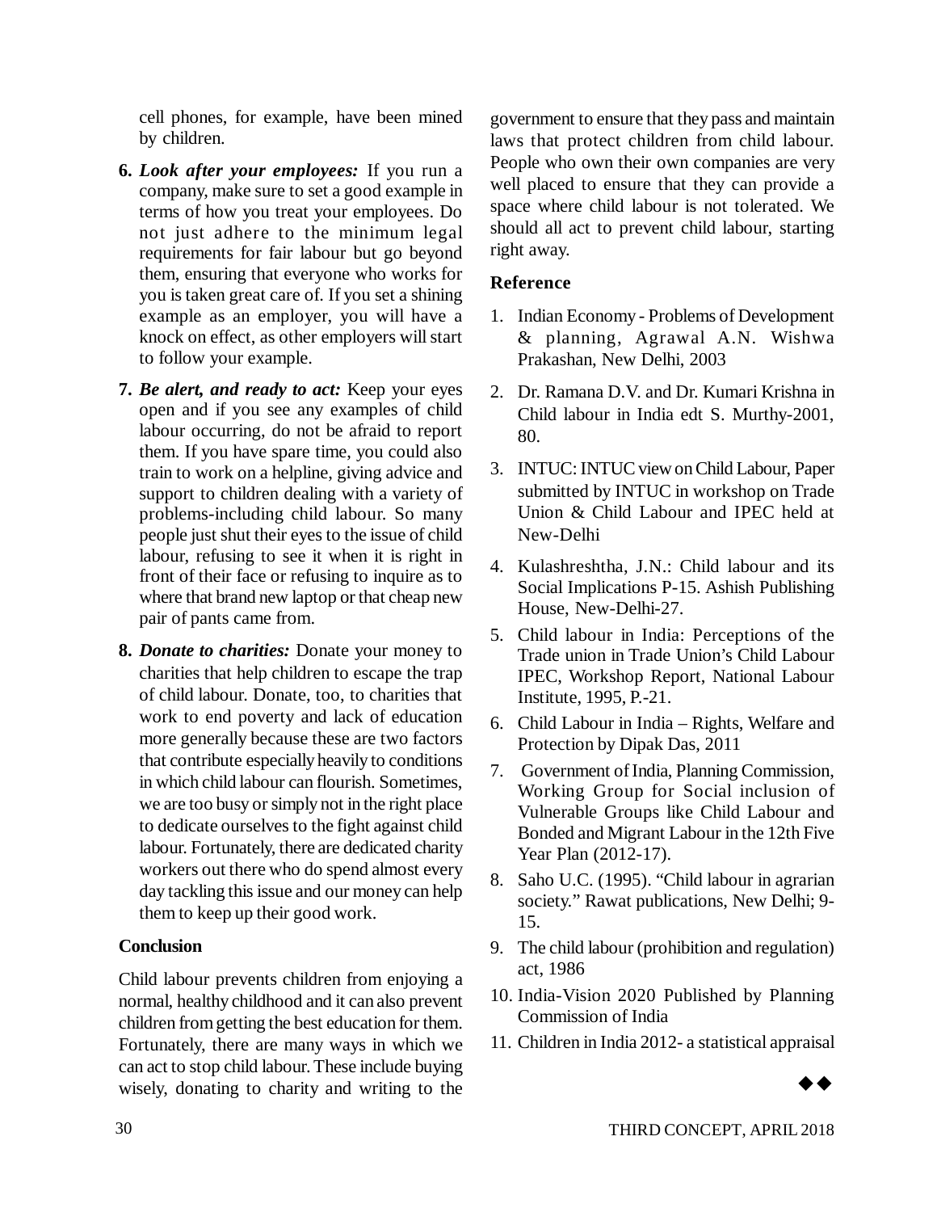cell phones, for example, have been mined by children.

6. ***Look after your employees:*** If you run a company, make sure to set a good example in terms of how you treat your employees. Do not just adhere to the minimum legal requirements for fair labour but go beyond them, ensuring that everyone who works for you is taken great care of. If you set a shining example as an employer, you will have a knock on effect, as other employers will start to follow your example.

7. ***Be alert, and ready to act:*** Keep your eyes open and if you see any examples of child labour occurring, do not be afraid to report them. If you have spare time, you could also train to work on a helpline, giving advice and support to children dealing with a variety of problems-including child labour. So many people just shut their eyes to the issue of child labour, refusing to see it when it is right in front of their face or refusing to inquire as to where that brand new laptop or that cheap new pair of pants came from.

8. ***Donate to charities:*** Donate your money to charities that help children to escape the trap of child labour. Donate, too, to charities that work to end poverty and lack of education more generally because these are two factors that contribute especially heavily to conditions in which child labour can flourish. Sometimes, we are too busy or simply not in the right place to dedicate ourselves to the fight against child labour. Fortunately, there are dedicated charity workers out there who do spend almost every day tackling this issue and our money can help them to keep up their good work.

## Conclusion

Child labour prevents children from enjoying a normal, healthy childhood and it can also prevent children from getting the best education for them. Fortunately, there are many ways in which we can act to stop child labour. These include buying wisely, donating to charity and writing to the government to ensure that they pass and maintain laws that protect children from child labour. People who own their own companies are very well placed to ensure that they can provide a space where child labour is not tolerated. We should all act to prevent child labour, starting right away.

## Reference

1. Indian Economy - Problems of Development & planning, Agrawal A.N. Wishwa Prakashan, New Delhi, 2003
2. Dr. Ramana D.V. and Dr. Kumari Krishna in Child labour in India edt S. Murthy-2001, 80.
3. INTUC: INTUC view on Child Labour, Paper submitted by INTUC in workshop on Trade Union & Child Labour and IPEC held at New-Delhi
4. Kulashreshtha, J.N.: Child labour and its Social Implications P-15. Ashish Publishing House, New-Delhi-27.
5. Child labour in India: Perceptions of the Trade union in Trade Union's Child Labour IPEC, Workshop Report, National Labour Institute, 1995, P.-21.
6. Child Labour in India – Rights, Welfare and Protection by Dipak Das, 2011
7. Government of India, Planning Commission, Working Group for Social inclusion of Vulnerable Groups like Child Labour and Bonded and Migrant Labour in the 12th Five Year Plan (2012-17).
8. Saho U.C. (1995). "Child labour in agrarian society." Rawat publications, New Delhi; 9-15.
9. The child labour (prohibition and regulation) act, 1986
10. India-Vision 2020 Published by Planning Commission of India
11. Children in India 2012- a statistical appraisal

◆◆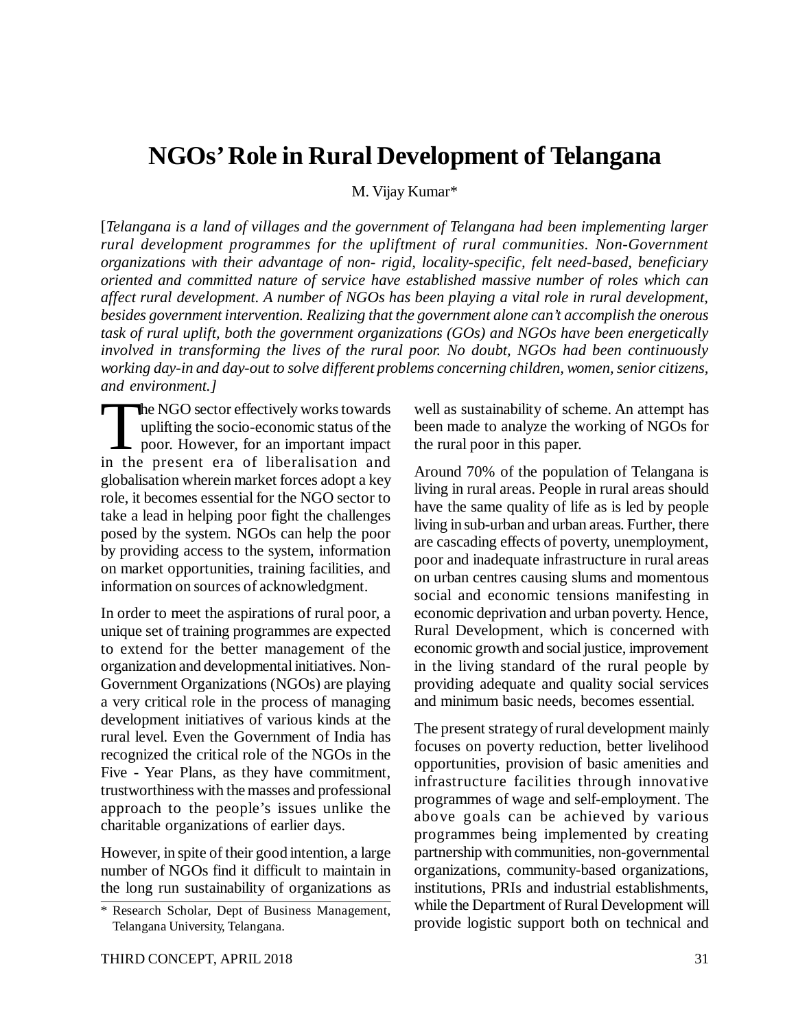# NGOs' Role in Rural Development of Telangana

M. Vijay Kumar*

[*Telangana is a land of villages and the government of Telangana had been implementing larger rural development programmes for the upliftment of rural communities. Non-Government organizations with their advantage of non- rigid, locality-specific, felt need-based, beneficiary oriented and committed nature of service have established massive number of roles which can affect rural development. A number of NGOs has been playing a vital role in rural development, besides government intervention. Realizing that the government alone can't accomplish the onerous task of rural uplift, both the government organizations (GOs) and NGOs have been energetically involved in transforming the lives of the rural poor. No doubt, NGOs had been continuously working day-in and day-out to solve different problems concerning children, women, senior citizens, and environment.*]

The NGO sector effectively works towards uplifting the socio-economic status of the poor. However, for an important impact in the present era of liberalisation and globalisation wherein market forces adopt a key role, it becomes essential for the NGO sector to take a lead in helping poor fight the challenges posed by the system. NGOs can help the poor by providing access to the system, information on market opportunities, training facilities, and information on sources of acknowledgment.

In order to meet the aspirations of rural poor, a unique set of training programmes are expected to extend for the better management of the organization and developmental initiatives. Non-Government Organizations (NGOs) are playing a very critical role in the process of managing development initiatives of various kinds at the rural level. Even the Government of India has recognized the critical role of the NGOs in the Five - Year Plans, as they have commitment, trustworthiness with the masses and professional approach to the people's issues unlike the charitable organizations of earlier days.

However, in spite of their good intention, a large number of NGOs find it difficult to maintain in the long run sustainability of organizations as well as sustainability of scheme. An attempt has been made to analyze the working of NGOs for the rural poor in this paper.

Around 70% of the population of Telangana is living in rural areas. People in rural areas should have the same quality of life as is led by people living in sub-urban and urban areas. Further, there are cascading effects of poverty, unemployment, poor and inadequate infrastructure in rural areas on urban centres causing slums and momentous social and economic tensions manifesting in economic deprivation and urban poverty. Hence, Rural Development, which is concerned with economic growth and social justice, improvement in the living standard of the rural people by providing adequate and quality social services and minimum basic needs, becomes essential.

The present strategy of rural development mainly focuses on poverty reduction, better livelihood opportunities, provision of basic amenities and infrastructure facilities through innovative programmes of wage and self-employment. The above goals can be achieved by various programmes being implemented by creating partnership with communities, non-governmental organizations, community-based organizations, institutions, PRIs and industrial establishments, while the Department of Rural Development will provide logistic support both on technical and

\* Research Scholar, Dept of Business Management, Telangana University, Telangana.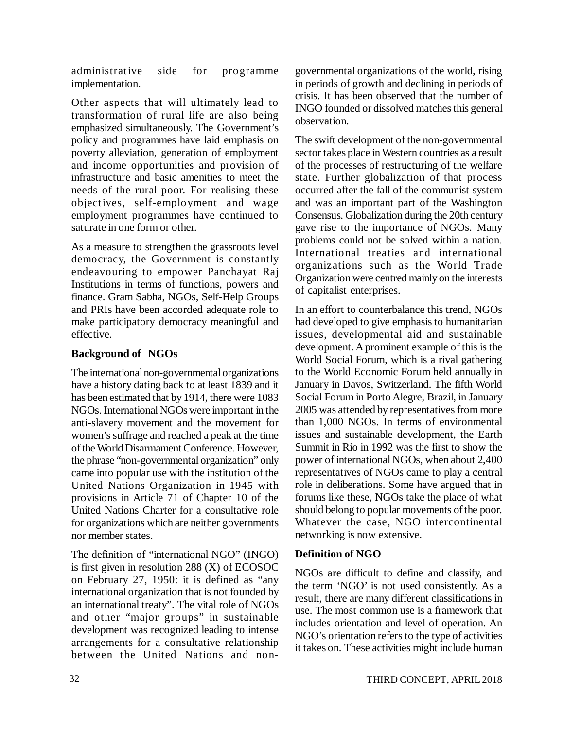administrative side for programme implementation.

Other aspects that will ultimately lead to transformation of rural life are also being emphasized simultaneously. The Government's policy and programmes have laid emphasis on poverty alleviation, generation of employment and income opportunities and provision of infrastructure and basic amenities to meet the needs of the rural poor. For realising these objectives, self-employment and wage employment programmes have continued to saturate in one form or other.

As a measure to strengthen the grassroots level democracy, the Government is constantly endeavouring to empower Panchayat Raj Institutions in terms of functions, powers and finance. Gram Sabha, NGOs, Self-Help Groups and PRIs have been accorded adequate role to make participatory democracy meaningful and effective.

## Background of NGOs

The international non-governmental organizations have a history dating back to at least 1839 and it has been estimated that by 1914, there were 1083 NGOs. International NGOs were important in the anti-slavery movement and the movement for women's suffrage and reached a peak at the time of the World Disarmament Conference. However, the phrase "non-governmental organization" only came into popular use with the institution of the United Nations Organization in 1945 with provisions in Article 71 of Chapter 10 of the United Nations Charter for a consultative role for organizations which are neither governments nor member states.

The definition of "international NGO" (INGO) is first given in resolution 288 (X) of ECOSOC on February 27, 1950: it is defined as "any international organization that is not founded by an international treaty". The vital role of NGOs and other "major groups" in sustainable development was recognized leading to intense arrangements for a consultative relationship between the United Nations and non-governmental organizations of the world, rising in periods of growth and declining in periods of crisis. It has been observed that the number of INGO founded or dissolved matches this general observation.

The swift development of the non-governmental sector takes place in Western countries as a result of the processes of restructuring of the welfare state. Further globalization of that process occurred after the fall of the communist system and was an important part of the Washington Consensus. Globalization during the 20th century gave rise to the importance of NGOs. Many problems could not be solved within a nation. International treaties and international organizations such as the World Trade Organization were centred mainly on the interests of capitalist enterprises.

In an effort to counterbalance this trend, NGOs had developed to give emphasis to humanitarian issues, developmental aid and sustainable development. A prominent example of this is the World Social Forum, which is a rival gathering to the World Economic Forum held annually in January in Davos, Switzerland. The fifth World Social Forum in Porto Alegre, Brazil, in January 2005 was attended by representatives from more than 1,000 NGOs. In terms of environmental issues and sustainable development, the Earth Summit in Rio in 1992 was the first to show the power of international NGOs, when about 2,400 representatives of NGOs came to play a central role in deliberations. Some have argued that in forums like these, NGOs take the place of what should belong to popular movements of the poor. Whatever the case, NGO intercontinental networking is now extensive.

## Definition of NGO

NGOs are difficult to define and classify, and the term 'NGO' is not used consistently. As a result, there are many different classifications in use. The most common use is a framework that includes orientation and level of operation. An NGO's orientation refers to the type of activities it takes on. These activities might include human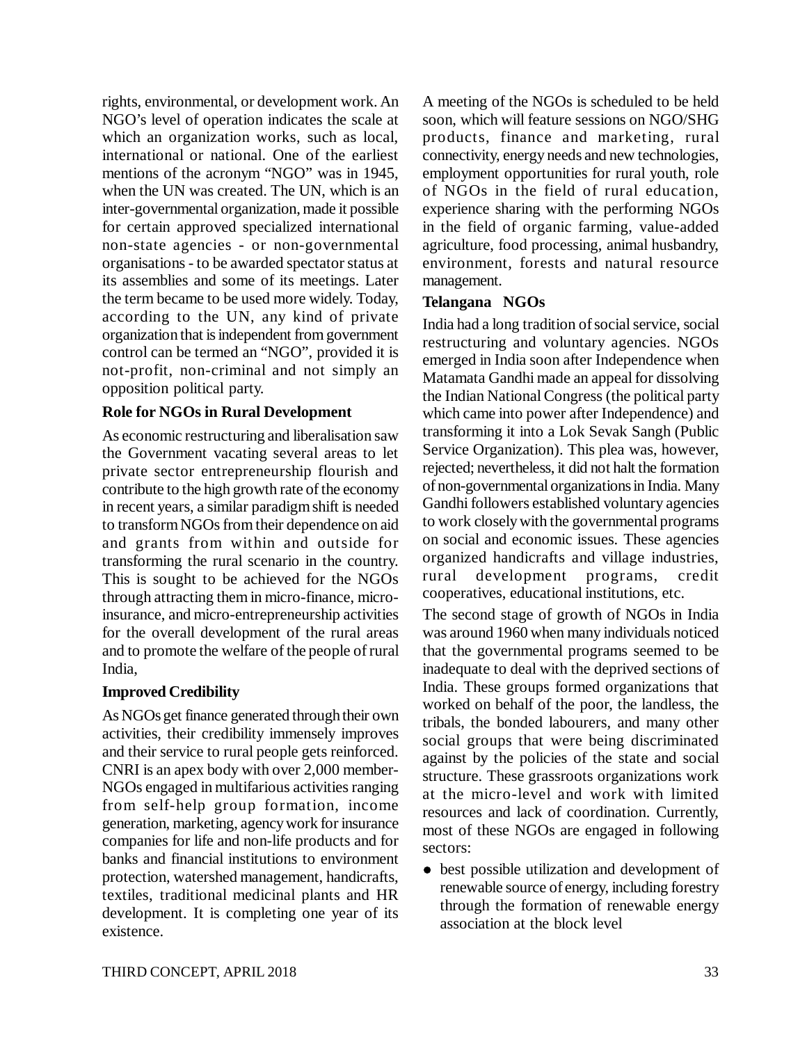rights, environmental, or development work. An NGO's level of operation indicates the scale at which an organization works, such as local, international or national. One of the earliest mentions of the acronym "NGO" was in 1945, when the UN was created. The UN, which is an inter-governmental organization, made it possible for certain approved specialized international non-state agencies - or non-governmental organisations - to be awarded spectator status at its assemblies and some of its meetings. Later the term became to be used more widely. Today, according to the UN, any kind of private organization that is independent from government control can be termed an "NGO", provided it is not-profit, non-criminal and not simply an opposition political party.

**Role for NGOs in Rural Development**

As economic restructuring and liberalisation saw the Government vacating several areas to let private sector entrepreneurship flourish and contribute to the high growth rate of the economy in recent years, a similar paradigm shift is needed to transform NGOs from their dependence on aid and grants from within and outside for transforming the rural scenario in the country. This is sought to be achieved for the NGOs through attracting them in micro-finance, micro-insurance, and micro-entrepreneurship activities for the overall development of the rural areas and to promote the welfare of the people of rural India,

**Improved Credibility**

As NGOs get finance generated through their own activities, their credibility immensely improves and their service to rural people gets reinforced. CNRI is an apex body with over 2,000 member-NGOs engaged in multifarious activities ranging from self-help group formation, income generation, marketing, agency work for insurance companies for life and non-life products and for banks and financial institutions to environment protection, watershed management, handicrafts, textiles, traditional medicinal plants and HR development. It is completing one year of its existence.

A meeting of the NGOs is scheduled to be held soon, which will feature sessions on NGO/SHG products, finance and marketing, rural connectivity, energy needs and new technologies, employment opportunities for rural youth, role of NGOs in the field of rural education, experience sharing with the performing NGOs in the field of organic farming, value-added agriculture, food processing, animal husbandry, environment, forests and natural resource management.

**Telangana NGOs**

India had a long tradition of social service, social restructuring and voluntary agencies. NGOs emerged in India soon after Independence when Matamata Gandhi made an appeal for dissolving the Indian National Congress (the political party which came into power after Independence) and transforming it into a Lok Sevak Sangh (Public Service Organization). This plea was, however, rejected; nevertheless, it did not halt the formation of non-governmental organizations in India. Many Gandhi followers established voluntary agencies to work closely with the governmental programs on social and economic issues. These agencies organized handicrafts and village industries, rural development programs, credit cooperatives, educational institutions, etc.

The second stage of growth of NGOs in India was around 1960 when many individuals noticed that the governmental programs seemed to be inadequate to deal with the deprived sections of India. These groups formed organizations that worked on behalf of the poor, the landless, the tribals, the bonded labourers, and many other social groups that were being discriminated against by the policies of the state and social structure. These grassroots organizations work at the micro-level and work with limited resources and lack of coordination. Currently, most of these NGOs are engaged in following sectors:

- best possible utilization and development of renewable source of energy, including forestry through the formation of renewable energy association at the block level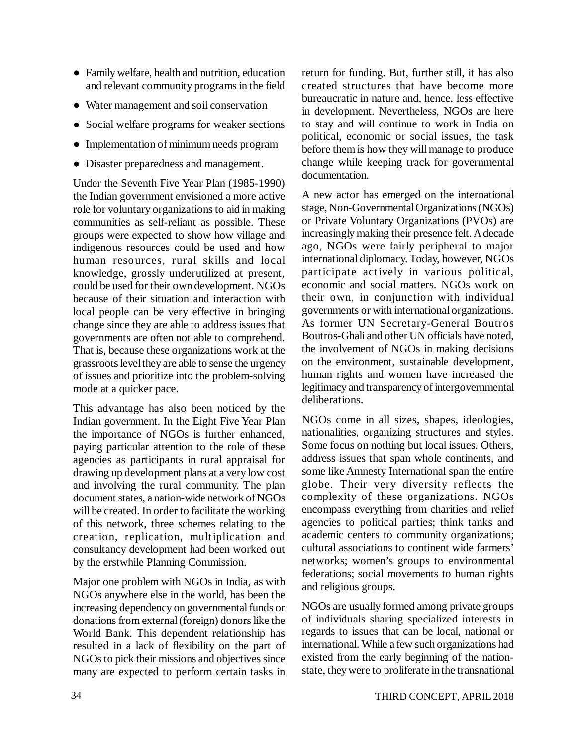- Family welfare, health and nutrition, education and relevant community programs in the field
- Water management and soil conservation
- Social welfare programs for weaker sections
- Implementation of minimum needs program
- Disaster preparedness and management.

Under the Seventh Five Year Plan (1985-1990) the Indian government envisioned a more active role for voluntary organizations to aid in making communities as self-reliant as possible. These groups were expected to show how village and indigenous resources could be used and how human resources, rural skills and local knowledge, grossly underutilized at present, could be used for their own development. NGOs because of their situation and interaction with local people can be very effective in bringing change since they are able to address issues that governments are often not able to comprehend. That is, because these organizations work at the grassroots level they are able to sense the urgency of issues and prioritize into the problem-solving mode at a quicker pace.

This advantage has also been noticed by the Indian government. In the Eight Five Year Plan the importance of NGOs is further enhanced, paying particular attention to the role of these agencies as participants in rural appraisal for drawing up development plans at a very low cost and involving the rural community. The plan document states, a nation-wide network of NGOs will be created. In order to facilitate the working of this network, three schemes relating to the creation, replication, multiplication and consultancy development had been worked out by the erstwhile Planning Commission.

Major one problem with NGOs in India, as with NGOs anywhere else in the world, has been the increasing dependency on governmental funds or donations from external (foreign) donors like the World Bank. This dependent relationship has resulted in a lack of flexibility on the part of NGOs to pick their missions and objectives since many are expected to perform certain tasks in return for funding. But, further still, it has also created structures that have become more bureaucratic in nature and, hence, less effective in development. Nevertheless, NGOs are here to stay and will continue to work in India on political, economic or social issues, the task before them is how they will manage to produce change while keeping track for governmental documentation.

A new actor has emerged on the international stage, Non-Governmental Organizations (NGOs) or Private Voluntary Organizations (PVOs) are increasingly making their presence felt. A decade ago, NGOs were fairly peripheral to major international diplomacy. Today, however, NGOs participate actively in various political, economic and social matters. NGOs work on their own, in conjunction with individual governments or with international organizations. As former UN Secretary-General Boutros Boutros-Ghali and other UN officials have noted, the involvement of NGOs in making decisions on the environment, sustainable development, human rights and women have increased the legitimacy and transparency of intergovernmental deliberations.

NGOs come in all sizes, shapes, ideologies, nationalities, organizing structures and styles. Some focus on nothing but local issues. Others, address issues that span whole continents, and some like Amnesty International span the entire globe. Their very diversity reflects the complexity of these organizations. NGOs encompass everything from charities and relief agencies to political parties; think tanks and academic centers to community organizations; cultural associations to continent wide farmers' networks; women's groups to environmental federations; social movements to human rights and religious groups.

NGOs are usually formed among private groups of individuals sharing specialized interests in regards to issues that can be local, national or international. While a few such organizations had existed from the early beginning of the nation-state, they were to proliferate in the transnational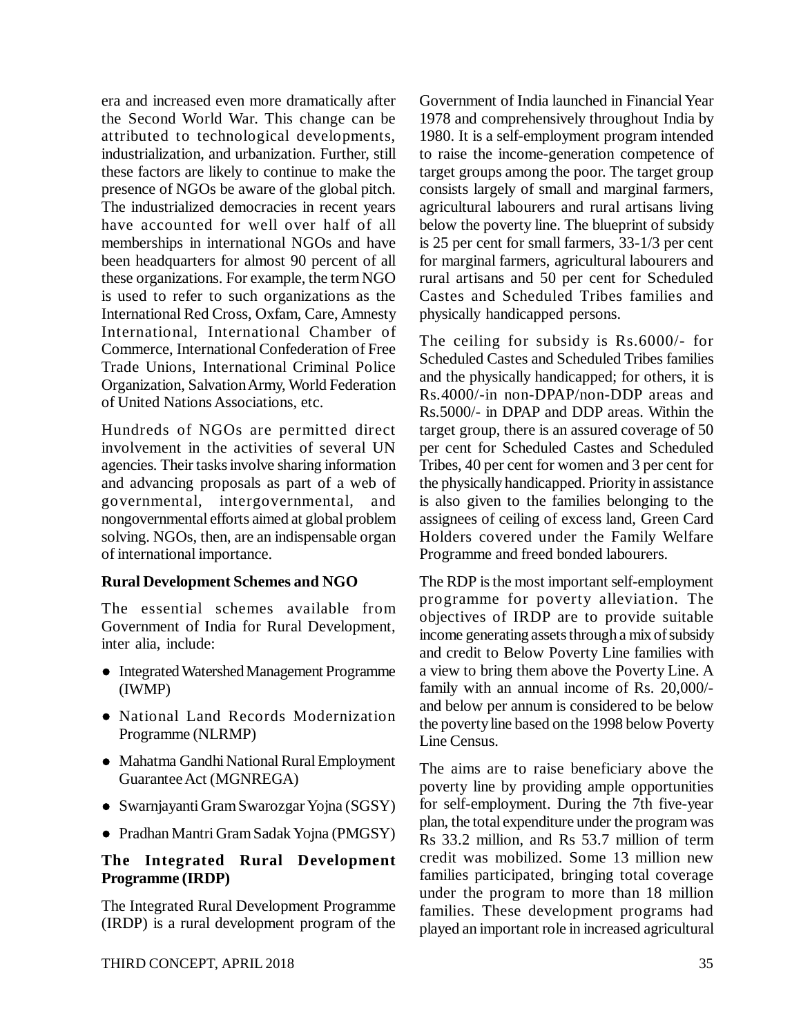era and increased even more dramatically after the Second World War. This change can be attributed to technological developments, industrialization, and urbanization. Further, still these factors are likely to continue to make the presence of NGOs be aware of the global pitch. The industrialized democracies in recent years have accounted for well over half of all memberships in international NGOs and have been headquarters for almost 90 percent of all these organizations. For example, the term NGO is used to refer to such organizations as the International Red Cross, Oxfam, Care, Amnesty International, International Chamber of Commerce, International Confederation of Free Trade Unions, International Criminal Police Organization, Salvation Army, World Federation of United Nations Associations, etc.

Hundreds of NGOs are permitted direct involvement in the activities of several UN agencies. Their tasks involve sharing information and advancing proposals as part of a web of governmental, intergovernmental, and nongovernmental efforts aimed at global problem solving. NGOs, then, are an indispensable organ of international importance.

**Rural Development Schemes and NGO**

The essential schemes available from Government of India for Rural Development, inter alia, include:

- Integrated Watershed Management Programme (IWMP)
- National Land Records Modernization Programme (NLRMP)
- Mahatma Gandhi National Rural Employment Guarantee Act (MGNREGA)
- Swarnjayanti Gram Swarozgar Yojna (SGSY)
- Pradhan Mantri Gram Sadak Yojna (PMGSY)

**The Integrated Rural Development Programme (IRDP)**

The Integrated Rural Development Programme (IRDP) is a rural development program of the Government of India launched in Financial Year 1978 and comprehensively throughout India by 1980. It is a self-employment program intended to raise the income-generation competence of target groups among the poor. The target group consists largely of small and marginal farmers, agricultural labourers and rural artisans living below the poverty line. The blueprint of subsidy is 25 per cent for small farmers, 33-1/3 per cent for marginal farmers, agricultural labourers and rural artisans and 50 per cent for Scheduled Castes and Scheduled Tribes families and physically handicapped persons.

The ceiling for subsidy is Rs.6000/- for Scheduled Castes and Scheduled Tribes families and the physically handicapped; for others, it is Rs.4000/-in non-DPAP/non-DDP areas and Rs.5000/- in DPAP and DDP areas. Within the target group, there is an assured coverage of 50 per cent for Scheduled Castes and Scheduled Tribes, 40 per cent for women and 3 per cent for the physically handicapped. Priority in assistance is also given to the families belonging to the assignees of ceiling of excess land, Green Card Holders covered under the Family Welfare Programme and freed bonded labourers.

The RDP is the most important self-employment programme for poverty alleviation. The objectives of IRDP are to provide suitable income generating assets through a mix of subsidy and credit to Below Poverty Line families with a view to bring them above the Poverty Line. A family with an annual income of Rs. 20,000/- and below per annum is considered to be below the poverty line based on the 1998 below Poverty Line Census.

The aims are to raise beneficiary above the poverty line by providing ample opportunities for self-employment. During the 7th five-year plan, the total expenditure under the program was Rs 33.2 million, and Rs 53.7 million of term credit was mobilized. Some 13 million new families participated, bringing total coverage under the program to more than 18 million families. These development programs had played an important role in increased agricultural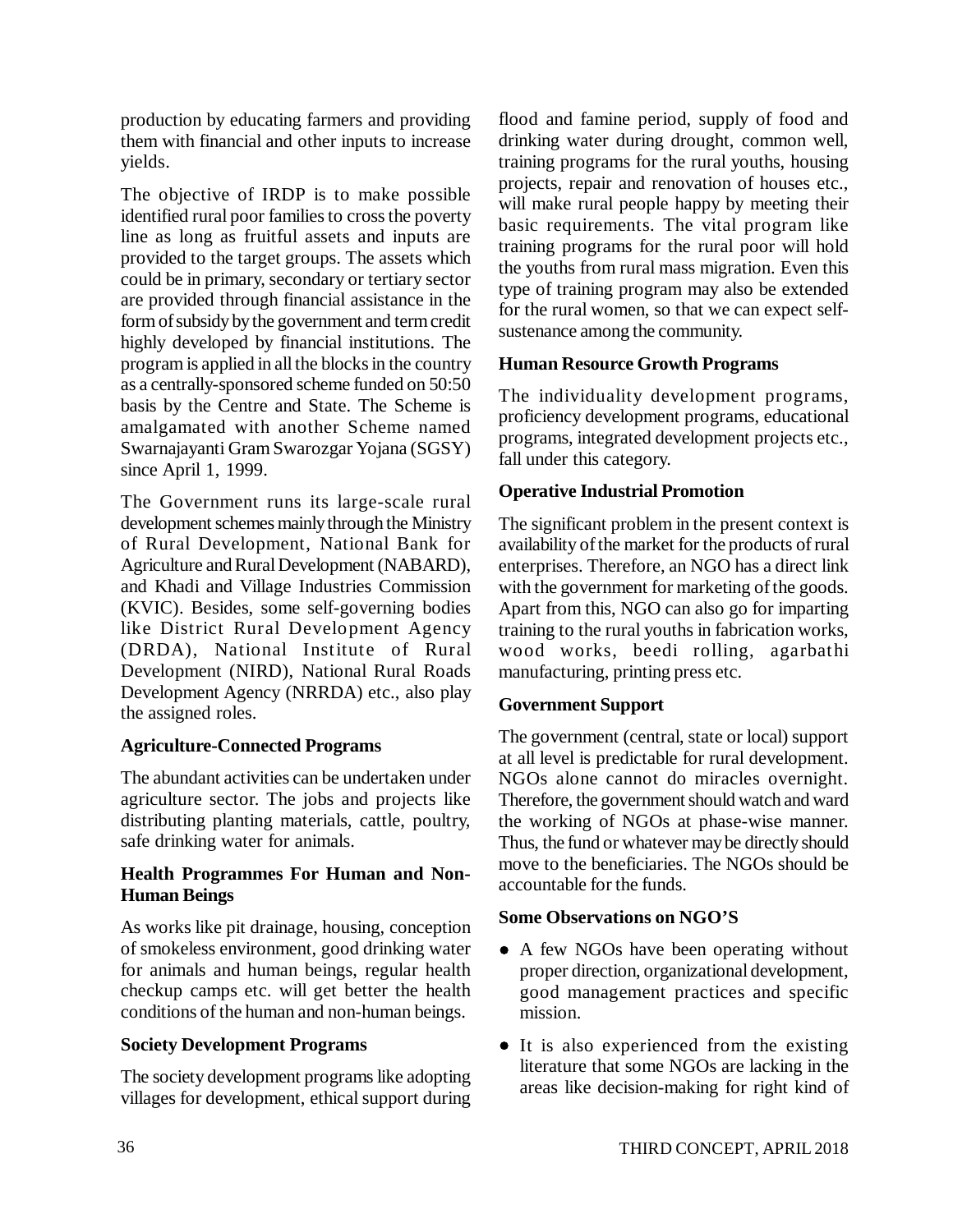production by educating farmers and providing them with financial and other inputs to increase yields.

The objective of IRDP is to make possible identified rural poor families to cross the poverty line as long as fruitful assets and inputs are provided to the target groups. The assets which could be in primary, secondary or tertiary sector are provided through financial assistance in the form of subsidy by the government and term credit highly developed by financial institutions. The program is applied in all the blocks in the country as a centrally-sponsored scheme funded on 50:50 basis by the Centre and State. The Scheme is amalgamated with another Scheme named Swarnajayanti Gram Swarozgar Yojana (SGSY) since April 1, 1999.

The Government runs its large-scale rural development schemes mainly through the Ministry of Rural Development, National Bank for Agriculture and Rural Development (NABARD), and Khadi and Village Industries Commission (KVIC). Besides, some self-governing bodies like District Rural Development Agency (DRDA), National Institute of Rural Development (NIRD), National Rural Roads Development Agency (NRRDA) etc., also play the assigned roles.

**Agriculture-Connected Programs**

The abundant activities can be undertaken under agriculture sector. The jobs and projects like distributing planting materials, cattle, poultry, safe drinking water for animals.

**Health Programmes For Human and Non-Human Beings**

As works like pit drainage, housing, conception of smokeless environment, good drinking water for animals and human beings, regular health checkup camps etc. will get better the health conditions of the human and non-human beings.

**Society Development Programs**

The society development programs like adopting villages for development, ethical support during flood and famine period, supply of food and drinking water during drought, common well, training programs for the rural youths, housing projects, repair and renovation of houses etc., will make rural people happy by meeting their basic requirements. The vital program like training programs for the rural poor will hold the youths from rural mass migration. Even this type of training program may also be extended for the rural women, so that we can expect self-sustenance among the community.

**Human Resource Growth Programs**

The individuality development programs, proficiency development programs, educational programs, integrated development projects etc., fall under this category.

**Operative Industrial Promotion**

The significant problem in the present context is availability of the market for the products of rural enterprises. Therefore, an NGO has a direct link with the government for marketing of the goods. Apart from this, NGO can also go for imparting training to the rural youths in fabrication works, wood works, beedi rolling, agarbathi manufacturing, printing press etc.

**Government Support**

The government (central, state or local) support at all level is predictable for rural development. NGOs alone cannot do miracles overnight. Therefore, the government should watch and ward the working of NGOs at phase-wise manner. Thus, the fund or whatever may be directly should move to the beneficiaries. The NGOs should be accountable for the funds.

**Some Observations on NGO'S**

- A few NGOs have been operating without proper direction, organizational development, good management practices and specific mission.
- It is also experienced from the existing literature that some NGOs are lacking in the areas like decision-making for right kind of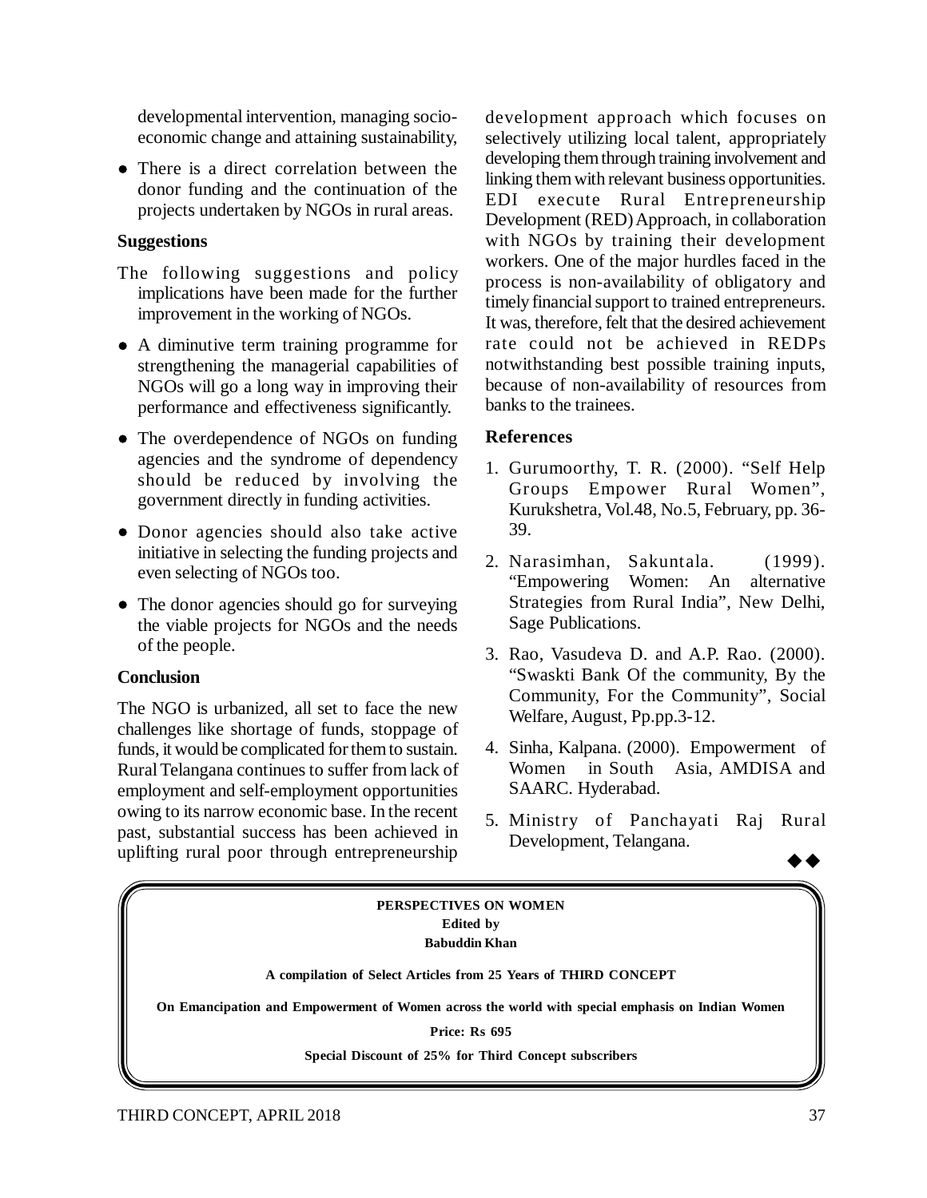developmental intervention, managing socio-economic change and attaining sustainability,

- There is a direct correlation between the donor funding and the continuation of the projects undertaken by NGOs in rural areas.

**Suggestions**

The following suggestions and policy implications have been made for the further improvement in the working of NGOs.

- A diminutive term training programme for strengthening the managerial capabilities of NGOs will go a long way in improving their performance and effectiveness significantly.
- The overdependence of NGOs on funding agencies and the syndrome of dependency should be reduced by involving the government directly in funding activities.
- Donor agencies should also take active initiative in selecting the funding projects and even selecting of NGOs too.
- The donor agencies should go for surveying the viable projects for NGOs and the needs of the people.

**Conclusion**

The NGO is urbanized, all set to face the new challenges like shortage of funds, stoppage of funds, it would be complicated for them to sustain. Rural Telangana continues to suffer from lack of employment and self-employment opportunities owing to its narrow economic base. In the recent past, substantial success has been achieved in uplifting rural poor through entrepreneurship development approach which focuses on selectively utilizing local talent, appropriately developing them through training involvement and linking them with relevant business opportunities. EDI execute Rural Entrepreneurship Development (RED) Approach, in collaboration with NGOs by training their development workers. One of the major hurdles faced in the process is non-availability of obligatory and timely financial support to trained entrepreneurs. It was, therefore, felt that the desired achievement rate could not be achieved in REDPs notwithstanding best possible training inputs, because of non-availability of resources from banks to the trainees.

**References**

1. Gurumoorthy, T. R. (2000). "Self Help Groups Empower Rural Women", Kurukshetra, Vol.48, No.5, February, pp. 36-39.
2. Narasimhan, Sakuntala. (1999). "Empowering Women: An alternative Strategies from Rural India", New Delhi, Sage Publications.
3. Rao, Vasudeva D. and A.P. Rao. (2000). "Swaskti Bank Of the community, By the Community, For the Community", Social Welfare, August, Pp.pp.3-12.
4. Sinha, Kalpana. (2000). Empowerment of Women in South Asia, AMDISA and SAARC. Hyderabad.
5. Ministry of Panchayati Raj Rural Development, Telangana.

◆◆

**PERSPECTIVES ON WOMEN**
**Edited by**
**Babuddin Khan**

**A compilation of Select Articles from 25 Years of THIRD CONCEPT**

**On Emancipation and Empowerment of Women across the world with special emphasis on Indian Women**

**Price: Rs 695**

**Special Discount of 25% for Third Concept subscribers**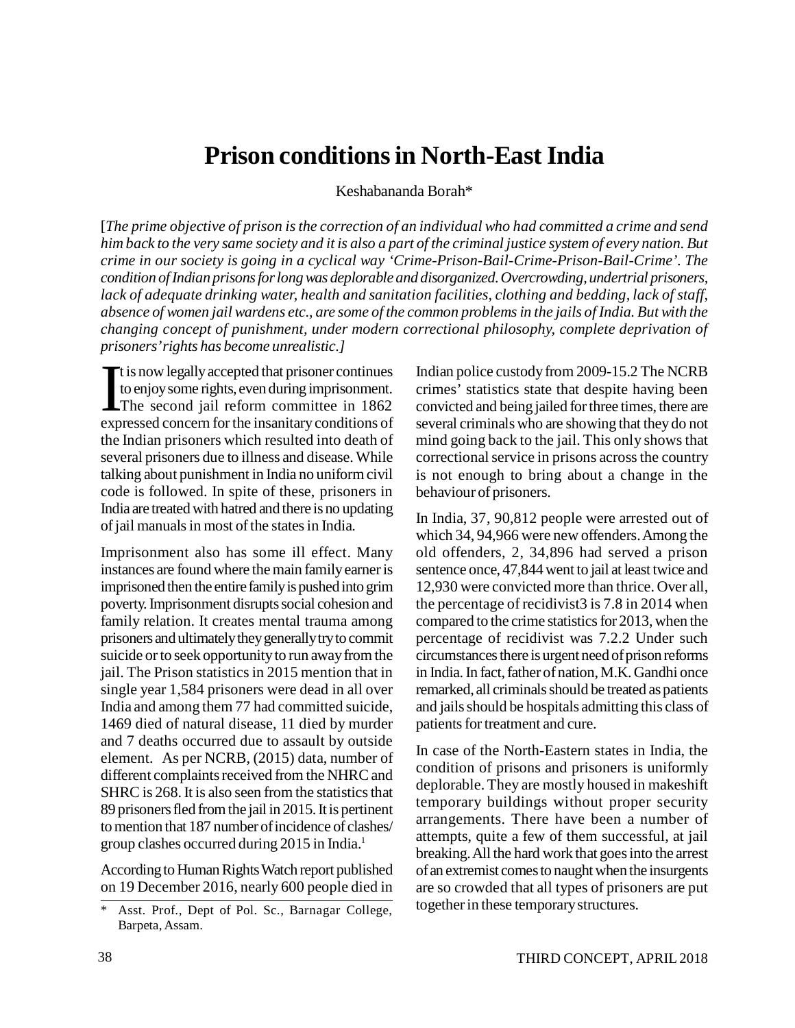# Prison conditions in North-East India

Keshabananda Borah*

[*The prime objective of prison is the correction of an individual who had committed a crime and send him back to the very same society and it is also a part of the criminal justice system of every nation. But crime in our society is going in a cyclical way 'Crime-Prison-Bail-Crime-Prison-Bail-Crime'. The condition of Indian prisons for long was deplorable and disorganized. Overcrowding, undertrial prisoners, lack of adequate drinking water, health and sanitation facilities, clothing and bedding, lack of staff, absence of women jail wardens etc., are some of the common problems in the jails of India. But with the changing concept of punishment, under modern correctional philosophy, complete deprivation of prisoners' rights has become unrealistic.*]

It is now legally accepted that prisoner continues to enjoy some rights, even during imprisonment. The second jail reform committee in 1862 expressed concern for the insanitary conditions of the Indian prisoners which resulted into death of several prisoners due to illness and disease. While talking about punishment in India no uniform civil code is followed. In spite of these, prisoners in India are treated with hatred and there is no updating of jail manuals in most of the states in India.

Imprisonment also has some ill effect. Many instances are found where the main family earner is imprisoned then the entire family is pushed into grim poverty. Imprisonment disrupts social cohesion and family relation. It creates mental trauma among prisoners and ultimately they generally try to commit suicide or to seek opportunity to run away from the jail. The Prison statistics in 2015 mention that in single year 1,584 prisoners were dead in all over India and among them 77 had committed suicide, 1469 died of natural disease, 11 died by murder and 7 deaths occurred due to assault by outside element. As per NCRB, (2015) data, number of different complaints received from the NHRC and SHRC is 268. It is also seen from the statistics that 89 prisoners fled from the jail in 2015. It is pertinent to mention that 187 number of incidence of clashes/group clashes occurred during 2015 in India.[1]

According to Human Rights Watch report published on 19 December 2016, nearly 600 people died in Indian police custody from 2009-15.2 The NCRB crimes' statistics state that despite having been convicted and being jailed for three times, there are several criminals who are showing that they do not mind going back to the jail. This only shows that correctional service in prisons across the country is not enough to bring about a change in the behaviour of prisoners.

In India, 37, 90,812 people were arrested out of which 34, 94,966 were new offenders. Among the old offenders, 2, 34,896 had served a prison sentence once, 47,844 went to jail at least twice and 12,930 were convicted more than thrice. Over all, the percentage of recidivist3 is 7.8 in 2014 when compared to the crime statistics for 2013, when the percentage of recidivist was 7.2.2 Under such circumstances there is urgent need of prison reforms in India. In fact, father of nation, M.K. Gandhi once remarked, all criminals should be treated as patients and jails should be hospitals admitting this class of patients for treatment and cure.

In case of the North-Eastern states in India, the condition of prisons and prisoners is uniformly deplorable. They are mostly housed in makeshift temporary buildings without proper security arrangements. There have been a number of attempts, quite a few of them successful, at jail breaking. All the hard work that goes into the arrest of an extremist comes to naught when the insurgents are so crowded that all types of prisoners are put together in these temporary structures.

---

\* Asst. Prof., Dept of Pol. Sc., Barnagar College, Barpeta, Assam.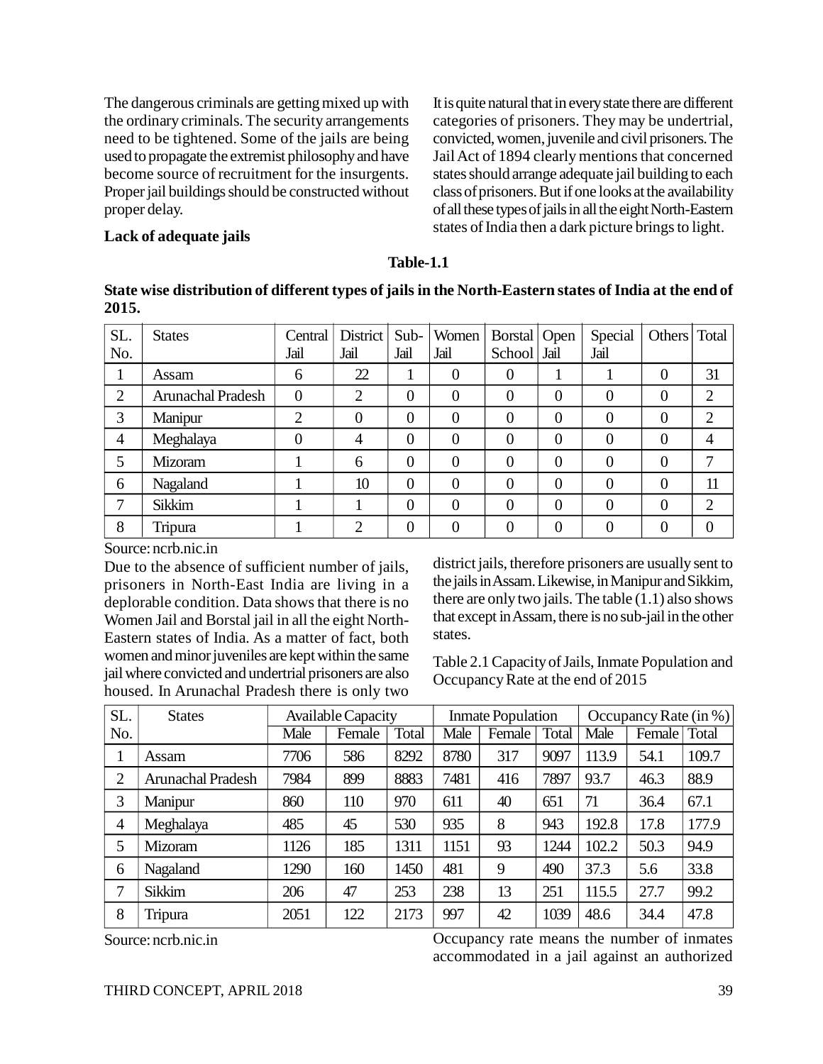The dangerous criminals are getting mixed up with the ordinary criminals. The security arrangements need to be tightened. Some of the jails are being used to propagate the extremist philosophy and have become source of recruitment for the insurgents. Proper jail buildings should be constructed without proper delay.

**Lack of adequate jails**

It is quite natural that in every state there are different categories of prisoners. They may be undertrial, convicted, women, juvenile and civil prisoners. The Jail Act of 1894 clearly mentions that concerned states should arrange adequate jail building to each class of prisoners. But if one looks at the availability of all these types of jails in all the eight North-Eastern states of India then a dark picture brings to light.

**Table-1.1**

**State wise distribution of different types of jails in the North-Eastern states of India at the end of 2015.**

| SL. No. | States | Central Jail | District Jail | Sub-Jail | Women Jail | Borstal School | Open Jail | Special Jail | Others | Total |
|---|---|---|---|---|---|---|---|---|---|---|
| 1 | Assam | 6 | 22 | 1 | 0 | 0 | 1 | 1 | 0 | 31 |
| 2 | Arunachal Pradesh | 0 | 2 | 0 | 0 | 0 | 0 | 0 | 0 | 2 |
| 3 | Manipur | 2 | 0 | 0 | 0 | 0 | 0 | 0 | 0 | 2 |
| 4 | Meghalaya | 0 | 4 | 0 | 0 | 0 | 0 | 0 | 0 | 4 |
| 5 | Mizoram | 1 | 6 | 0 | 0 | 0 | 0 | 0 | 0 | 7 |
| 6 | Nagaland | 1 | 10 | 0 | 0 | 0 | 0 | 0 | 0 | 11 |
| 7 | Sikkim | 1 | 1 | 0 | 0 | 0 | 0 | 0 | 0 | 2 |
| 8 | Tripura | 1 | 2 | 0 | 0 | 0 | 0 | 0 | 0 | 0 |

Source: ncrb.nic.in

Due to the absence of sufficient number of jails, prisoners in North-East India are living in a deplorable condition. Data shows that there is no Women Jail and Borstal jail in all the eight North-Eastern states of India. As a matter of fact, both women and minor juveniles are kept within the same jail where convicted and undertrial prisoners are also housed. In Arunachal Pradesh there is only two district jails, therefore prisoners are usually sent to the jails in Assam. Likewise, in Manipur and Sikkim, there are only two jails. The table (1.1) also shows that except in Assam, there is no sub-jail in the other states.

Table 2.1 Capacity of Jails, Inmate Population and Occupancy Rate at the end of 2015

| SL. No. | States | Available Capacity | | | Inmate Population | | | Occupancy Rate (in %) | | |
|---|---|---|---|---|---|---|---|---|---|---|
| | | Male | Female | Total | Male | Female | Total | Male | Female | Total |
| 1 | Assam | 7706 | 586 | 8292 | 8780 | 317 | 9097 | 113.9 | 54.1 | 109.7 |
| 2 | Arunachal Pradesh | 7984 | 899 | 8883 | 7481 | 416 | 7897 | 93.7 | 46.3 | 88.9 |
| 3 | Manipur | 860 | 110 | 970 | 611 | 40 | 651 | 71 | 36.4 | 67.1 |
| 4 | Meghalaya | 485 | 45 | 530 | 935 | 8 | 943 | 192.8 | 17.8 | 177.9 |
| 5 | Mizoram | 1126 | 185 | 1311 | 1151 | 93 | 1244 | 102.2 | 50.3 | 94.9 |
| 6 | Nagaland | 1290 | 160 | 1450 | 481 | 9 | 490 | 37.3 | 5.6 | 33.8 |
| 7 | Sikkim | 206 | 47 | 253 | 238 | 13 | 251 | 115.5 | 27.7 | 99.2 |
| 8 | Tripura | 2051 | 122 | 2173 | 997 | 42 | 1039 | 48.6 | 34.4 | 47.8 |

Source: ncrb.nic.in

Occupancy rate means the number of inmates accommodated in a jail against an authorized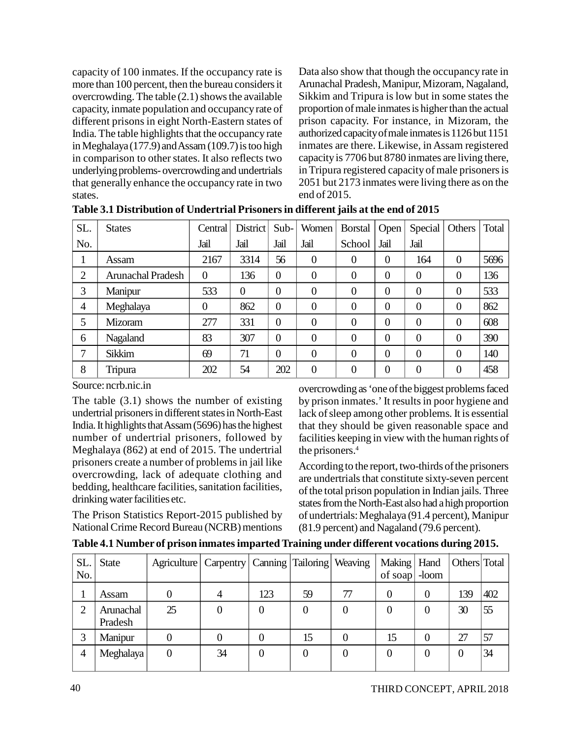capacity of 100 inmates. If the occupancy rate is more than 100 percent, then the bureau considers it overcrowding. The table (2.1) shows the available capacity, inmate population and occupancy rate of different prisons in eight North-Eastern states of India. The table highlights that the occupancy rate in Meghalaya (177.9) and Assam (109.7) is too high in comparison to other states. It also reflects two underlying problems- overcrowding and undertrials that generally enhance the occupancy rate in two states.

Data also show that though the occupancy rate in Arunachal Pradesh, Manipur, Mizoram, Nagaland, Sikkim and Tripura is low but in some states the proportion of male inmates is higher than the actual prison capacity. For instance, in Mizoram, the authorized capacity of male inmates is 1126 but 1151 inmates are there. Likewise, in Assam registered capacity is 7706 but 8780 inmates are living there, in Tripura registered capacity of male prisoners is 2051 but 2173 inmates were living there as on the end of 2015.

**Table 3.1 Distribution of Undertrial Prisoners in different jails at the end of 2015**

| SL. No. | States | Central Jail | District Jail | Sub-Jail | Women Jail | Borstal School | Open Jail | Special Jail | Others | Total |
|---|---|---|---|---|---|---|---|---|---|---|
| 1 | Assam | 2167 | 3314 | 56 | 0 | 0 | 0 | 164 | 0 | 5696 |
| 2 | Arunachal Pradesh | 0 | 136 | 0 | 0 | 0 | 0 | 0 | 0 | 136 |
| 3 | Manipur | 533 | 0 | 0 | 0 | 0 | 0 | 0 | 0 | 533 |
| 4 | Meghalaya | 0 | 862 | 0 | 0 | 0 | 0 | 0 | 0 | 862 |
| 5 | Mizoram | 277 | 331 | 0 | 0 | 0 | 0 | 0 | 0 | 608 |
| 6 | Nagaland | 83 | 307 | 0 | 0 | 0 | 0 | 0 | 0 | 390 |
| 7 | Sikkim | 69 | 71 | 0 | 0 | 0 | 0 | 0 | 0 | 140 |
| 8 | Tripura | 202 | 54 | 202 | 0 | 0 | 0 | 0 | 0 | 458 |

Source: ncrb.nic.in

The table (3.1) shows the number of existing undertrial prisoners in different states in North-East India. It highlights that Assam (5696) has the highest number of undertrial prisoners, followed by Meghalaya (862) at end of 2015. The undertrial prisoners create a number of problems in jail like overcrowding, lack of adequate clothing and bedding, healthcare facilities, sanitation facilities, drinking water facilities etc.

The Prison Statistics Report-2015 published by National Crime Record Bureau (NCRB) mentions overcrowding as 'one of the biggest problems faced by prison inmates.' It results in poor hygiene and lack of sleep among other problems. It is essential that they should be given reasonable space and facilities keeping in view with the human rights of the prisoners.[4]

According to the report, two-thirds of the prisoners are undertrials that constitute sixty-seven percent of the total prison population in Indian jails. Three states from the North-East also had a high proportion of undertrials: Meghalaya (91.4 percent), Manipur (81.9 percent) and Nagaland (79.6 percent).

**Table 4.1 Number of prison inmates imparted Training under different vocations during 2015.**

| SL. No. | State | Agriculture | Carpentry | Canning | Tailoring | Weaving | Making of soap | Hand -loom | Others | Total |
|---|---|---|---|---|---|---|---|---|---|---|
| 1 | Assam | 0 | 4 | 123 | 59 | 77 | 0 | 0 | 139 | 402 |
| 2 | Arunachal Pradesh | 25 | 0 | 0 | 0 | 0 | 0 | 0 | 30 | 55 |
| 3 | Manipur | 0 | 0 | 0 | 15 | 0 | 15 | 0 | 27 | 57 |
| 4 | Meghalaya | 0 | 34 | 0 | 0 | 0 | 0 | 0 | 0 | 34 |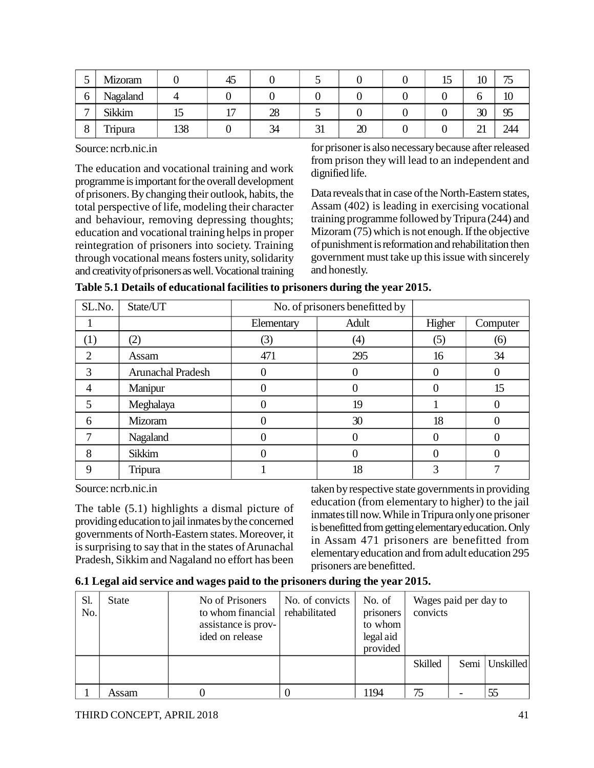| 5 | Mizoram | 0 | 45 | 0 | 5 | 0 | 0 | 15 | 10 | 75 |
|---|---|---|---|---|---|---|---|---|---|---|
| 6 | Nagaland | 4 | 0 | 0 | 0 | 0 | 0 | 0 | 6 | 10 |
| 7 | Sikkim | 15 | 17 | 28 | 5 | 0 | 0 | 0 | 30 | 95 |
| 8 | Tripura | 138 | 0 | 34 | 31 | 20 | 0 | 0 | 21 | 244 |

Source: ncrb.nic.in

The education and vocational training and work programme is important for the overall development of prisoners. By changing their outlook, habits, the total perspective of life, modeling their character and behaviour, removing depressing thoughts; education and vocational training helps in proper reintegration of prisoners into society. Training through vocational means fosters unity, solidarity and creativity of prisoners as well. Vocational training for prisoner is also necessary because after released from prison they will lead to an independent and dignified life.

Data reveals that in case of the North-Eastern states, Assam (402) is leading in exercising vocational training programme followed by Tripura (244) and Mizoram (75) which is not enough. If the objective of punishment is reformation and rehabilitation then government must take up this issue with sincerely and honestly.

**Table 5.1 Details of educational facilities to prisoners during the year 2015.**

| SL.No. | State/UT | No. of prisoners benefitted by | | | |
|---|---|---|---|---|---|
| 1 | | Elementary | Adult | Higher | Computer |
| (1) | (2) | (3) | (4) | (5) | (6) |
| 2 | Assam | 471 | 295 | 16 | 34 |
| 3 | Arunachal Pradesh | 0 | 0 | 0 | 0 |
| 4 | Manipur | 0 | 0 | 0 | 15 |
| 5 | Meghalaya | 0 | 19 | 1 | 0 |
| 6 | Mizoram | 0 | 30 | 18 | 0 |
| 7 | Nagaland | 0 | 0 | 0 | 0 |
| 8 | Sikkim | 0 | 0 | 0 | 0 |
| 9 | Tripura | 1 | 18 | 3 | 7 |

Source: ncrb.nic.in

The table (5.1) highlights a dismal picture of providing education to jail inmates by the concerned governments of North-Eastern states. Moreover, it is surprising to say that in the states of Arunachal Pradesh, Sikkim and Nagaland no effort has been taken by respective state governments in providing education (from elementary to higher) to the jail inmates till now. While in Tripura only one prisoner is benefitted from getting elementary education. Only in Assam 471 prisoners are benefitted from elementary education and from adult education 295 prisoners are benefitted.

**6.1 Legal aid service and wages paid to the prisoners during the year 2015.**

| Sl. No. | State | No of Prisoners to whom financial assistance is provided on release | No. of convicts rehabilitated | No. of prisoners to whom legal aid provided | Wages paid per day to convicts | | |
|---|---|---|---|---|---|---|---|
| | | | | | Skilled | Semi | Unskilled |
| 1 | Assam | 0 | 0 | 1194 | 75 | - | 55 |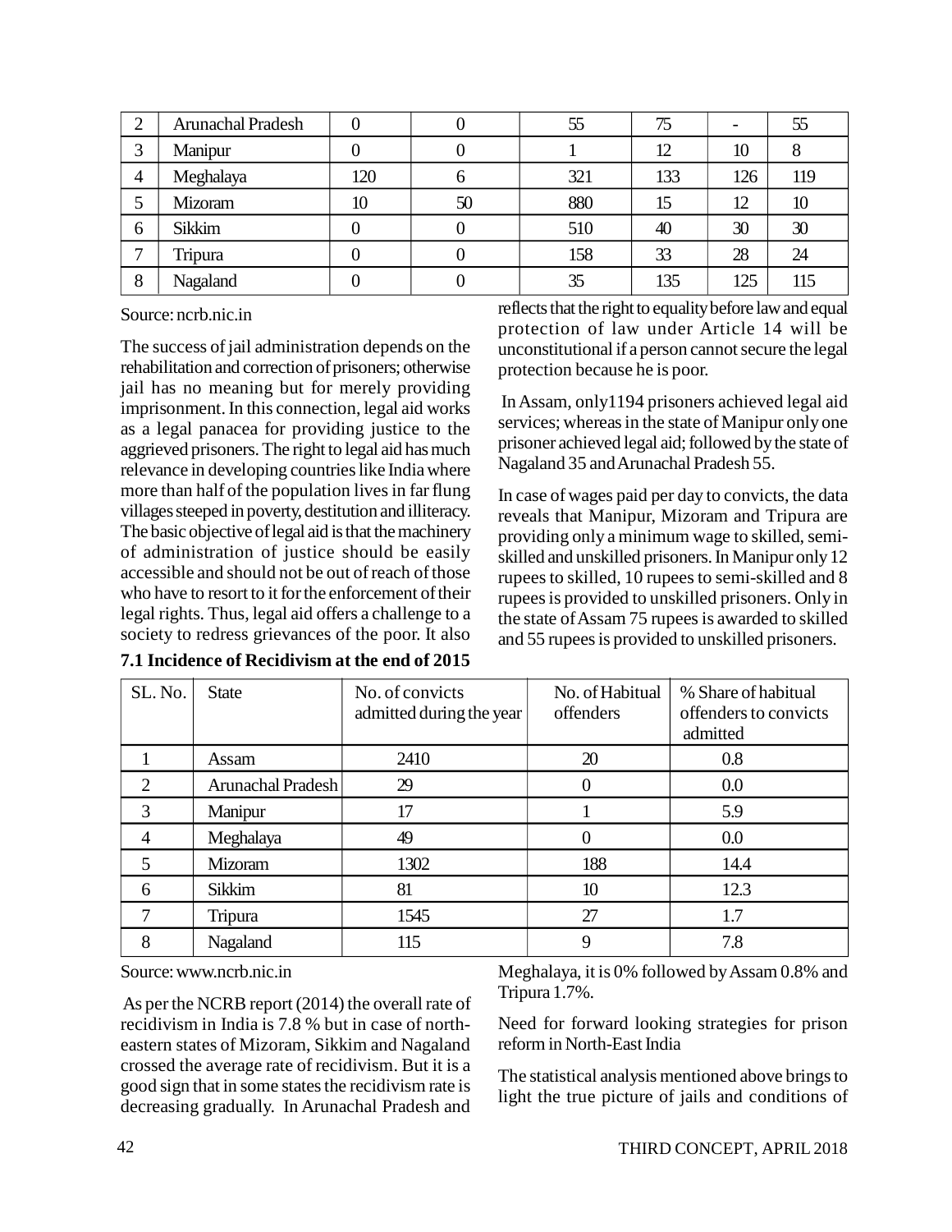| 2 | Arunachal Pradesh | 0 | 0 | 55 | 75 | - | 55 |
|---|---|---|---|---|---|---|---|
| 3 | Manipur | 0 | 0 | 1 | 12 | 10 | 8 |
| 4 | Meghalaya | 120 | 6 | 321 | 133 | 126 | 119 |
| 5 | Mizoram | 10 | 50 | 880 | 15 | 12 | 10 |
| 6 | Sikkim | 0 | 0 | 510 | 40 | 30 | 30 |
| 7 | Tripura | 0 | 0 | 158 | 33 | 28 | 24 |
| 8 | Nagaland | 0 | 0 | 35 | 135 | 125 | 115 |

Source: ncrb.nic.in

The success of jail administration depends on the rehabilitation and correction of prisoners; otherwise jail has no meaning but for merely providing imprisonment. In this connection, legal aid works as a legal panacea for providing justice to the aggrieved prisoners. The right to legal aid has much relevance in developing countries like India where more than half of the population lives in far flung villages steeped in poverty, destitution and illiteracy. The basic objective of legal aid is that the machinery of administration of justice should be easily accessible and should not be out of reach of those who have to resort to it for the enforcement of their legal rights. Thus, legal aid offers a challenge to a society to redress grievances of the poor. It also reflects that the right to equality before law and equal protection of law under Article 14 will be unconstitutional if a person cannot secure the legal protection because he is poor.

In Assam, only1194 prisoners achieved legal aid services; whereas in the state of Manipur only one prisoner achieved legal aid; followed by the state of Nagaland 35 and Arunachal Pradesh 55.

In case of wages paid per day to convicts, the data reveals that Manipur, Mizoram and Tripura are providing only a minimum wage to skilled, semi-skilled and unskilled prisoners. In Manipur only 12 rupees to skilled, 10 rupees to semi-skilled and 8 rupees is provided to unskilled prisoners. Only in the state of Assam 75 rupees is awarded to skilled and 55 rupees is provided to unskilled prisoners.

**7.1 Incidence of Recidivism at the end of 2015**

| SL. No. | State | No. of convicts admitted during the year | No. of Habitual offenders | % Share of habitual offenders to convicts admitted |
|---|---|---|---|---|
| 1 | Assam | 2410 | 20 | 0.8 |
| 2 | Arunachal Pradesh | 29 | 0 | 0.0 |
| 3 | Manipur | 17 | 1 | 5.9 |
| 4 | Meghalaya | 49 | 0 | 0.0 |
| 5 | Mizoram | 1302 | 188 | 14.4 |
| 6 | Sikkim | 81 | 10 | 12.3 |
| 7 | Tripura | 1545 | 27 | 1.7 |
| 8 | Nagaland | 115 | 9 | 7.8 |

Source: www.ncrb.nic.in

As per the NCRB report (2014) the overall rate of recidivism in India is 7.8 % but in case of north-eastern states of Mizoram, Sikkim and Nagaland crossed the average rate of recidivism. But it is a good sign that in some states the recidivism rate is decreasing gradually. In Arunachal Pradesh and Meghalaya, it is 0% followed by Assam 0.8% and Tripura 1.7%.

Need for forward looking strategies for prison reform in North-East India

The statistical analysis mentioned above brings to light the true picture of jails and conditions of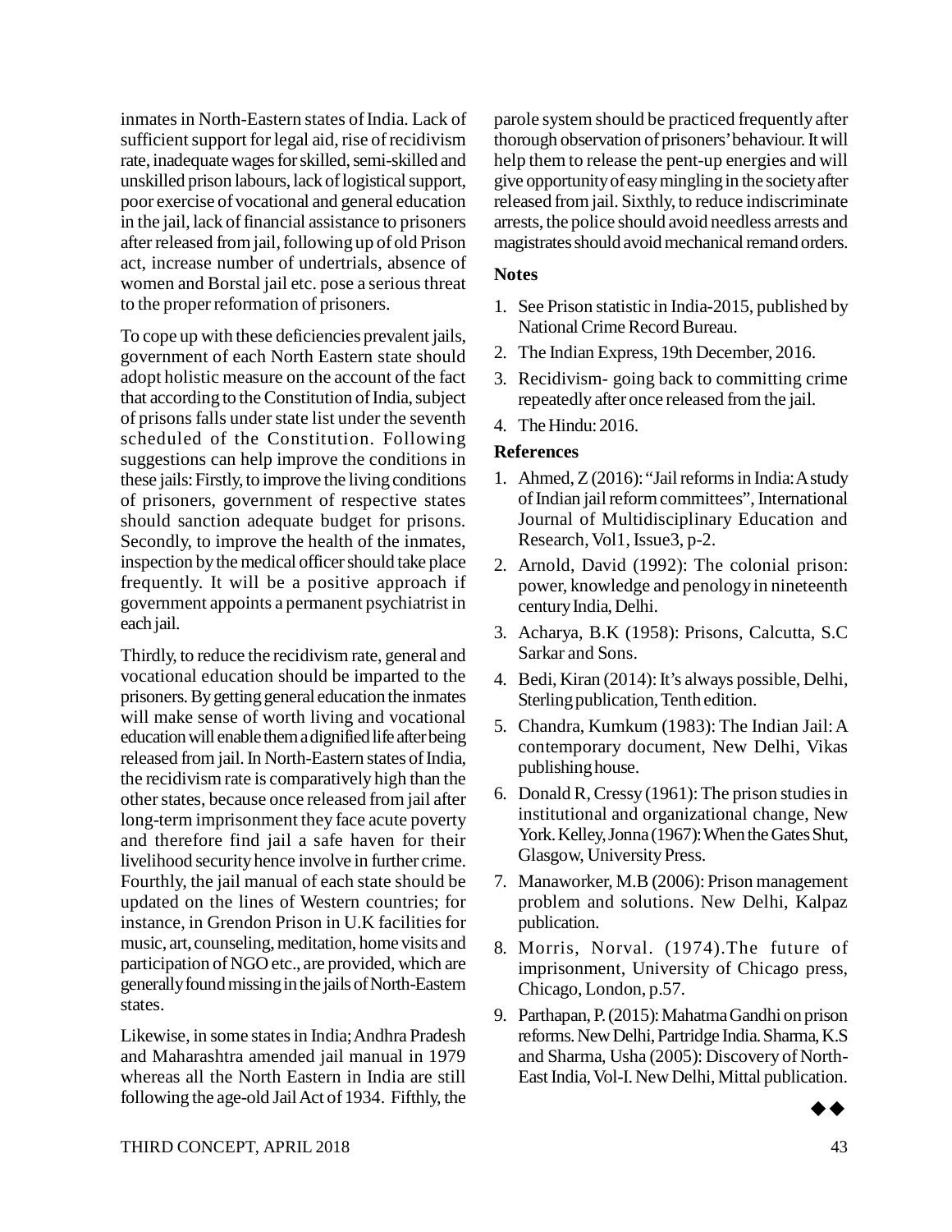inmates in North-Eastern states of India. Lack of sufficient support for legal aid, rise of recidivism rate, inadequate wages for skilled, semi-skilled and unskilled prison labours, lack of logistical support, poor exercise of vocational and general education in the jail, lack of financial assistance to prisoners after released from jail, following up of old Prison act, increase number of undertrials, absence of women and Borstal jail etc. pose a serious threat to the proper reformation of prisoners.

To cope up with these deficiencies prevalent jails, government of each North Eastern state should adopt holistic measure on the account of the fact that according to the Constitution of India, subject of prisons falls under state list under the seventh scheduled of the Constitution. Following suggestions can help improve the conditions in these jails: Firstly, to improve the living conditions of prisoners, government of respective states should sanction adequate budget for prisons. Secondly, to improve the health of the inmates, inspection by the medical officer should take place frequently. It will be a positive approach if government appoints a permanent psychiatrist in each jail.

Thirdly, to reduce the recidivism rate, general and vocational education should be imparted to the prisoners. By getting general education the inmates will make sense of worth living and vocational education will enable them a dignified life after being released from jail. In North-Eastern states of India, the recidivism rate is comparatively high than the other states, because once released from jail after long-term imprisonment they face acute poverty and therefore find jail a safe haven for their livelihood security hence involve in further crime. Fourthly, the jail manual of each state should be updated on the lines of Western countries; for instance, in Grendon Prison in U.K facilities for music, art, counseling, meditation, home visits and participation of NGO etc., are provided, which are generally found missing in the jails of North-Eastern states.

Likewise, in some states in India; Andhra Pradesh and Maharashtra amended jail manual in 1979 whereas all the North Eastern in India are still following the age-old Jail Act of 1934. Fifthly, the parole system should be practiced frequently after thorough observation of prisoners' behaviour. It will help them to release the pent-up energies and will give opportunity of easy mingling in the society after released from jail. Sixthly, to reduce indiscriminate arrests, the police should avoid needless arrests and magistrates should avoid mechanical remand orders.

### Notes

1. See Prison statistic in India-2015, published by National Crime Record Bureau.
2. The Indian Express, 19th December, 2016.
3. Recidivism- going back to committing crime repeatedly after once released from the jail.
4. The Hindu: 2016.

### References

1. Ahmed, Z (2016): "Jail reforms in India: A study of Indian jail reform committees", International Journal of Multidisciplinary Education and Research, Vol1, Issue3, p-2.
2. Arnold, David (1992): The colonial prison: power, knowledge and penology in nineteenth century India, Delhi.
3. Acharya, B.K (1958): Prisons, Calcutta, S.C Sarkar and Sons.
4. Bedi, Kiran (2014): It's always possible, Delhi, Sterling publication, Tenth edition.
5. Chandra, Kumkum (1983): The Indian Jail: A contemporary document, New Delhi, Vikas publishing house.
6. Donald R, Cressy (1961): The prison studies in institutional and organizational change, New York. Kelley, Jonna (1967): When the Gates Shut, Glasgow, University Press.
7. Manaworker, M.B (2006): Prison management problem and solutions. New Delhi, Kalpaz publication.
8. Morris, Norval. (1974).The future of imprisonment, University of Chicago press, Chicago, London, p.57.
9. Parthapan, P. (2015): Mahatma Gandhi on prison reforms. New Delhi, Partridge India. Sharma, K.S and Sharma, Usha (2005): Discovery of North-East India, Vol-I. New Delhi, Mittal publication.

◆◆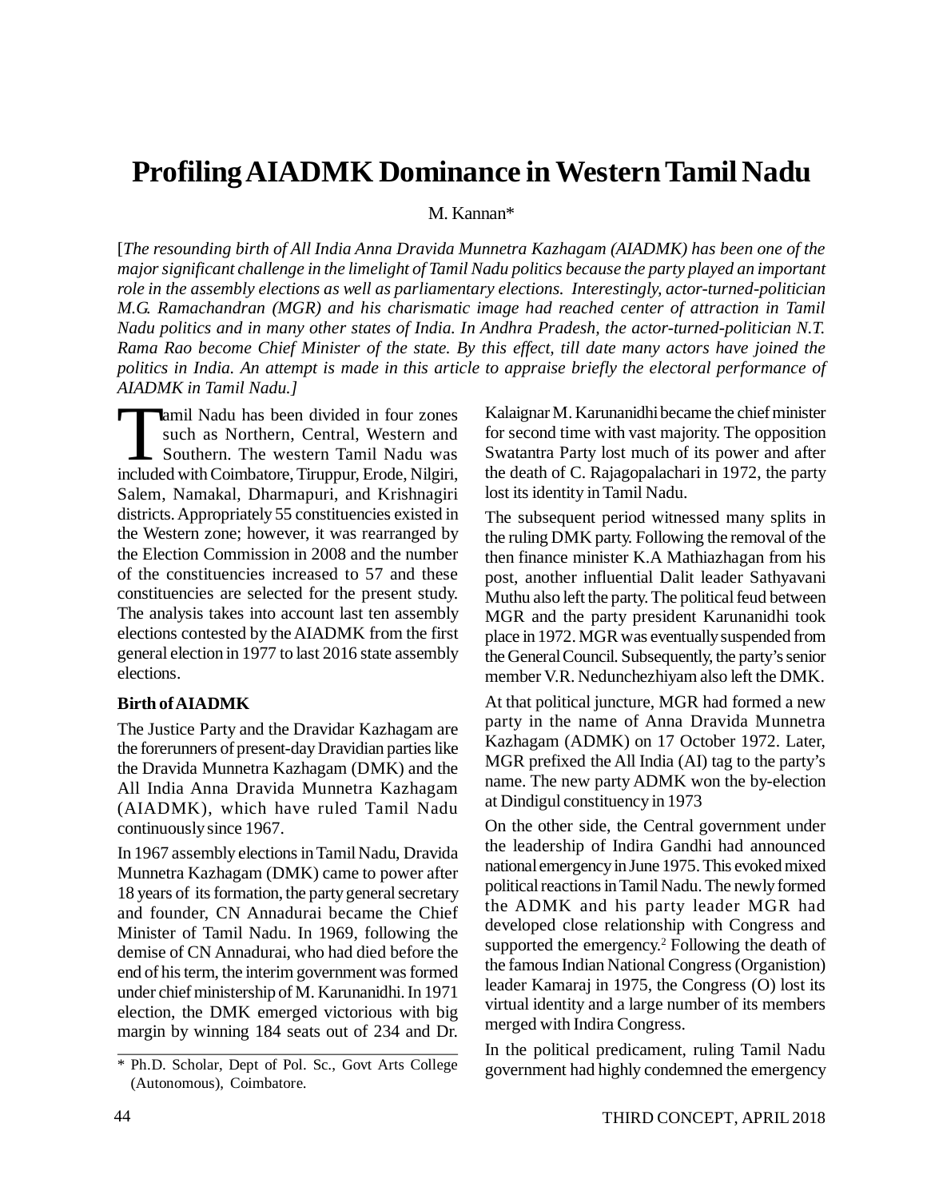# Profiling AIADMK Dominance in Western Tamil Nadu

M. Kannan*

[*The resounding birth of All India Anna Dravida Munnetra Kazhagam (AIADMK) has been one of the major significant challenge in the limelight of Tamil Nadu politics because the party played an important role in the assembly elections as well as parliamentary elections. Interestingly, actor-turned-politician M.G. Ramachandran (MGR) and his charismatic image had reached center of attraction in Tamil Nadu politics and in many other states of India. In Andhra Pradesh, the actor-turned-politician N.T. Rama Rao become Chief Minister of the state. By this effect, till date many actors have joined the politics in India. An attempt is made in this article to appraise briefly the electoral performance of AIADMK in Tamil Nadu.*]

Tamil Nadu has been divided in four zones such as Northern, Central, Western and Southern. The western Tamil Nadu was included with Coimbatore, Tiruppur, Erode, Nilgiri, Salem, Namakal, Dharmapuri, and Krishnagiri districts. Appropriately 55 constituencies existed in the Western zone; however, it was rearranged by the Election Commission in 2008 and the number of the constituencies increased to 57 and these constituencies are selected for the present study. The analysis takes into account last ten assembly elections contested by the AIADMK from the first general election in 1977 to last 2016 state assembly elections.

### Birth of AIADMK

The Justice Party and the Dravidar Kazhagam are the forerunners of present-day Dravidian parties like the Dravida Munnetra Kazhagam (DMK) and the All India Anna Dravida Munnetra Kazhagam (AIADMK), which have ruled Tamil Nadu continuously since 1967.

In 1967 assembly elections in Tamil Nadu, Dravida Munnetra Kazhagam (DMK) came to power after 18 years of its formation, the party general secretary and founder, CN Annadurai became the Chief Minister of Tamil Nadu. In 1969, following the demise of CN Annadurai, who had died before the end of his term, the interim government was formed under chief ministership of M. Karunanidhi. In 1971 election, the DMK emerged victorious with big margin by winning 184 seats out of 234 and Dr. Kalaignar M. Karunanidhi became the chief minister for second time with vast majority. The opposition Swatantra Party lost much of its power and after the death of C. Rajagopalachari in 1972, the party lost its identity in Tamil Nadu.

The subsequent period witnessed many splits in the ruling DMK party. Following the removal of the then finance minister K.A Mathiazhagan from his post, another influential Dalit leader Sathyavani Muthu also left the party. The political feud between MGR and the party president Karunanidhi took place in 1972. MGR was eventually suspended from the General Council. Subsequently, the party's senior member V.R. Nedunchezhiyam also left the DMK.

At that political juncture, MGR had formed a new party in the name of Anna Dravida Munnetra Kazhagam (ADMK) on 17 October 1972. Later, MGR prefixed the All India (AI) tag to the party's name. The new party ADMK won the by-election at Dindigul constituency in 1973

On the other side, the Central government under the leadership of Indira Gandhi had announced national emergency in June 1975. This evoked mixed political reactions in Tamil Nadu. The newly formed the ADMK and his party leader MGR had developed close relationship with Congress and supported the emergency.[2] Following the death of the famous Indian National Congress (Organistion) leader Kamaraj in 1975, the Congress (O) lost its virtual identity and a large number of its members merged with Indira Congress.

In the political predicament, ruling Tamil Nadu government had highly condemned the emergency

---

\* Ph.D. Scholar, Dept of Pol. Sc., Govt Arts College (Autonomous), Coimbatore.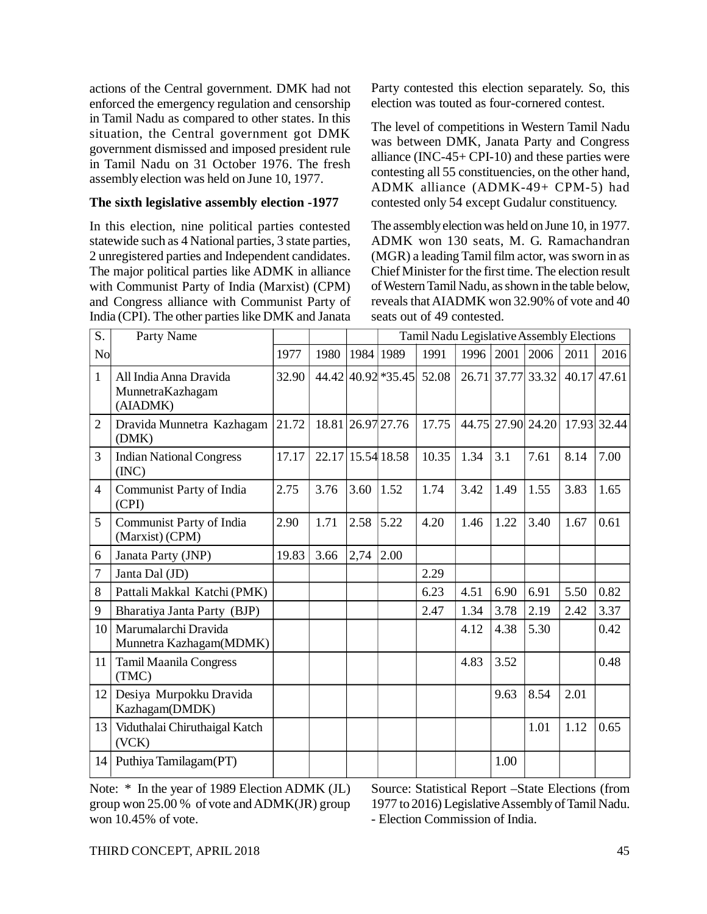actions of the Central government. DMK had not enforced the emergency regulation and censorship in Tamil Nadu as compared to other states. In this situation, the Central government got DMK government dismissed and imposed president rule in Tamil Nadu on 31 October 1976. The fresh assembly election was held on June 10, 1977.

**The sixth legislative assembly election -1977**

In this election, nine political parties contested statewide such as 4 National parties, 3 state parties, 2 unregistered parties and Independent candidates. The major political parties like ADMK in alliance with Communist Party of India (Marxist) (CPM) and Congress alliance with Communist Party of India (CPI). The other parties like DMK and Janata Party contested this election separately. So, this election was touted as four-cornered contest.

The level of competitions in Western Tamil Nadu was between DMK, Janata Party and Congress alliance (INC-45+ CPI-10) and these parties were contesting all 55 constituencies, on the other hand, ADMK alliance (ADMK-49+ CPM-5) had contested only 54 except Gudalur constituency.

The assembly election was held on June 10, in 1977. ADMK won 130 seats, M. G. Ramachandran (MGR) a leading Tamil film actor, was sworn in as Chief Minister for the first time. The election result of Western Tamil Nadu, as shown in the table below, reveals that AIADMK won 32.90% of vote and 40 seats out of 49 contested.

| S. No | Party Name | Tamil Nadu Legislative Assembly Elections | | | | | | | | | |
|---|---|---|---|---|---|---|---|---|---|---|---|
| | | 1977 | 1980 | 1984 | 1989 | 1991 | 1996 | 2001 | 2006 | 2011 | 2016 |
| 1 | All India Anna Dravida MunnetraKazhagam (AIADMK) | 32.90 | 44.42 | 40.92 | *35.45 | 52.08 | 26.71 | 37.77 | 33.32 | 40.17 | 47.61 |
| 2 | Dravida Munnetra Kazhagam (DMK) | 21.72 | 18.81 | 26.97 | 27.76 | 17.75 | 44.75 | 27.90 | 24.20 | 17.93 | 32.44 |
| 3 | Indian National Congress (INC) | 17.17 | 22.17 | 15.54 | 18.58 | 10.35 | 1.34 | 3.1 | 7.61 | 8.14 | 7.00 |
| 4 | Communist Party of India (CPI) | 2.75 | 3.76 | 3.60 | 1.52 | 1.74 | 3.42 | 1.49 | 1.55 | 3.83 | 1.65 |
| 5 | Communist Party of India (Marxist) (CPM) | 2.90 | 1.71 | 2.58 | 5.22 | 4.20 | 1.46 | 1.22 | 3.40 | 1.67 | 0.61 |
| 6 | Janata Party (JNP) | 19.83 | 3.66 | 2,74 | 2.00 | | | | | | |
| 7 | Janta Dal (JD) | | | | | 2.29 | | | | | |
| 8 | Pattali Makkal Katchi (PMK) | | | | | 6.23 | 4.51 | 6.90 | 6.91 | 5.50 | 0.82 |
| 9 | Bharatiya Janta Party (BJP) | | | | | 2.47 | 1.34 | 3.78 | 2.19 | 2.42 | 3.37 |
| 10 | Marumalarchi Dravida Munnetra Kazhagam(MDMK) | | | | | | 4.12 | 4.38 | 5.30 | | 0.42 |
| 11 | Tamil Maanila Congress (TMC) | | | | | | 4.83 | 3.52 | | | 0.48 |
| 12 | Desiya Murpokku Dravida Kazhagam(DMDK) | | | | | | | 9.63 | 8.54 | 2.01 | |
| 13 | Viduthalai Chiruthaigal Katch (VCK) | | | | | | | | 1.01 | 1.12 | 0.65 |
| 14 | Puthiya Tamilagam(PT) | | | | | | | 1.00 | | | |

Note: * In the year of 1989 Election ADMK (JL) group won 25.00 % of vote and ADMK(JR) group won 10.45% of vote.

Source: Statistical Report –State Elections (from 1977 to 2016) Legislative Assembly of Tamil Nadu. - Election Commission of India.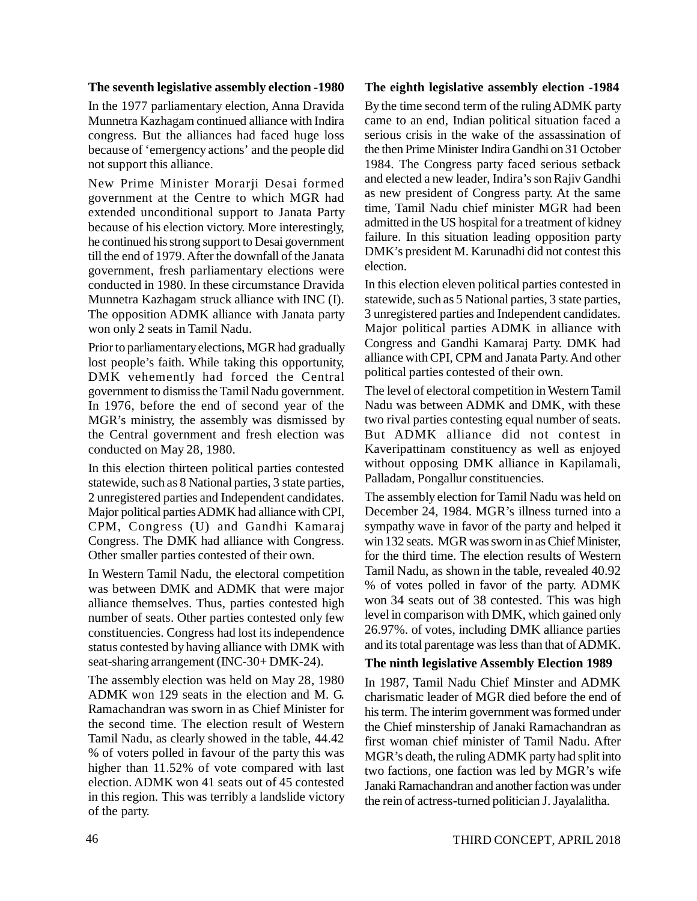### The seventh legislative assembly election -1980

In the 1977 parliamentary election, Anna Dravida Munnetra Kazhagam continued alliance with Indira congress. But the alliances had faced huge loss because of 'emergency actions' and the people did not support this alliance.

New Prime Minister Morarji Desai formed government at the Centre to which MGR had extended unconditional support to Janata Party because of his election victory. More interestingly, he continued his strong support to Desai government till the end of 1979. After the downfall of the Janata government, fresh parliamentary elections were conducted in 1980. In these circumstance Dravida Munnetra Kazhagam struck alliance with INC (I). The opposition ADMK alliance with Janata party won only 2 seats in Tamil Nadu.

Prior to parliamentary elections, MGR had gradually lost people's faith. While taking this opportunity, DMK vehemently had forced the Central government to dismiss the Tamil Nadu government. In 1976, before the end of second year of the MGR's ministry, the assembly was dismissed by the Central government and fresh election was conducted on May 28, 1980.

In this election thirteen political parties contested statewide, such as 8 National parties, 3 state parties, 2 unregistered parties and Independent candidates. Major political parties ADMK had alliance with CPI, CPM, Congress (U) and Gandhi Kamaraj Congress. The DMK had alliance with Congress. Other smaller parties contested of their own.

In Western Tamil Nadu, the electoral competition was between DMK and ADMK that were major alliance themselves. Thus, parties contested high number of seats. Other parties contested only few constituencies. Congress had lost its independence status contested by having alliance with DMK with seat-sharing arrangement (INC-30+ DMK-24).

The assembly election was held on May 28, 1980 ADMK won 129 seats in the election and M. G. Ramachandran was sworn in as Chief Minister for the second time. The election result of Western Tamil Nadu, as clearly showed in the table, 44.42 % of voters polled in favour of the party this was higher than 11.52% of vote compared with last election. ADMK won 41 seats out of 45 contested in this region. This was terribly a landslide victory of the party.

### The eighth legislative assembly election -1984

By the time second term of the ruling ADMK party came to an end, Indian political situation faced a serious crisis in the wake of the assassination of the then Prime Minister Indira Gandhi on 31 October 1984. The Congress party faced serious setback and elected a new leader, Indira's son Rajiv Gandhi as new president of Congress party. At the same time, Tamil Nadu chief minister MGR had been admitted in the US hospital for a treatment of kidney failure. In this situation leading opposition party DMK's president M. Karunadhi did not contest this election.

In this election eleven political parties contested in statewide, such as 5 National parties, 3 state parties, 3 unregistered parties and Independent candidates. Major political parties ADMK in alliance with Congress and Gandhi Kamaraj Party. DMK had alliance with CPI, CPM and Janata Party. And other political parties contested of their own.

The level of electoral competition in Western Tamil Nadu was between ADMK and DMK, with these two rival parties contesting equal number of seats. But ADMK alliance did not contest in Kaveripattinam constituency as well as enjoyed without opposing DMK alliance in Kapilamali, Palladam, Pongallur constituencies.

The assembly election for Tamil Nadu was held on December 24, 1984. MGR's illness turned into a sympathy wave in favor of the party and helped it win 132 seats. MGR was sworn in as Chief Minister, for the third time. The election results of Western Tamil Nadu, as shown in the table, revealed 40.92 % of votes polled in favor of the party. ADMK won 34 seats out of 38 contested. This was high level in comparison with DMK, which gained only 26.97%. of votes, including DMK alliance parties and its total parentage was less than that of ADMK.

### The ninth legislative Assembly Election 1989

In 1987, Tamil Nadu Chief Minster and ADMK charismatic leader of MGR died before the end of his term. The interim government was formed under the Chief minstership of Janaki Ramachandran as first woman chief minister of Tamil Nadu. After MGR's death, the ruling ADMK party had split into two factions, one faction was led by MGR's wife Janaki Ramachandran and another faction was under the rein of actress-turned politician J. Jayalalitha.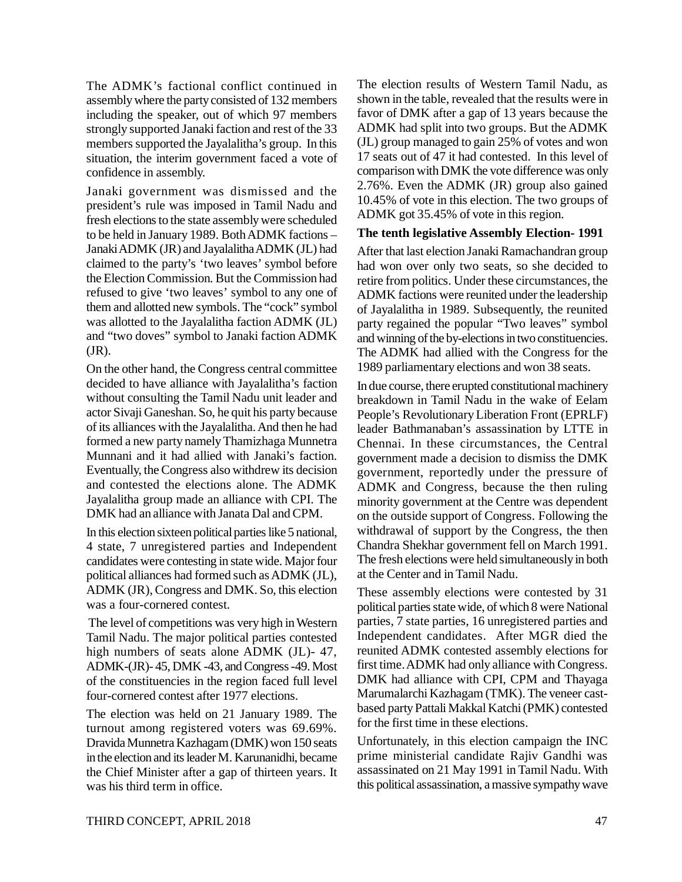The ADMK's factional conflict continued in assembly where the party consisted of 132 members including the speaker, out of which 97 members strongly supported Janaki faction and rest of the 33 members supported the Jayalalitha's group. In this situation, the interim government faced a vote of confidence in assembly.

Janaki government was dismissed and the president's rule was imposed in Tamil Nadu and fresh elections to the state assembly were scheduled to be held in January 1989. Both ADMK factions – Janaki ADMK (JR) and Jayalalitha ADMK (JL) had claimed to the party's 'two leaves' symbol before the Election Commission. But the Commission had refused to give 'two leaves' symbol to any one of them and allotted new symbols. The "cock" symbol was allotted to the Jayalalitha faction ADMK (JL) and "two doves" symbol to Janaki faction ADMK (JR).

On the other hand, the Congress central committee decided to have alliance with Jayalalitha's faction without consulting the Tamil Nadu unit leader and actor Sivaji Ganeshan. So, he quit his party because of its alliances with the Jayalalitha. And then he had formed a new party namely Thamizhaga Munnetra Munnani and it had allied with Janaki's faction. Eventually, the Congress also withdrew its decision and contested the elections alone. The ADMK Jayalalitha group made an alliance with CPI. The DMK had an alliance with Janata Dal and CPM.

In this election sixteen political parties like 5 national, 4 state, 7 unregistered parties and Independent candidates were contesting in state wide. Major four political alliances had formed such as ADMK (JL), ADMK (JR), Congress and DMK. So, this election was a four-cornered contest.

The level of competitions was very high in Western Tamil Nadu. The major political parties contested high numbers of seats alone ADMK (JL)- 47, ADMK-(JR)- 45, DMK -43, and Congress -49. Most of the constituencies in the region faced full level four-cornered contest after 1977 elections.

The election was held on 21 January 1989. The turnout among registered voters was 69.69%. Dravida Munnetra Kazhagam (DMK) won 150 seats in the election and its leader M. Karunanidhi, became the Chief Minister after a gap of thirteen years. It was his third term in office.

The election results of Western Tamil Nadu, as shown in the table, revealed that the results were in favor of DMK after a gap of 13 years because the ADMK had split into two groups. But the ADMK (JL) group managed to gain 25% of votes and won 17 seats out of 47 it had contested. In this level of comparison with DMK the vote difference was only 2.76%. Even the ADMK (JR) group also gained 10.45% of vote in this election. The two groups of ADMK got 35.45% of vote in this region.

**The tenth legislative Assembly Election- 1991**

After that last election Janaki Ramachandran group had won over only two seats, so she decided to retire from politics. Under these circumstances, the ADMK factions were reunited under the leadership of Jayalalitha in 1989. Subsequently, the reunited party regained the popular "Two leaves" symbol and winning of the by-elections in two constituencies. The ADMK had allied with the Congress for the 1989 parliamentary elections and won 38 seats.

In due course, there erupted constitutional machinery breakdown in Tamil Nadu in the wake of Eelam People's Revolutionary Liberation Front (EPRLF) leader Bathmanaban's assassination by LTTE in Chennai. In these circumstances, the Central government made a decision to dismiss the DMK government, reportedly under the pressure of ADMK and Congress, because the then ruling minority government at the Centre was dependent on the outside support of Congress. Following the withdrawal of support by the Congress, the then Chandra Shekhar government fell on March 1991. The fresh elections were held simultaneously in both at the Center and in Tamil Nadu.

These assembly elections were contested by 31 political parties state wide, of which 8 were National parties, 7 state parties, 16 unregistered parties and Independent candidates. After MGR died the reunited ADMK contested assembly elections for first time. ADMK had only alliance with Congress. DMK had alliance with CPI, CPM and Thayaga Marumalarchi Kazhagam (TMK). The veneer cast-based party Pattali Makkal Katchi (PMK) contested for the first time in these elections.

Unfortunately, in this election campaign the INC prime ministerial candidate Rajiv Gandhi was assassinated on 21 May 1991 in Tamil Nadu. With this political assassination, a massive sympathy wave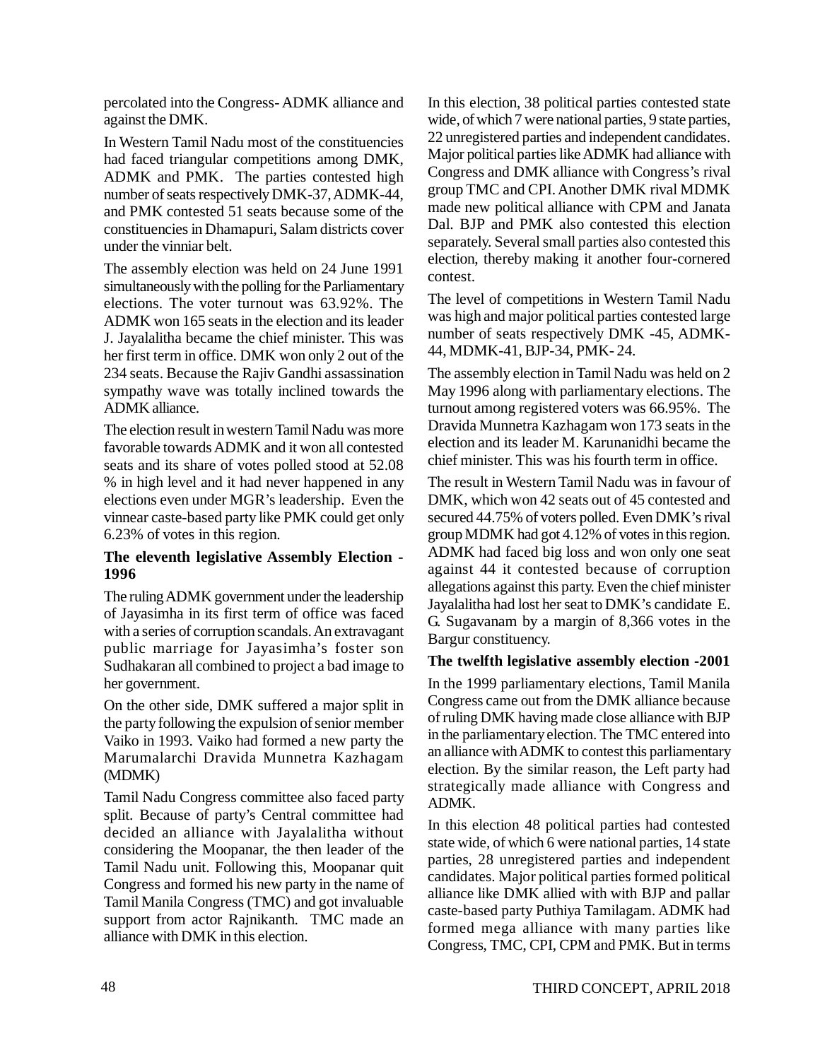percolated into the Congress- ADMK alliance and against the DMK.

In Western Tamil Nadu most of the constituencies had faced triangular competitions among DMK, ADMK and PMK. The parties contested high number of seats respectively DMK-37, ADMK-44, and PMK contested 51 seats because some of the constituencies in Dhamapuri, Salam districts cover under the vinniar belt.

The assembly election was held on 24 June 1991 simultaneously with the polling for the Parliamentary elections. The voter turnout was 63.92%. The ADMK won 165 seats in the election and its leader J. Jayalalitha became the chief minister. This was her first term in office. DMK won only 2 out of the 234 seats. Because the Rajiv Gandhi assassination sympathy wave was totally inclined towards the ADMK alliance.

The election result in western Tamil Nadu was more favorable towards ADMK and it won all contested seats and its share of votes polled stood at 52.08 % in high level and it had never happened in any elections even under MGR's leadership. Even the vinnear caste-based party like PMK could get only 6.23% of votes in this region.

### The eleventh legislative Assembly Election - 1996

The ruling ADMK government under the leadership of Jayasimha in its first term of office was faced with a series of corruption scandals. An extravagant public marriage for Jayasimha's foster son Sudhakaran all combined to project a bad image to her government.

On the other side, DMK suffered a major split in the party following the expulsion of senior member Vaiko in 1993. Vaiko had formed a new party the Marumalarchi Dravida Munnetra Kazhagam (MDMK)

Tamil Nadu Congress committee also faced party split. Because of party's Central committee had decided an alliance with Jayalalitha without considering the Moopanar, the then leader of the Tamil Nadu unit. Following this, Moopanar quit Congress and formed his new party in the name of Tamil Manila Congress (TMC) and got invaluable support from actor Rajnikanth. TMC made an alliance with DMK in this election.

In this election, 38 political parties contested state wide, of which 7 were national parties, 9 state parties, 22 unregistered parties and independent candidates. Major political parties like ADMK had alliance with Congress and DMK alliance with Congress's rival group TMC and CPI. Another DMK rival MDMK made new political alliance with CPM and Janata Dal. BJP and PMK also contested this election separately. Several small parties also contested this election, thereby making it another four-cornered contest.

The level of competitions in Western Tamil Nadu was high and major political parties contested large number of seats respectively DMK -45, ADMK-44, MDMK-41, BJP-34, PMK- 24.

The assembly election in Tamil Nadu was held on 2 May 1996 along with parliamentary elections. The turnout among registered voters was 66.95%. The Dravida Munnetra Kazhagam won 173 seats in the election and its leader M. Karunanidhi became the chief minister. This was his fourth term in office.

The result in Western Tamil Nadu was in favour of DMK, which won 42 seats out of 45 contested and secured 44.75% of voters polled. Even DMK's rival group MDMK had got 4.12% of votes in this region. ADMK had faced big loss and won only one seat against 44 it contested because of corruption allegations against this party. Even the chief minister Jayalalitha had lost her seat to DMK's candidate E. G. Sugavanam by a margin of 8,366 votes in the Bargur constituency.

### The twelfth legislative assembly election -2001

In the 1999 parliamentary elections, Tamil Manila Congress came out from the DMK alliance because of ruling DMK having made close alliance with BJP in the parliamentary election. The TMC entered into an alliance with ADMK to contest this parliamentary election. By the similar reason, the Left party had strategically made alliance with Congress and ADMK.

In this election 48 political parties had contested state wide, of which 6 were national parties, 14 state parties, 28 unregistered parties and independent candidates. Major political parties formed political alliance like DMK allied with with BJP and pallar caste-based party Puthiya Tamilagam. ADMK had formed mega alliance with many parties like Congress, TMC, CPI, CPM and PMK. But in terms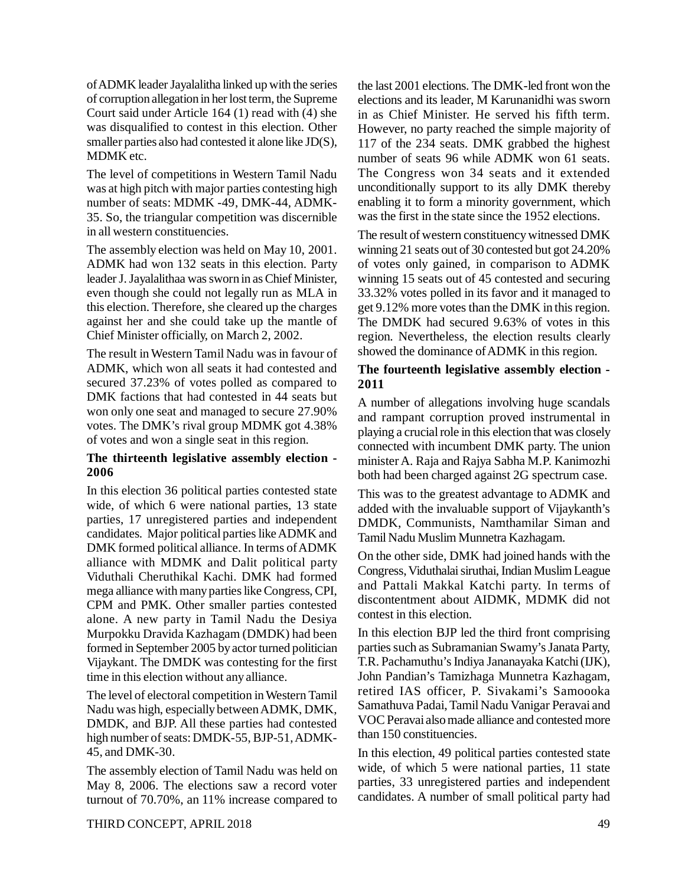of ADMK leader Jayalalitha linked up with the series of corruption allegation in her lost term, the Supreme Court said under Article 164 (1) read with (4) she was disqualified to contest in this election. Other smaller parties also had contested it alone like JD(S), MDMK etc.

The level of competitions in Western Tamil Nadu was at high pitch with major parties contesting high number of seats: MDMK -49, DMK-44, ADMK-35. So, the triangular competition was discernible in all western constituencies.

The assembly election was held on May 10, 2001. ADMK had won 132 seats in this election. Party leader J. Jayalalithaa was sworn in as Chief Minister, even though she could not legally run as MLA in this election. Therefore, she cleared up the charges against her and she could take up the mantle of Chief Minister officially, on March 2, 2002.

The result in Western Tamil Nadu was in favour of ADMK, which won all seats it had contested and secured 37.23% of votes polled as compared to DMK factions that had contested in 44 seats but won only one seat and managed to secure 27.90% votes. The DMK's rival group MDMK got 4.38% of votes and won a single seat in this region.

### The thirteenth legislative assembly election - 2006

In this election 36 political parties contested state wide, of which 6 were national parties, 13 state parties, 17 unregistered parties and independent candidates. Major political parties like ADMK and DMK formed political alliance. In terms of ADMK alliance with MDMK and Dalit political party Viduthali Cheruthikal Kachi. DMK had formed mega alliance with many parties like Congress, CPI, CPM and PMK. Other smaller parties contested alone. A new party in Tamil Nadu the Desiya Murpokku Dravida Kazhagam (DMDK) had been formed in September 2005 by actor turned politician Vijaykant. The DMDK was contesting for the first time in this election without any alliance.

The level of electoral competition in Western Tamil Nadu was high, especially between ADMK, DMK, DMDK, and BJP. All these parties had contested high number of seats: DMDK-55, BJP-51, ADMK-45, and DMK-30.

The assembly election of Tamil Nadu was held on May 8, 2006. The elections saw a record voter turnout of 70.70%, an 11% increase compared to the last 2001 elections. The DMK-led front won the elections and its leader, M Karunanidhi was sworn in as Chief Minister. He served his fifth term. However, no party reached the simple majority of 117 of the 234 seats. DMK grabbed the highest number of seats 96 while ADMK won 61 seats. The Congress won 34 seats and it extended unconditionally support to its ally DMK thereby enabling it to form a minority government, which was the first in the state since the 1952 elections.

The result of western constituency witnessed DMK winning 21 seats out of 30 contested but got 24.20% of votes only gained, in comparison to ADMK winning 15 seats out of 45 contested and securing 33.32% votes polled in its favor and it managed to get 9.12% more votes than the DMK in this region. The DMDK had secured 9.63% of votes in this region. Nevertheless, the election results clearly showed the dominance of ADMK in this region.

### The fourteenth legislative assembly election - 2011

A number of allegations involving huge scandals and rampant corruption proved instrumental in playing a crucial role in this election that was closely connected with incumbent DMK party. The union minister A. Raja and Rajya Sabha M.P. Kanimozhi both had been charged against 2G spectrum case.

This was to the greatest advantage to ADMK and added with the invaluable support of Vijaykanth's DMDK, Communists, Namthamilar Siman and Tamil Nadu Muslim Munnetra Kazhagam.

On the other side, DMK had joined hands with the Congress, Viduthalai siruthai, Indian Muslim League and Pattali Makkal Katchi party. In terms of discontentment about AIDMK, MDMK did not contest in this election.

In this election BJP led the third front comprising parties such as Subramanian Swamy's Janata Party, T.R. Pachamuthu's Indiya Jananayaka Katchi (IJK), John Pandian's Tamizhaga Munnetra Kazhagam, retired IAS officer, P. Sivakami's Samoooka Samathuva Padai, Tamil Nadu Vanigar Peravai and VOC Peravai also made alliance and contested more than 150 constituencies.

In this election, 49 political parties contested state wide, of which 5 were national parties, 11 state parties, 33 unregistered parties and independent candidates. A number of small political party had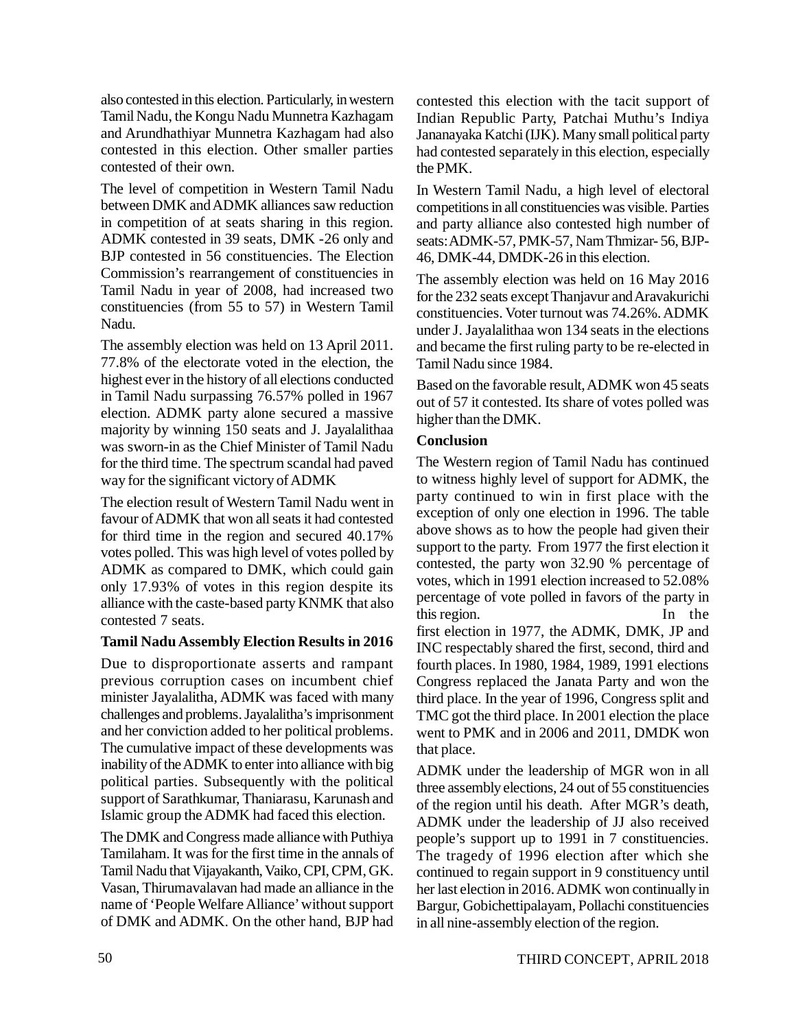also contested in this election. Particularly, in western Tamil Nadu, the Kongu Nadu Munnetra Kazhagam and Arundhathiyar Munnetra Kazhagam had also contested in this election. Other smaller parties contested of their own.

The level of competition in Western Tamil Nadu between DMK and ADMK alliances saw reduction in competition of at seats sharing in this region. ADMK contested in 39 seats, DMK -26 only and BJP contested in 56 constituencies. The Election Commission's rearrangement of constituencies in Tamil Nadu in year of 2008, had increased two constituencies (from 55 to 57) in Western Tamil Nadu.

The assembly election was held on 13 April 2011. 77.8% of the electorate voted in the election, the highest ever in the history of all elections conducted in Tamil Nadu surpassing 76.57% polled in 1967 election. ADMK party alone secured a massive majority by winning 150 seats and J. Jayalalithaa was sworn-in as the Chief Minister of Tamil Nadu for the third time. The spectrum scandal had paved way for the significant victory of ADMK

The election result of Western Tamil Nadu went in favour of ADMK that won all seats it had contested for third time in the region and secured 40.17% votes polled. This was high level of votes polled by ADMK as compared to DMK, which could gain only 17.93% of votes in this region despite its alliance with the caste-based party KNMK that also contested 7 seats.

### Tamil Nadu Assembly Election Results in 2016

Due to disproportionate asserts and rampant previous corruption cases on incumbent chief minister Jayalalitha, ADMK was faced with many challenges and problems. Jayalalitha's imprisonment and her conviction added to her political problems. The cumulative impact of these developments was inability of the ADMK to enter into alliance with big political parties. Subsequently with the political support of Sarathkumar, Thaniarasu, Karunash and Islamic group the ADMK had faced this election.

The DMK and Congress made alliance with Puthiya Tamilaham. It was for the first time in the annals of Tamil Nadu that Vijayakanth, Vaiko, CPI, CPM, GK. Vasan, Thirumavalavan had made an alliance in the name of 'People Welfare Alliance' without support of DMK and ADMK. On the other hand, BJP had contested this election with the tacit support of Indian Republic Party, Patchai Muthu's Indiya Jananayaka Katchi (IJK). Many small political party had contested separately in this election, especially the PMK.

In Western Tamil Nadu, a high level of electoral competitions in all constituencies was visible. Parties and party alliance also contested high number of seats: ADMK-57, PMK-57, Nam Thmizar- 56, BJP-46, DMK-44, DMDK-26 in this election.

The assembly election was held on 16 May 2016 for the 232 seats except Thanjavur and Aravakurichi constituencies. Voter turnout was 74.26%. ADMK under J. Jayalalithaa won 134 seats in the elections and became the first ruling party to be re-elected in Tamil Nadu since 1984.

Based on the favorable result, ADMK won 45 seats out of 57 it contested. Its share of votes polled was higher than the DMK.

### Conclusion

The Western region of Tamil Nadu has continued to witness highly level of support for ADMK, the party continued to win in first place with the exception of only one election in 1996. The table above shows as to how the people had given their support to the party. From 1977 the first election it contested, the party won 32.90 % percentage of votes, which in 1991 election increased to 52.08% percentage of vote polled in favors of the party in this region. In the first election in 1977, the ADMK, DMK, JP and INC respectably shared the first, second, third and fourth places. In 1980, 1984, 1989, 1991 elections Congress replaced the Janata Party and won the third place. In the year of 1996, Congress split and TMC got the third place. In 2001 election the place went to PMK and in 2006 and 2011, DMDK won that place.

ADMK under the leadership of MGR won in all three assembly elections, 24 out of 55 constituencies of the region until his death. After MGR's death, ADMK under the leadership of JJ also received people's support up to 1991 in 7 constituencies. The tragedy of 1996 election after which she continued to regain support in 9 constituency until her last election in 2016. ADMK won continually in Bargur, Gobichettipalayam, Pollachi constituencies in all nine-assembly election of the region.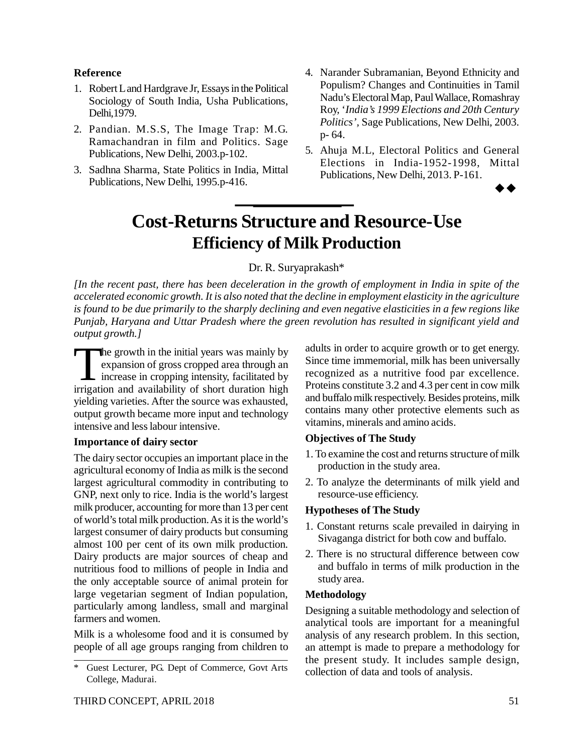**Reference**

1. Robert L and Hardgrave Jr, Essays in the Political Sociology of South India, Usha Publications, Delhi,1979.
2. Pandian. M.S.S, The Image Trap: M.G. Ramachandran in film and Politics. Sage Publications, New Delhi, 2003.p-102.
3. Sadhna Sharma, State Politics in India, Mittal Publications, New Delhi, 1995.p-416.
4. Narander Subramanian, Beyond Ethnicity and Populism? Changes and Continuities in Tamil Nadu's Electoral Map, Paul Wallace, Romashray Roy, '*India's 1999 Elections and 20th Century Politics'*, Sage Publications, New Delhi, 2003. p- 64.
5. Ahuja M.L, Electoral Politics and General Elections in India-1952-1998, Mittal Publications, New Delhi, 2013. P-161.

◆◆

# Cost-Returns Structure and Resource-Use Efficiency of Milk Production

Dr. R. Suryaprakash*

*[In the recent past, there has been deceleration in the growth of employment in India in spite of the accelerated economic growth. It is also noted that the decline in employment elasticity in the agriculture is found to be due primarily to the sharply declining and even negative elasticities in a few regions like Punjab, Haryana and Uttar Pradesh where the green revolution has resulted in significant yield and output growth.]*

The growth in the initial years was mainly by expansion of gross cropped area through an increase in cropping intensity, facilitated by irrigation and availability of short duration high yielding varieties. After the source was exhausted, output growth became more input and technology intensive and less labour intensive.

### Importance of dairy sector

The dairy sector occupies an important place in the agricultural economy of India as milk is the second largest agricultural commodity in contributing to GNP, next only to rice. India is the world's largest milk producer, accounting for more than 13 per cent of world's total milk production. As it is the world's largest consumer of dairy products but consuming almost 100 per cent of its own milk production. Dairy products are major sources of cheap and nutritious food to millions of people in India and the only acceptable source of animal protein for large vegetarian segment of Indian population, particularly among landless, small and marginal farmers and women.

Milk is a wholesome food and it is consumed by people of all age groups ranging from children to adults in order to acquire growth or to get energy. Since time immemorial, milk has been universally recognized as a nutritive food par excellence. Proteins constitute 3.2 and 4.3 per cent in cow milk and buffalo milk respectively. Besides proteins, milk contains many other protective elements such as vitamins, minerals and amino acids.

### Objectives of The Study

1. To examine the cost and returns structure of milk production in the study area.
2. To analyze the determinants of milk yield and resource-use efficiency.

### Hypotheses of The Study

1. Constant returns scale prevailed in dairying in Sivaganga district for both cow and buffalo.
2. There is no structural difference between cow and buffalo in terms of milk production in the study area.

### Methodology

Designing a suitable methodology and selection of analytical tools are important for a meaningful analysis of any research problem. In this section, an attempt is made to prepare a methodology for the present study. It includes sample design, collection of data and tools of analysis.

---

\* Guest Lecturer, PG. Dept of Commerce, Govt Arts College, Madurai.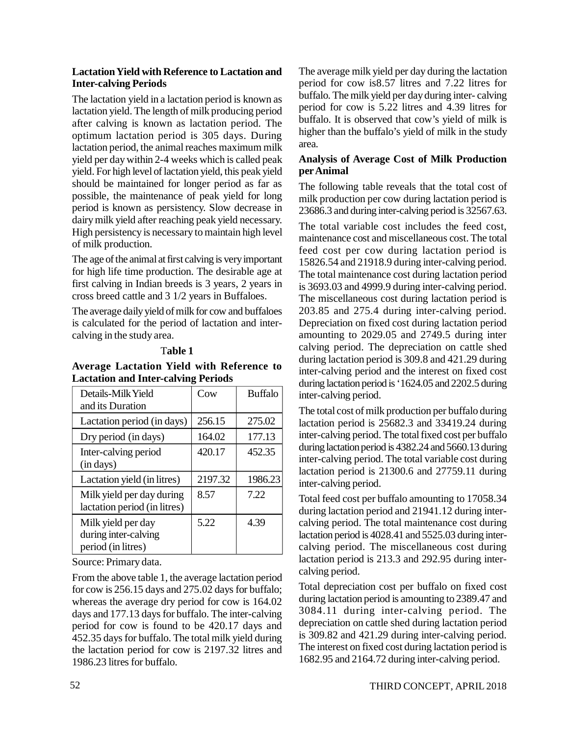### Lactation Yield with Reference to Lactation and Inter-calving Periods

The lactation yield in a lactation period is known as lactation yield. The length of milk producing period after calving is known as lactation period. The optimum lactation period is 305 days. During lactation period, the animal reaches maximum milk yield per day within 2-4 weeks which is called peak yield. For high level of lactation yield, this peak yield should be maintained for longer period as far as possible, the maintenance of peak yield for long period is known as persistency. Slow decrease in dairy milk yield after reaching peak yield necessary. High persistency is necessary to maintain high level of milk production.

The age of the animal at first calving is very important for high life time production. The desirable age at first calving in Indian breeds is 3 years, 2 years in cross breed cattle and 3 1/2 years in Buffaloes.

The average daily yield of milk for cow and buffaloes is calculated for the period of lactation and inter-calving in the study area.

**Table 1**

**Average Lactation Yield with Reference to Lactation and Inter-calving Periods**

| Details-Milk Yield and its Duration | Cow | Buffalo |
|---|---|---|
| Lactation period (in days) | 256.15 | 275.02 |
| Dry period (in days) | 164.02 | 177.13 |
| Inter-calving period (in days) | 420.17 | 452.35 |
| Lactation yield (in litres) | 2197.32 | 1986.23 |
| Milk yield per day during lactation period (in litres) | 8.57 | 7.22 |
| Milk yield per day during inter-calving period (in litres) | 5.22 | 4.39 |

Source: Primary data.

From the above table 1, the average lactation period for cow is 256.15 days and 275.02 days for buffalo; whereas the average dry period for cow is 164.02 days and 177.13 days for buffalo. The inter-calving period for cow is found to be 420.17 days and 452.35 days for buffalo. The total milk yield during the lactation period for cow is 2197.32 litres and 1986.23 litres for buffalo.

The average milk yield per day during the lactation period for cow is8.57 litres and 7.22 litres for buffalo. The milk yield per day during inter- calving period for cow is 5.22 litres and 4.39 litres for buffalo. It is observed that cow's yield of milk is higher than the buffalo's yield of milk in the study area.

### Analysis of Average Cost of Milk Production per Animal

The following table reveals that the total cost of milk production per cow during lactation period is 23686.3 and during inter-calving period is 32567.63.

The total variable cost includes the feed cost, maintenance cost and miscellaneous cost. The total feed cost per cow during lactation period is 15826.54 and 21918.9 during inter-calving period. The total maintenance cost during lactation period is 3693.03 and 4999.9 during inter-calving period. The miscellaneous cost during lactation period is 203.85 and 275.4 during inter-calving period. Depreciation on fixed cost during lactation period amounting to 2029.05 and 2749.5 during inter calving period. The depreciation on cattle shed during lactation period is 309.8 and 421.29 during inter-calving period and the interest on fixed cost during lactation period is '1624.05 and 2202.5 during inter-calving period.

The total cost of milk production per buffalo during lactation period is 25682.3 and 33419.24 during inter-calving period. The total fixed cost per buffalo during lactation period is 4382.24 and 5660.13 during inter-calving period. The total variable cost during lactation period is 21300.6 and 27759.11 during inter-calving period.

Total feed cost per buffalo amounting to 17058.34 during lactation period and 21941.12 during inter-calving period. The total maintenance cost during lactation period is 4028.41 and 5525.03 during inter-calving period. The miscellaneous cost during lactation period is 213.3 and 292.95 during inter-calving period.

Total depreciation cost per buffalo on fixed cost during lactation period is amounting to 2389.47 and 3084.11 during inter-calving period. The depreciation on cattle shed during lactation period is 309.82 and 421.29 during inter-calving period. The interest on fixed cost during lactation period is 1682.95 and 2164.72 during inter-calving period.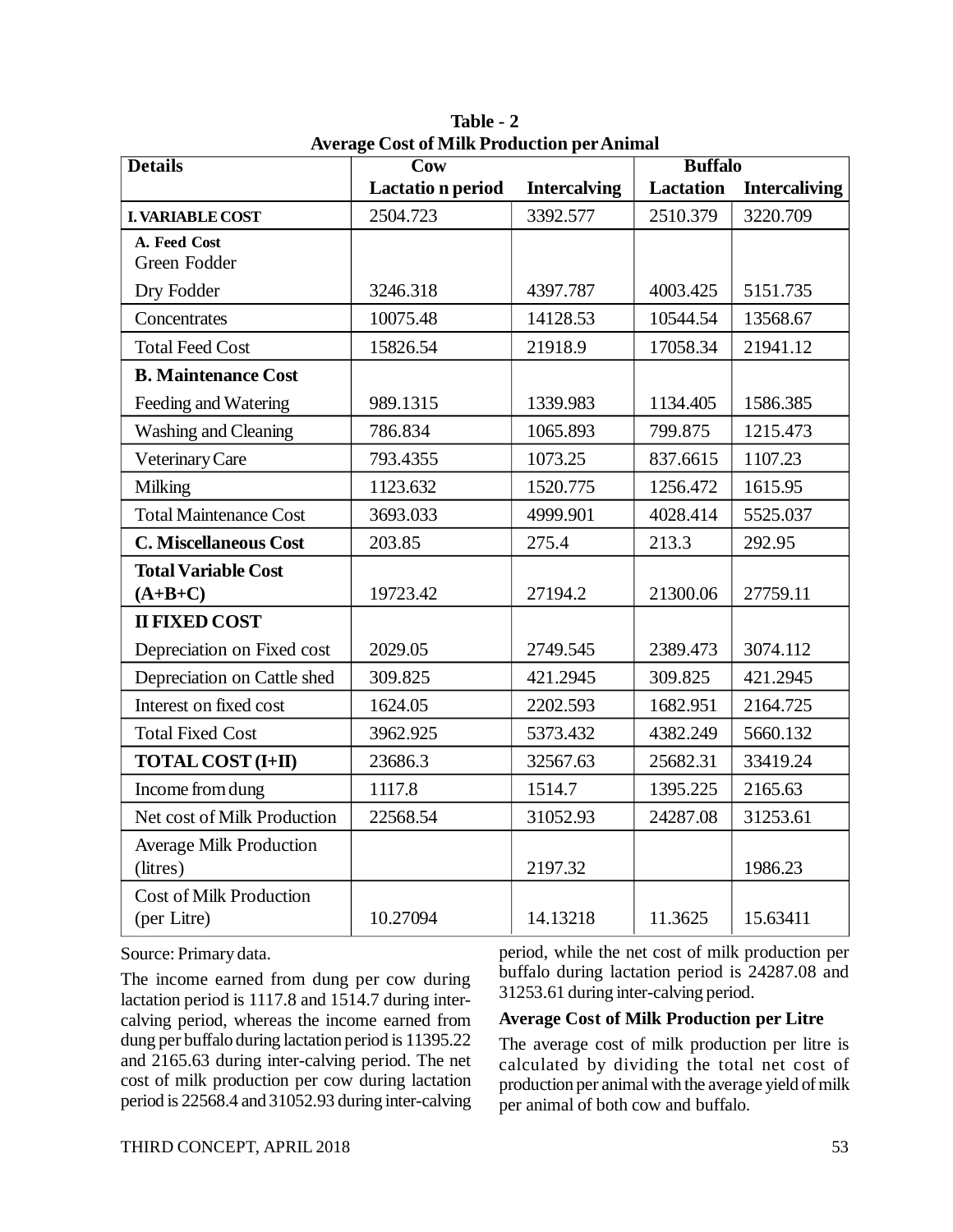**Table - 2**
**Average Cost of Milk Production per Animal**

| Details | Cow | | Buffalo | |
|---|---|---|---|---|
| | Lactatio n period | Intercalving | Lactation | Intercaliving |
| **I. VARIABLE COST** | 2504.723 | 3392.577 | 2510.379 | 3220.709 |
| **A. Feed Cost** Green Fodder | | | | |
| Dry Fodder | 3246.318 | 4397.787 | 4003.425 | 5151.735 |
| Concentrates | 10075.48 | 14128.53 | 10544.54 | 13568.67 |
| Total Feed Cost | 15826.54 | 21918.9 | 17058.34 | 21941.12 |
| **B. Maintenance Cost** | | | | |
| Feeding and Watering | 989.1315 | 1339.983 | 1134.405 | 1586.385 |
| Washing and Cleaning | 786.834 | 1065.893 | 799.875 | 1215.473 |
| Veterinary Care | 793.4355 | 1073.25 | 837.6615 | 1107.23 |
| Milking | 1123.632 | 1520.775 | 1256.472 | 1615.95 |
| Total Maintenance Cost | 3693.033 | 4999.901 | 4028.414 | 5525.037 |
| **C. Miscellaneous Cost** | 203.85 | 275.4 | 213.3 | 292.95 |
| **Total Variable Cost (A+B+C)** | 19723.42 | 27194.2 | 21300.06 | 27759.11 |
| **II FIXED COST** | | | | |
| Depreciation on Fixed cost | 2029.05 | 2749.545 | 2389.473 | 3074.112 |
| Depreciation on Cattle shed | 309.825 | 421.2945 | 309.825 | 421.2945 |
| Interest on fixed cost | 1624.05 | 2202.593 | 1682.951 | 2164.725 |
| Total Fixed Cost | 3962.925 | 5373.432 | 4382.249 | 5660.132 |
| **TOTAL COST (I+II)** | 23686.3 | 32567.63 | 25682.31 | 33419.24 |
| Income from dung | 1117.8 | 1514.7 | 1395.225 | 2165.63 |
| Net cost of Milk Production | 22568.54 | 31052.93 | 24287.08 | 31253.61 |
| Average Milk Production (litres) | | 2197.32 | | 1986.23 |
| Cost of Milk Production (per Litre) | 10.27094 | 14.13218 | 11.3625 | 15.63411 |

Source: Primary data.

The income earned from dung per cow during lactation period is 1117.8 and 1514.7 during inter-calving period, whereas the income earned from dung per buffalo during lactation period is 11395.22 and 2165.63 during inter-calving period. The net cost of milk production per cow during lactation period is 22568.4 and 31052.93 during inter-calving period, while the net cost of milk production per buffalo during lactation period is 24287.08 and 31253.61 during inter-calving period.

**Average Cost of Milk Production per Litre**

The average cost of milk production per litre is calculated by dividing the total net cost of production per animal with the average yield of milk per animal of both cow and buffalo.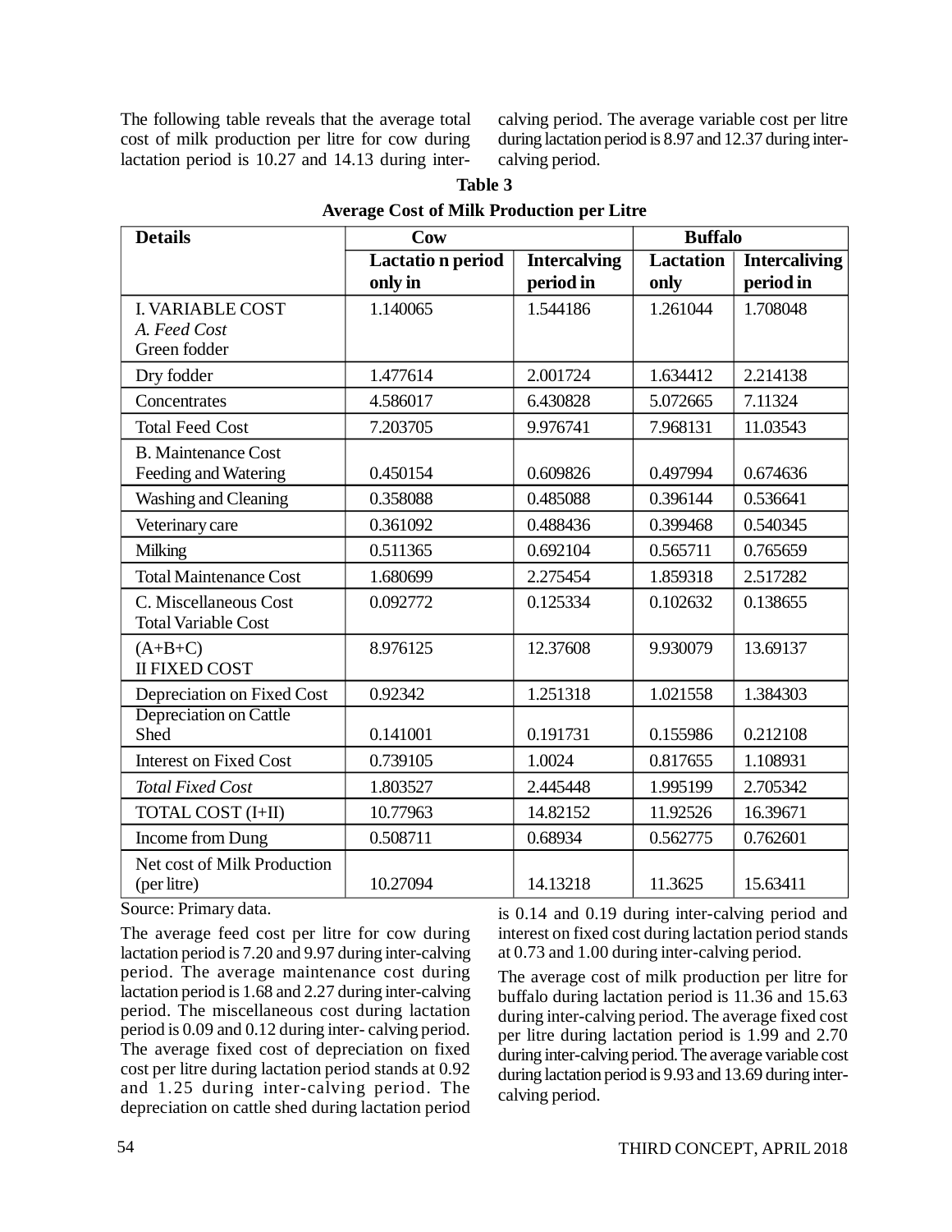The following table reveals that the average total cost of milk production per litre for cow during lactation period is 10.27 and 14.13 during inter-calving period. The average variable cost per litre during lactation period is 8.97 and 12.37 during inter-calving period.

**Table 3**

**Average Cost of Milk Production per Litre**

| Details | Cow | | Buffalo | |
|---|---|---|---|---|
| | Lactatio n period only in | Intercalving period in | Lactation only | Intercaliving period in |
| I. VARIABLE COST *A. Feed Cost* Green fodder | 1.140065 | 1.544186 | 1.261044 | 1.708048 |
| Dry fodder | 1.477614 | 2.001724 | 1.634412 | 2.214138 |
| Concentrates | 4.586017 | 6.430828 | 5.072665 | 7.11324 |
| Total Feed Cost | 7.203705 | 9.976741 | 7.968131 | 11.03543 |
| B. Maintenance Cost Feeding and Watering | 0.450154 | 0.609826 | 0.497994 | 0.674636 |
| Washing and Cleaning | 0.358088 | 0.485088 | 0.396144 | 0.536641 |
| Veterinary care | 0.361092 | 0.488436 | 0.399468 | 0.540345 |
| Milking | 0.511365 | 0.692104 | 0.565711 | 0.765659 |
| Total Maintenance Cost | 1.680699 | 2.275454 | 1.859318 | 2.517282 |
| C. Miscellaneous Cost Total Variable Cost | 0.092772 | 0.125334 | 0.102632 | 0.138655 |
| (A+B+C) II FIXED COST | 8.976125 | 12.37608 | 9.930079 | 13.69137 |
| Depreciation on Fixed Cost | 0.92342 | 1.251318 | 1.021558 | 1.384303 |
| Depreciation on Cattle Shed | 0.141001 | 0.191731 | 0.155986 | 0.212108 |
| Interest on Fixed Cost | 0.739105 | 1.0024 | 0.817655 | 1.108931 |
| *Total Fixed Cost* | 1.803527 | 2.445448 | 1.995199 | 2.705342 |
| TOTAL COST (I+II) | 10.77963 | 14.82152 | 11.92526 | 16.39671 |
| Income from Dung | 0.508711 | 0.68934 | 0.562775 | 0.762601 |
| Net cost of Milk Production (per litre) | 10.27094 | 14.13218 | 11.3625 | 15.63411 |

Source: Primary data.

The average feed cost per litre for cow during lactation period is 7.20 and 9.97 during inter-calving period. The average maintenance cost during lactation period is 1.68 and 2.27 during inter-calving period. The miscellaneous cost during lactation period is 0.09 and 0.12 during inter- calving period. The average fixed cost of depreciation on fixed cost per litre during lactation period stands at 0.92 and 1.25 during inter-calving period. The depreciation on cattle shed during lactation period is 0.14 and 0.19 during inter-calving period and interest on fixed cost during lactation period stands at 0.73 and 1.00 during inter-calving period.

The average cost of milk production per litre for buffalo during lactation period is 11.36 and 15.63 during inter-calving period. The average fixed cost per litre during lactation period is 1.99 and 2.70 during inter-calving period. The average variable cost during lactation period is 9.93 and 13.69 during inter-calving period.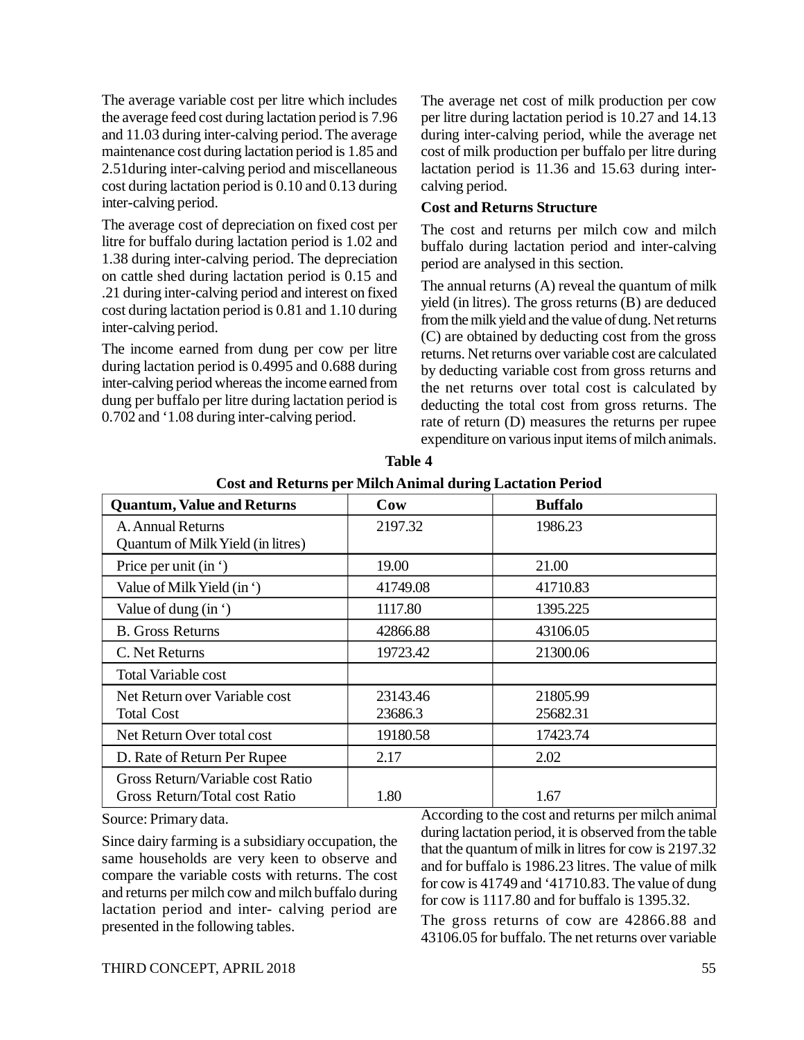The average variable cost per litre which includes the average feed cost during lactation period is 7.96 and 11.03 during inter-calving period. The average maintenance cost during lactation period is 1.85 and 2.51during inter-calving period and miscellaneous cost during lactation period is 0.10 and 0.13 during inter-calving period.

The average cost of depreciation on fixed cost per litre for buffalo during lactation period is 1.02 and 1.38 during inter-calving period. The depreciation on cattle shed during lactation period is 0.15 and .21 during inter-calving period and interest on fixed cost during lactation period is 0.81 and 1.10 during inter-calving period.

The income earned from dung per cow per litre during lactation period is 0.4995 and 0.688 during inter-calving period whereas the income earned from dung per buffalo per litre during lactation period is 0.702 and '1.08 during inter-calving period.

The average net cost of milk production per cow per litre during lactation period is 10.27 and 14.13 during inter-calving period, while the average net cost of milk production per buffalo per litre during lactation period is 11.36 and 15.63 during inter-calving period.

**Cost and Returns Structure**

The cost and returns per milch cow and milch buffalo during lactation period and inter-calving period are analysed in this section.

The annual returns (A) reveal the quantum of milk yield (in litres). The gross returns (B) are deduced from the milk yield and the value of dung. Net returns (C) are obtained by deducting cost from the gross returns. Net returns over variable cost are calculated by deducting variable cost from gross returns and the net returns over total cost is calculated by deducting the total cost from gross returns. The rate of return (D) measures the returns per rupee expenditure on various input items of milch animals.

**Table 4**

**Cost and Returns per Milch Animal during Lactation Period**

| Quantum, Value and Returns | Cow | Buffalo |
|---|---|---|
| A. Annual Returns<br>Quantum of Milk Yield (in litres) | 2197.32 | 1986.23 |
| Price per unit (in ') | 19.00 | 21.00 |
| Value of Milk Yield (in ') | 41749.08 | 41710.83 |
| Value of dung (in ') | 1117.80 | 1395.225 |
| B. Gross Returns | 42866.88 | 43106.05 |
| C. Net Returns | 19723.42 | 21300.06 |
| Total Variable cost | | |
| Net Return over Variable cost<br>Total Cost | 23143.46<br>23686.3 | 21805.99<br>25682.31 |
| Net Return Over total cost | 19180.58 | 17423.74 |
| D. Rate of Return Per Rupee | 2.17 | 2.02 |
| Gross Return/Variable cost Ratio<br>Gross Return/Total cost Ratio | 1.80 | 1.67 |

Source: Primary data.

Since dairy farming is a subsidiary occupation, the same households are very keen to observe and compare the variable costs with returns. The cost and returns per milch cow and milch buffalo during lactation period and inter- calving period are presented in the following tables.

According to the cost and returns per milch animal during lactation period, it is observed from the table that the quantum of milk in litres for cow is 2197.32 and for buffalo is 1986.23 litres. The value of milk for cow is 41749 and '41710.83. The value of dung for cow is 1117.80 and for buffalo is 1395.32.

The gross returns of cow are 42866.88 and 43106.05 for buffalo. The net returns over variable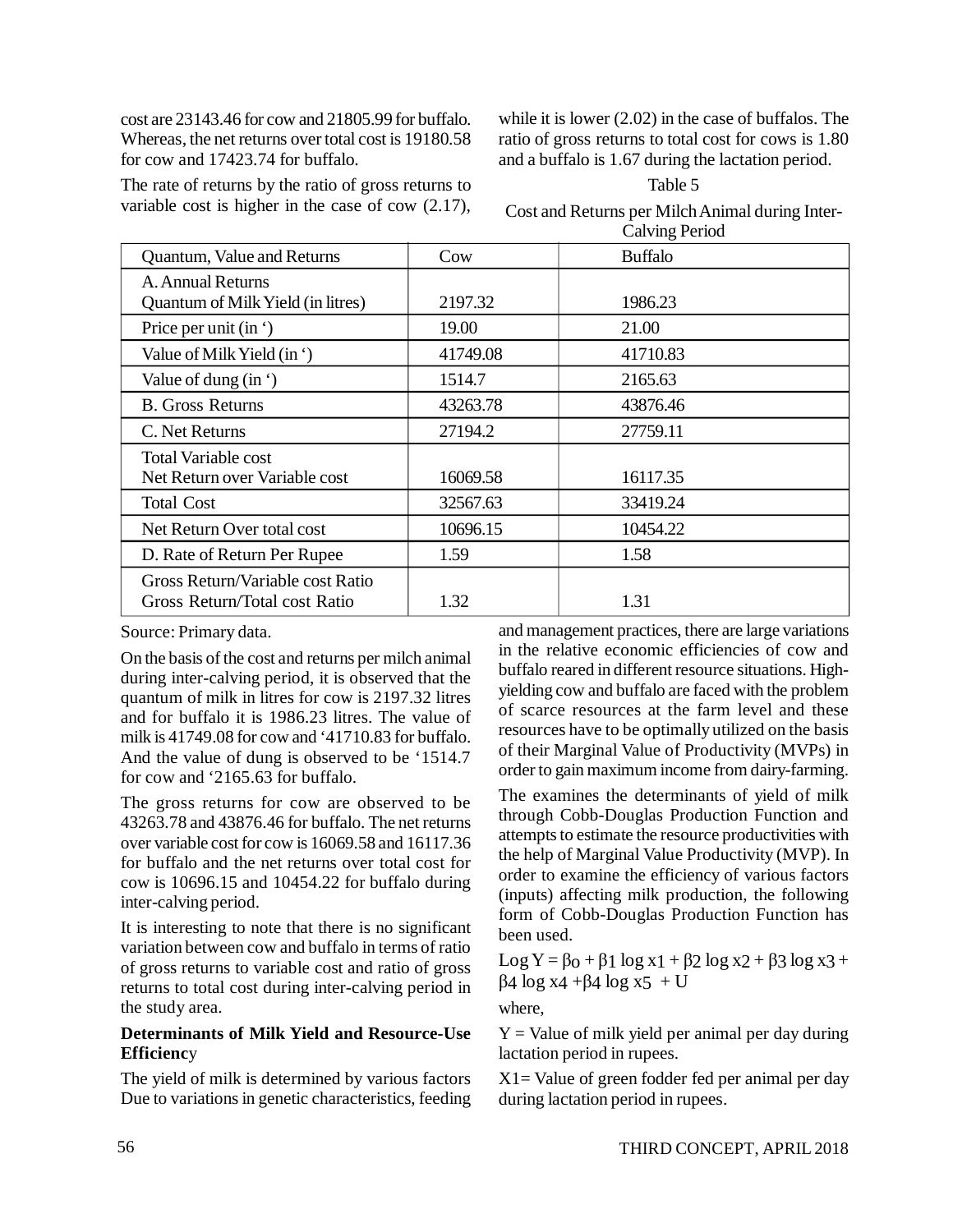cost are 23143.46 for cow and 21805.99 for buffalo. Whereas, the net returns over total cost is 19180.58 for cow and 17423.74 for buffalo.

The rate of returns by the ratio of gross returns to variable cost is higher in the case of cow (2.17), while it is lower (2.02) in the case of buffalos. The ratio of gross returns to total cost for cows is 1.80 and a buffalo is 1.67 during the lactation period.

Table 5

Cost and Returns per Milch Animal during Inter-Calving Period

| Quantum, Value and Returns | Cow | Buffalo |
|---|---|---|
| A. Annual Returns<br>Quantum of Milk Yield (in litres) | 2197.32 | 1986.23 |
| Price per unit (in ‘) | 19.00 | 21.00 |
| Value of Milk Yield (in ‘) | 41749.08 | 41710.83 |
| Value of dung (in ‘) | 1514.7 | 2165.63 |
| B. Gross Returns | 43263.78 | 43876.46 |
| C. Net Returns | 27194.2 | 27759.11 |
| Total Variable cost<br>Net Return over Variable cost | 16069.58 | 16117.35 |
| Total Cost | 32567.63 | 33419.24 |
| Net Return Over total cost | 10696.15 | 10454.22 |
| D. Rate of Return Per Rupee | 1.59 | 1.58 |
| Gross Return/Variable cost Ratio<br>Gross Return/Total cost Ratio | 1.32 | 1.31 |

Source: Primary data.

On the basis of the cost and returns per milch animal during inter-calving period, it is observed that the quantum of milk in litres for cow is 2197.32 litres and for buffalo it is 1986.23 litres. The value of milk is 41749.08 for cow and ‘41710.83 for buffalo. And the value of dung is observed to be ‘1514.7 for cow and ‘2165.63 for buffalo.

The gross returns for cow are observed to be 43263.78 and 43876.46 for buffalo. The net returns over variable cost for cow is 16069.58 and 16117.36 for buffalo and the net returns over total cost for cow is 10696.15 and 10454.22 for buffalo during inter-calving period.

It is interesting to note that there is no significant variation between cow and buffalo in terms of ratio of gross returns to variable cost and ratio of gross returns to total cost during inter-calving period in the study area.

**Determinants of Milk Yield and Resource-Use Efficiency**

The yield of milk is determined by various factors Due to variations in genetic characteristics, feeding and management practices, there are large variations in the relative economic efficiencies of cow and buffalo reared in different resource situations. High-yielding cow and buffalo are faced with the problem of scarce resources at the farm level and these resources have to be optimally utilized on the basis of their Marginal Value of Productivity (MVPs) in order to gain maximum income from dairy-farming.

The examines the determinants of yield of milk through Cobb-Douglas Production Function and attempts to estimate the resource productivities with the help of Marginal Value Productivity (MVP). In order to examine the efficiency of various factors (inputs) affecting milk production, the following form of Cobb-Douglas Production Function has been used.

$$\text{Log } Y = \beta_0 + \beta_1 \log x_1 + \beta_2 \log x_2 + \beta_3 \log x_3 + \beta_4 \log x_4 + \beta_4 \log x_5 + U$$

where,

Y = Value of milk yield per animal per day during lactation period in rupees.

$X_1$ = Value of green fodder fed per animal per day during lactation period in rupees.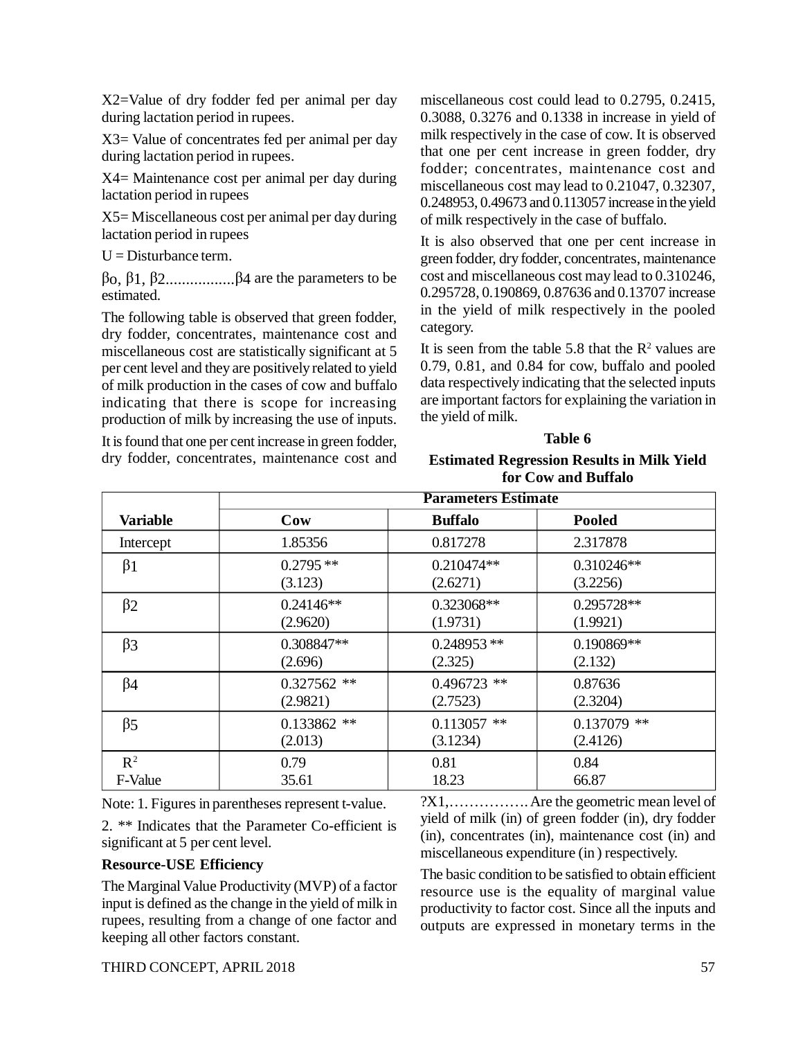$X_2$=Value of dry fodder fed per animal per day during lactation period in rupees.

$X_3$= Value of concentrates fed per animal per day during lactation period in rupees.

$X_4$= Maintenance cost per animal per day during lactation period in rupees

$X_5$= Miscellaneous cost per animal per day during lactation period in rupees

U = Disturbance term.

$\beta_0$, $\beta_1$, $\beta_2$.................$\beta_4$ are the parameters to be estimated.

The following table is observed that green fodder, dry fodder, concentrates, maintenance cost and miscellaneous cost are statistically significant at 5 per cent level and they are positively related to yield of milk production in the cases of cow and buffalo indicating that there is scope for increasing production of milk by increasing the use of inputs.

It is found that one per cent increase in green fodder, dry fodder, concentrates, maintenance cost and miscellaneous cost could lead to 0.2795, 0.2415, 0.3088, 0.3276 and 0.1338 in increase in yield of milk respectively in the case of cow. It is observed that one per cent increase in green fodder, dry fodder; concentrates, maintenance cost and miscellaneous cost may lead to 0.21047, 0.32307, 0.248953, 0.49673 and 0.113057 increase in the yield of milk respectively in the case of buffalo.

It is also observed that one per cent increase in green fodder, dry fodder, concentrates, maintenance cost and miscellaneous cost may lead to 0.310246, 0.295728, 0.190869, 0.87636 and 0.13707 increase in the yield of milk respectively in the pooled category.

It is seen from the table 5.8 that the $R^2$ values are 0.79, 0.81, and 0.84 for cow, buffalo and pooled data respectively indicating that the selected inputs are important factors for explaining the variation in the yield of milk.

**Table 6**

**Estimated Regression Results in Milk Yield for Cow and Buffalo**

| Variable | Parameters Estimate | | |
|---|---|---|---|
| | **Cow** | **Buffalo** | **Pooled** |
| Intercept | 1.85356 | 0.817278 | 2.317878 |
| $\beta_1$ | 0.2795 ** (3.123) | 0.210474** (2.6271) | 0.310246** (3.2256) |
| $\beta_2$ | 0.24146** (2.9620) | 0.323068** (1.9731) | 0.295728** (1.9921) |
| $\beta_3$ | 0.308847** (2.696) | 0.248953 ** (2.325) | 0.190869** (2.132) |
| $\beta_4$ | 0.327562 ** (2.9821) | 0.496723 ** (2.7523) | 0.87636 (2.3204) |
| $\beta_5$ | 0.133862 ** (2.013) | 0.113057 ** (3.1234) | 0.137079 ** (2.4126) |
| $R^2$ F-Value | 0.79 35.61 | 0.81 18.23 | 0.84 66.87 |

Note: 1. Figures in parentheses represent t-value.

2. ** Indicates that the Parameter Co-efficient is significant at 5 per cent level.

?X1,……………. Are the geometric mean level of yield of milk (in) of green fodder (in), dry fodder (in), concentrates (in), maintenance cost (in) and miscellaneous expenditure (in ) respectively.

### Resource-USE Efficiency

The Marginal Value Productivity (MVP) of a factor input is defined as the change in the yield of milk in rupees, resulting from a change of one factor and keeping all other factors constant.

The basic condition to be satisfied to obtain efficient resource use is the equality of marginal value productivity to factor cost. Since all the inputs and outputs are expressed in monetary terms in the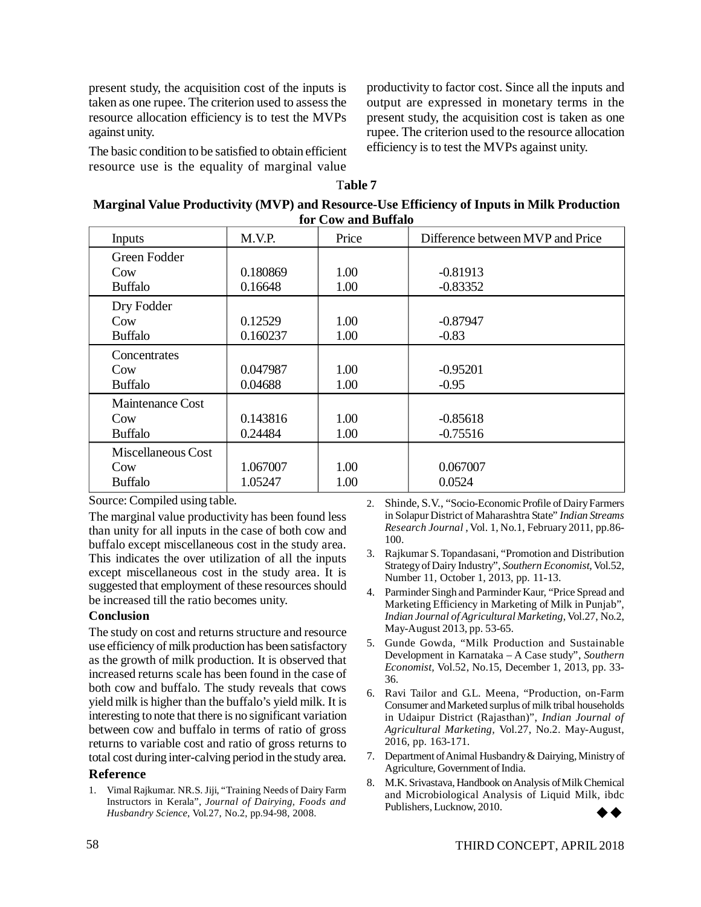present study, the acquisition cost of the inputs is taken as one rupee. The criterion used to assess the resource allocation efficiency is to test the MVPs against unity.

The basic condition to be satisfied to obtain efficient resource use is the equality of marginal value productivity to factor cost. Since all the inputs and output are expressed in monetary terms in the present study, the acquisition cost is taken as one rupee. The criterion used to the resource allocation efficiency is to test the MVPs against unity.

**Table 7**

**Marginal Value Productivity (MVP) and Resource-Use Efficiency of Inputs in Milk Production for Cow and Buffalo**

| Inputs | M.V.P. | Price | Difference between MVP and Price |
|---|---|---|---|
| Green Fodder | | | |
| Cow | 0.180869 | 1.00 | -0.81913 |
| Buffalo | 0.16648 | 1.00 | -0.83352 |
| Dry Fodder | | | |
| Cow | 0.12529 | 1.00 | -0.87947 |
| Buffalo | 0.160237 | 1.00 | -0.83 |
| Concentrates | | | |
| Cow | 0.047987 | 1.00 | -0.95201 |
| Buffalo | 0.04688 | 1.00 | -0.95 |
| Maintenance Cost | | | |
| Cow | 0.143816 | 1.00 | -0.85618 |
| Buffalo | 0.24484 | 1.00 | -0.75516 |
| Miscellaneous Cost | | | |
| Cow | 1.067007 | 1.00 | 0.067007 |
| Buffalo | 1.05247 | 1.00 | 0.0524 |

Source: Compiled using table.

The marginal value productivity has been found less than unity for all inputs in the case of both cow and buffalo except miscellaneous cost in the study area. This indicates the over utilization of all the inputs except miscellaneous cost in the study area. It is suggested that employment of these resources should be increased till the ratio becomes unity.

### Conclusion

The study on cost and returns structure and resource use efficiency of milk production has been satisfactory as the growth of milk production. It is observed that increased returns scale has been found in the case of both cow and buffalo. The study reveals that cows yield milk is higher than the buffalo's yield milk. It is interesting to note that there is no significant variation between cow and buffalo in terms of ratio of gross returns to variable cost and ratio of gross returns to total cost during inter-calving period in the study area.

### Reference

1. Vimal Rajkumar. NR.S. Jiji, "Training Needs of Dairy Farm Instructors in Kerala", *Journal of Dairying, Foods and Husbandry Science*, Vol.27, No.2, pp.94-98, 2008.
2. Shinde, S.V., "Socio-Economic Profile of Dairy Farmers in Solapur District of Maharashtra State" *Indian Streams Research Journal* , Vol. 1, No.1, February 2011, pp.86-100.
3. Rajkumar S. Topandasani, "Promotion and Distribution Strategy of Dairy Industry", *Southern Economist*, Vol.52, Number 11, October 1, 2013, pp. 11-13.
4. Parminder Singh and Parminder Kaur, "Price Spread and Marketing Efficiency in Marketing of Milk in Punjab", *Indian Journal of Agricultural Marketing*, Vol.27, No.2, May-August 2013, pp. 53-65.
5. Gunde Gowda, "Milk Production and Sustainable Development in Karnataka – A Case study", *Southern Economist*, Vol.52, No.15, December 1, 2013, pp. 33-36.
6. Ravi Tailor and G.L. Meena, "Production, on-Farm Consumer and Marketed surplus of milk tribal households in Udaipur District (Rajasthan)", *Indian Journal of Agricultural Marketing*, Vol.27, No.2. May-August, 2016, pp. 163-171.
7. Department of Animal Husbandry & Dairying, Ministry of Agriculture, Government of India.
8. M.K. Srivastava, Handbook on Analysis of Milk Chemical and Microbiological Analysis of Liquid Milk, ibdc Publishers, Lucknow, 2010.

◆◆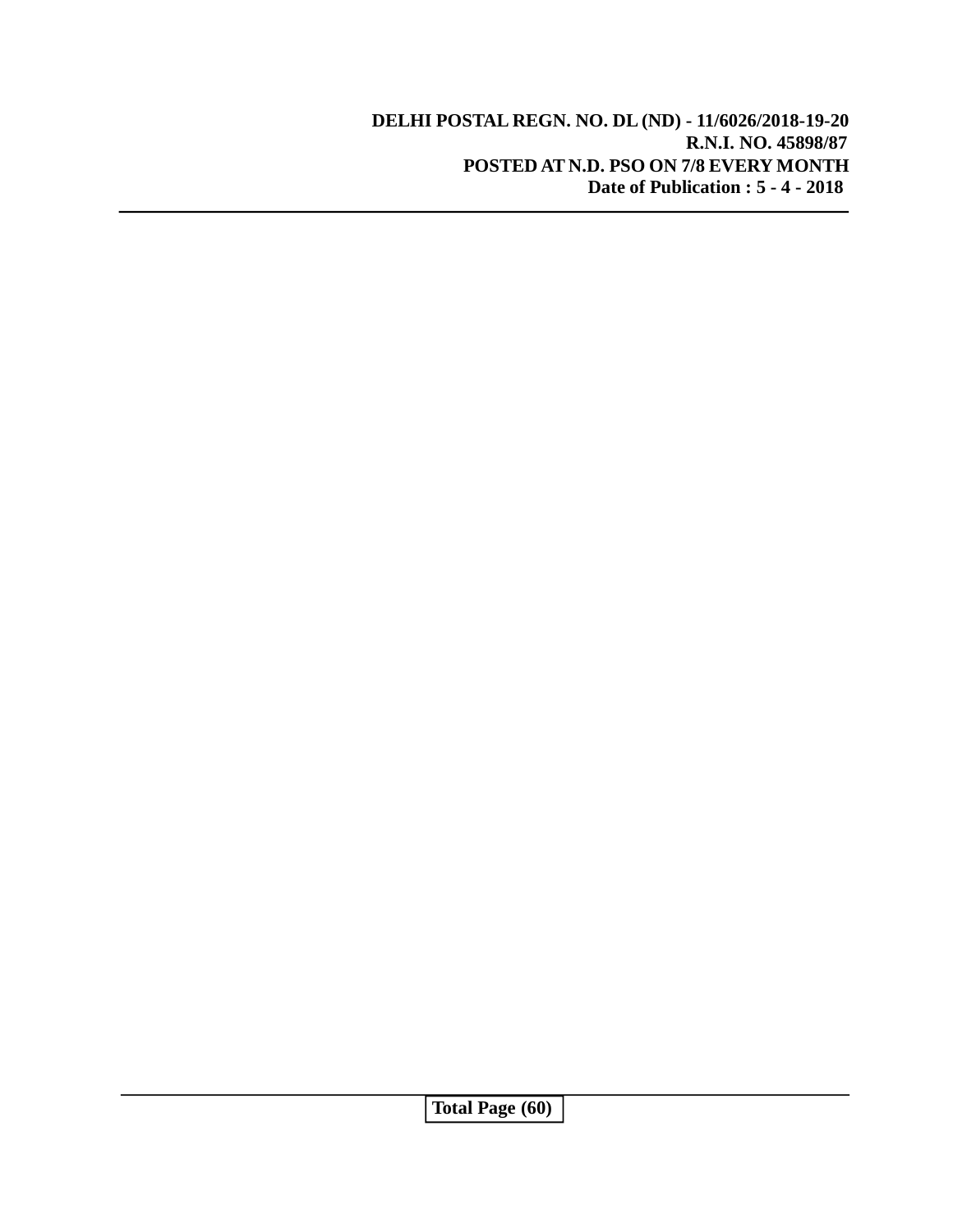**DELHI POSTAL REGN. NO. DL (ND) - 11/6026/2018-19-20**
**R.N.I. NO. 45898/87**
**POSTED AT N.D. PSO ON 7/8 EVERY MONTH**
**Date of Publication : 5 - 4 - 2018**

---

**Total Page (60)**